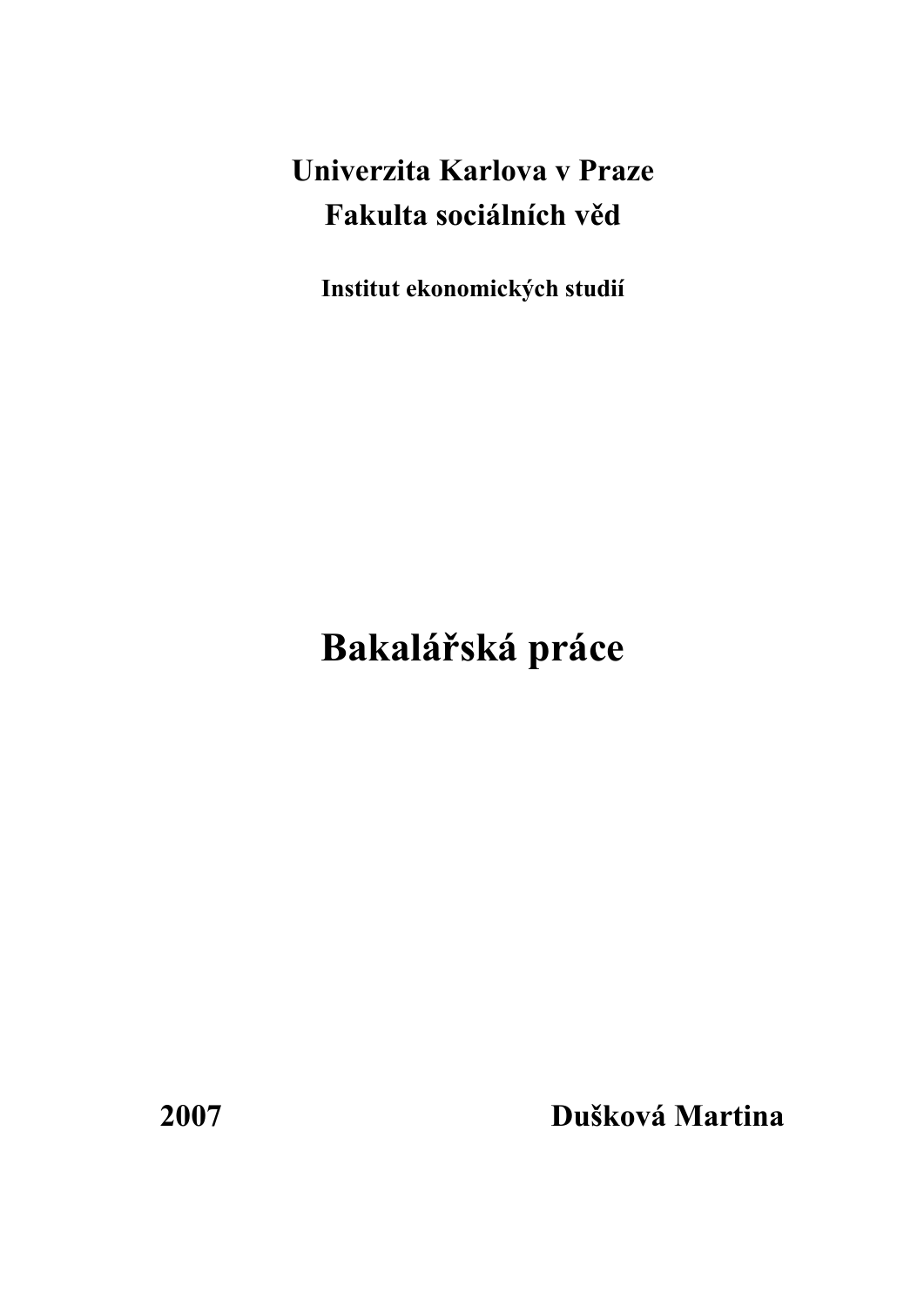**Univerzita Karlova v Praze**
**Fakulta sociálních věd**

**Institut ekonomických studií**

# Bakalářská práce

**2007** **Dušková Martina**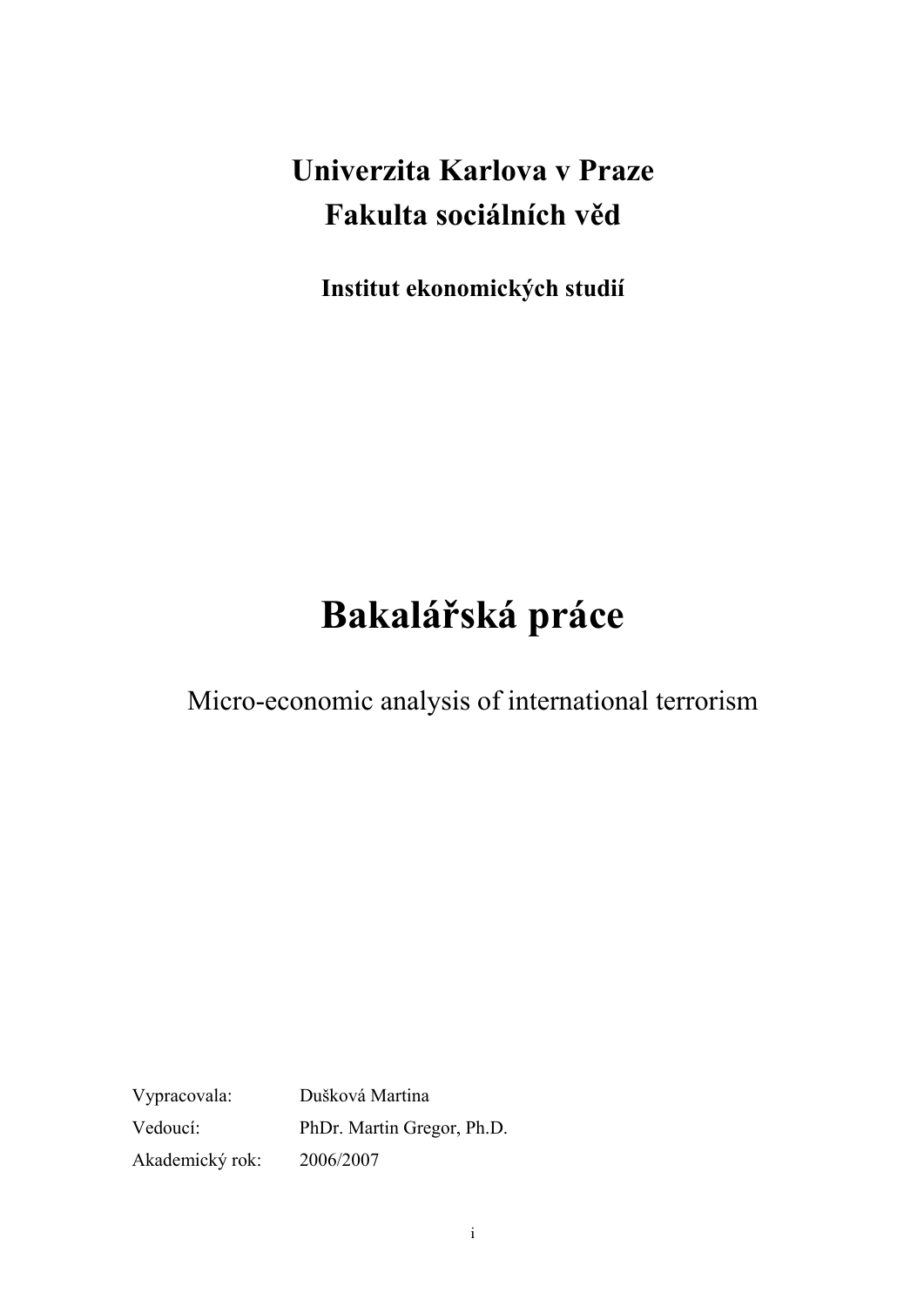# Univerzita Karlova v Praze
# Fakulta sociálních věd

### Institut ekonomických studií

# Bakalářská práce

Micro-economic analysis of international terrorism

| | |
|---|---|
| Vypracovala: | Dušková Martina |
| Vedoucí: | PhDr. Martin Gregor, Ph.D. |
| Akademický rok: | 2006/2007 |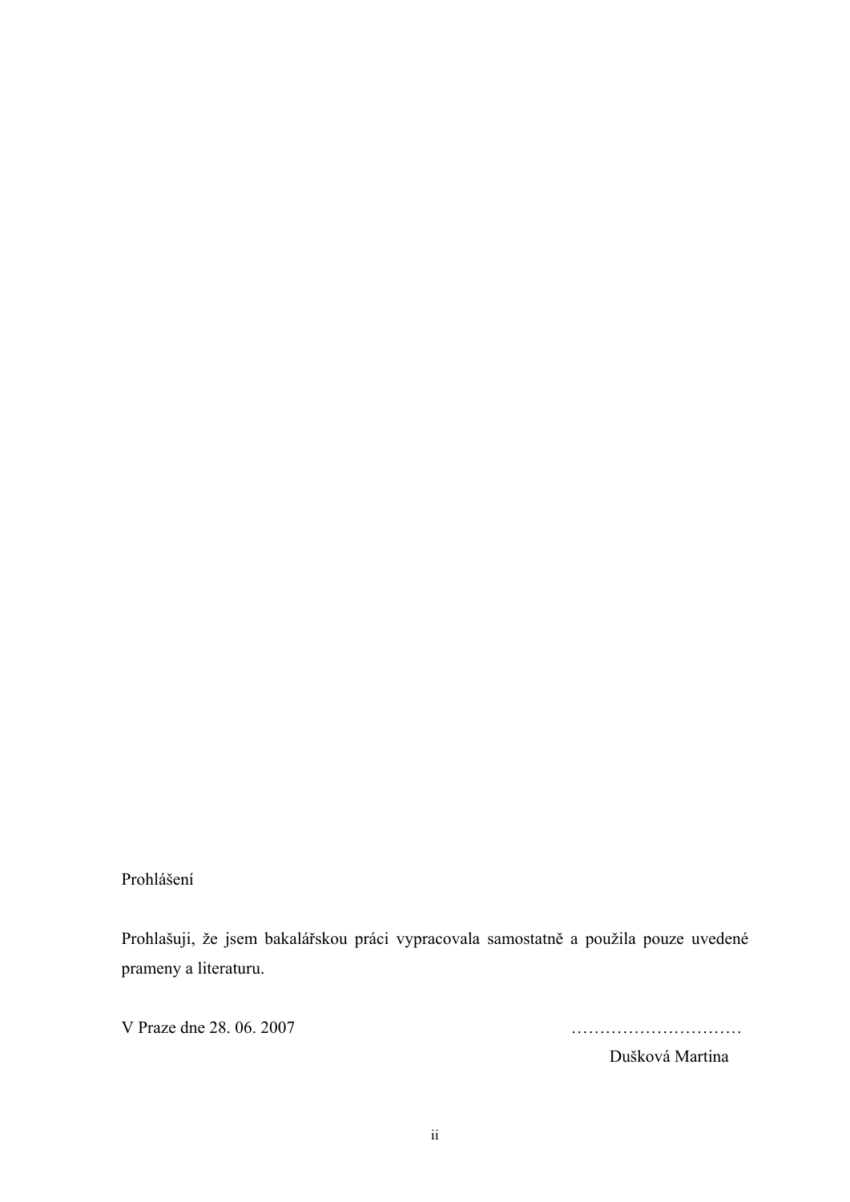Prohlášení

Prohlašuji, že jsem bakalářskou práci vypracovala samostatně a použila pouze uvedené prameny a literaturu.

V Praze dne 28. 06. 2007

…………………………

Dušková Martina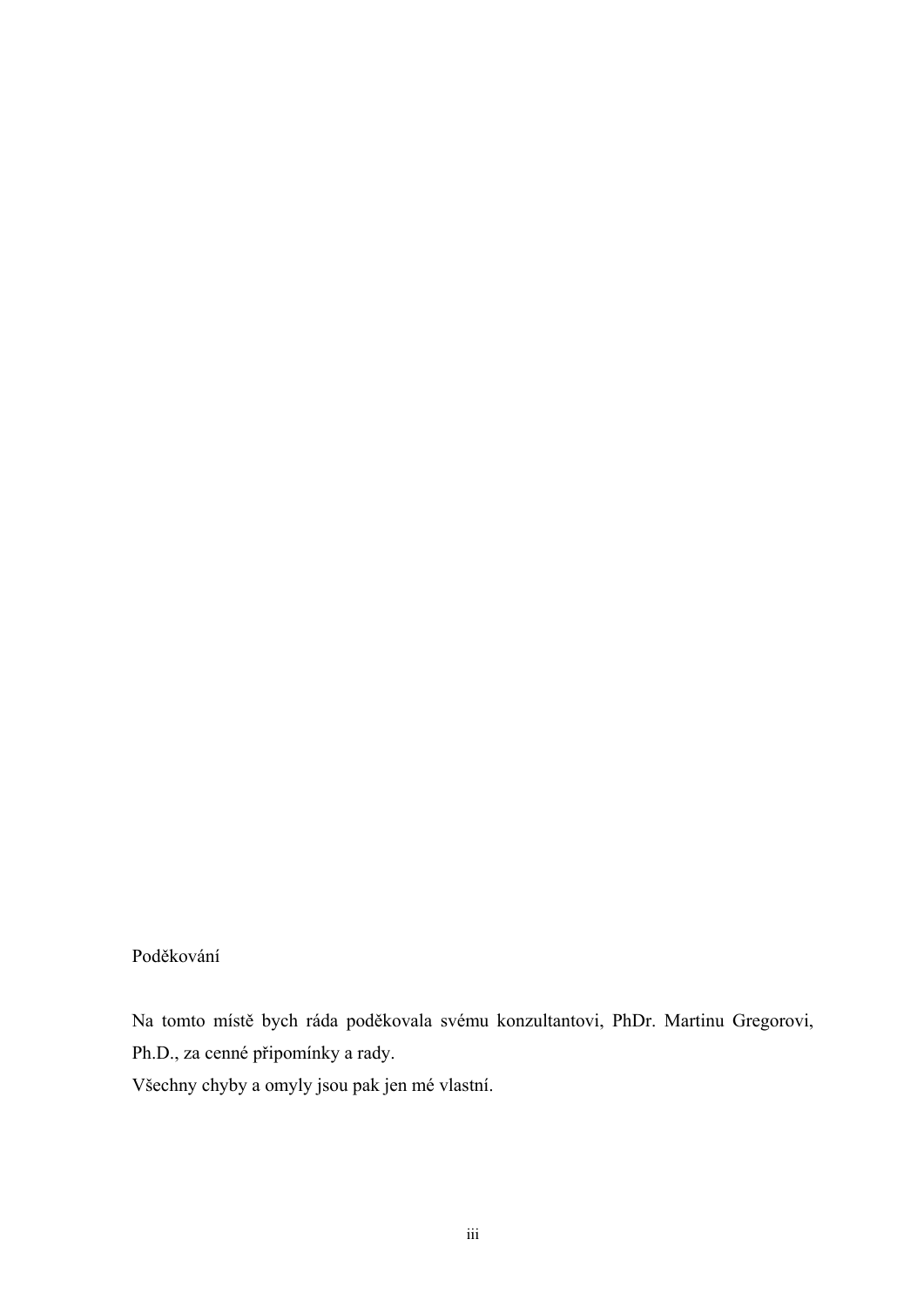Poděkování

Na tomto místě bych ráda poděkovala svému konzultantovi, PhDr. Martinu Gregorovi, Ph.D., za cenné připomínky a rady.
Všechny chyby a omyly jsou pak jen mé vlastní.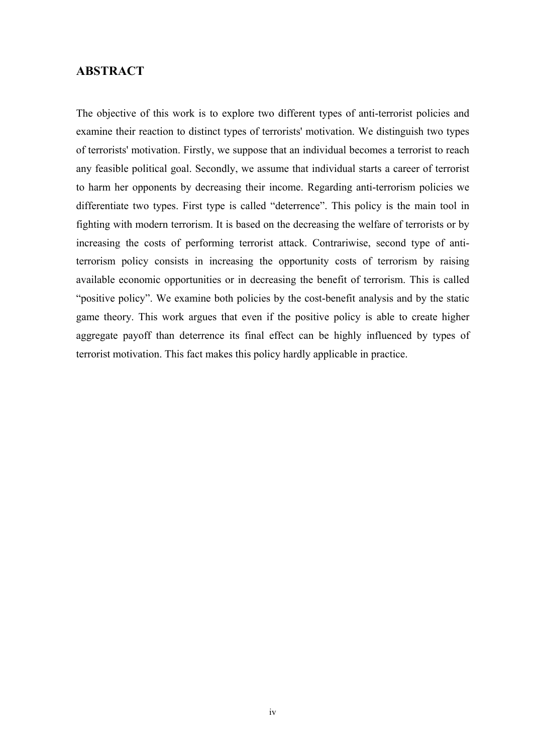## ABSTRACT

The objective of this work is to explore two different types of anti-terrorist policies and examine their reaction to distinct types of terrorists' motivation. We distinguish two types of terrorists' motivation. Firstly, we suppose that an individual becomes a terrorist to reach any feasible political goal. Secondly, we assume that individual starts a career of terrorist to harm her opponents by decreasing their income. Regarding anti-terrorism policies we differentiate two types. First type is called "deterrence". This policy is the main tool in fighting with modern terrorism. It is based on the decreasing the welfare of terrorists or by increasing the costs of performing terrorist attack. Contrariwise, second type of anti-terrorism policy consists in increasing the opportunity costs of terrorism by raising available economic opportunities or in decreasing the benefit of terrorism. This is called "positive policy". We examine both policies by the cost-benefit analysis and by the static game theory. This work argues that even if the positive policy is able to create higher aggregate payoff than deterrence its final effect can be highly influenced by types of terrorist motivation. This fact makes this policy hardly applicable in practice.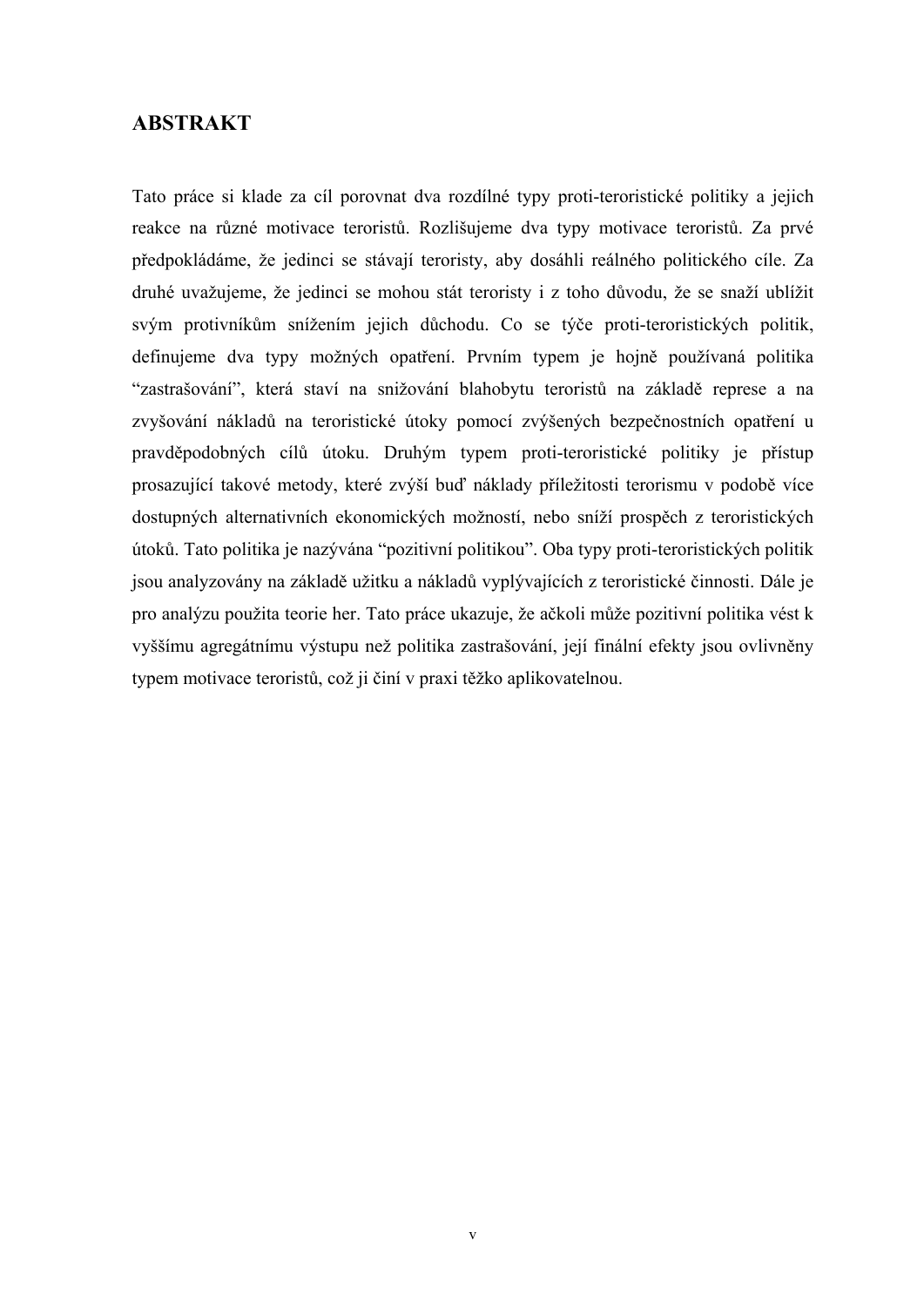# ABSTRAKT

Tato práce si klade za cíl porovnat dva rozdílné typy proti-teroristické politiky a jejich reakce na různé motivace teroristů. Rozlišujeme dva typy motivace teroristů. Za prvé předpokládáme, že jedinci se stávají teroristy, aby dosáhli reálného politického cíle. Za druhé uvažujeme, že jedinci se mohou stát teroristy i z toho důvodu, že se snaží ublížit svým protivníkům snížením jejich důchodu. Co se týče proti-teroristických politik, definujeme dva typy možných opatření. Prvním typem je hojně používaná politika "zastrašování", která staví na snižování blahobytu teroristů na základě represe a na zvyšování nákladů na teroristické útoky pomocí zvýšených bezpečnostních opatření u pravděpodobných cílů útoku. Druhým typem proti-teroristické politiky je přístup prosazující takové metody, které zvýší buď náklady příležitosti terorismu v podobě více dostupných alternativních ekonomických možností, nebo sníží prospěch z teroristických útoků. Tato politika je nazývána "pozitivní politikou". Oba typy proti-teroristických politik jsou analyzovány na základě užitku a nákladů vyplývajících z teroristické činnosti. Dále je pro analýzu použita teorie her. Tato práce ukazuje, že ačkoli může pozitivní politika vést k vyššímu agregátnímu výstupu než politika zastrašování, její finální efekty jsou ovlivněny typem motivace teroristů, což ji činí v praxi těžko aplikovatelnou.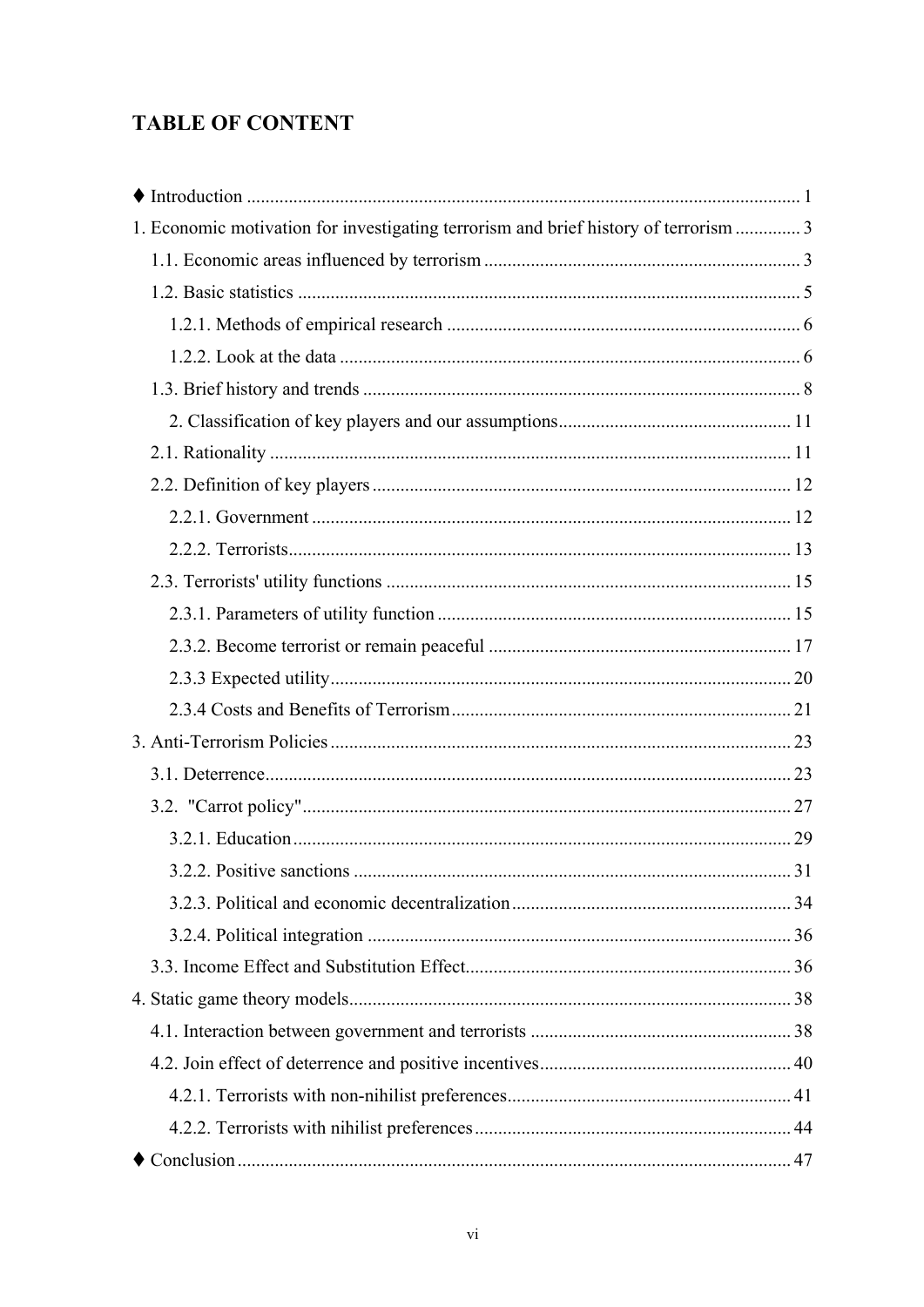# TABLE OF CONTENT

♦ Introduction ..................................................................................................................... 1

1. Economic motivation for investigating terrorism and brief history of terrorism ............. 3

   1.1. Economic areas influenced by terrorism ................................................................... 3

   1.2. Basic statistics .......................................................................................................... 5

      1.2.1. Methods of empirical research ........................................................................... 6

      1.2.2. Look at the data ................................................................................................. 6

   1.3. Brief history and trends ............................................................................................ 8

      2. Classification of key players and our assumptions................................................. 11

   2.1. Rationality .............................................................................................................. 11

   2.2. Definition of key players ......................................................................................... 12

      2.2.1. Government ...................................................................................................... 12

      2.2.2. Terrorists.......................................................................................................... 13

   2.3. Terrorists' utility functions ...................................................................................... 15

      2.3.1. Parameters of utility function ........................................................................... 15

      2.3.2. Become terrorist or remain peaceful ................................................................ 17

      2.3.3 Expected utility.................................................................................................. 20

      2.3.4 Costs and Benefits of Terrorism........................................................................ 21

3. Anti-Terrorism Policies ................................................................................................. 23

   3.1. Deterrence............................................................................................................... 23

   3.2. "Carrot policy"........................................................................................................ 27

      3.2.1. Education......................................................................................................... 29

      3.2.2. Positive sanctions ............................................................................................ 31

      3.2.3. Political and economic decentralization ........................................................... 34

      3.2.4. Political integration .......................................................................................... 36

   3.3. Income Effect and Substitution Effect..................................................................... 36

4. Static game theory models............................................................................................. 38

   4.1. Interaction between government and terrorists ....................................................... 38

   4.2. Join effect of deterrence and positive incentives...................................................... 40

      4.2.1. Terrorists with non-nihilist preferences............................................................ 41

      4.2.2. Terrorists with nihilist preferences................................................................... 44

♦ Conclusion .................................................................................................................... 47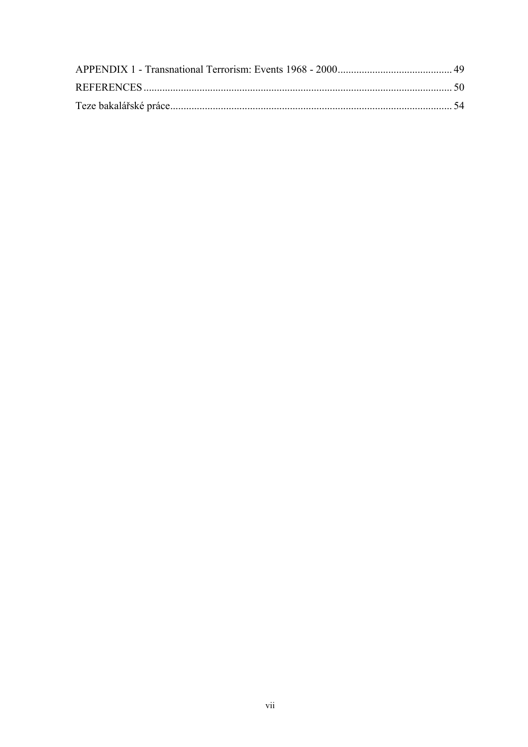APPENDIX 1 - Transnational Terrorism: Events 1968 - 2000 ........................................... 49
REFERENCES ................................................................................................................... 50
Teze bakalářské práce........................................................................................................ 54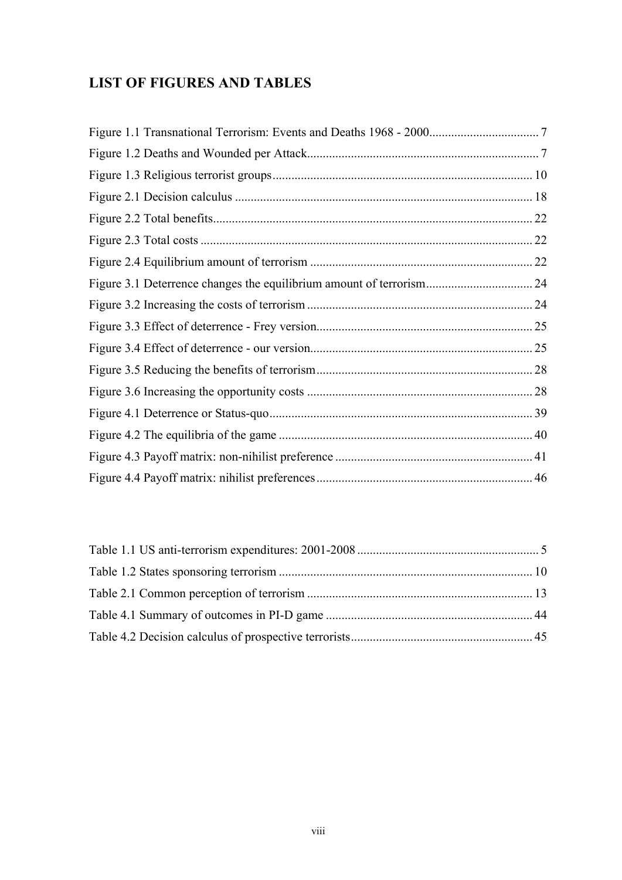# LIST OF FIGURES AND TABLES

Figure 1.1 Transnational Terrorism: Events and Deaths 1968 - 2000 .................................. 7
Figure 1.2 Deaths and Wounded per Attack ........................................................................ 7
Figure 1.3 Religious terrorist groups ................................................................................. 10
Figure 2.1 Decision calculus ............................................................................................. 18
Figure 2.2 Total benefits .................................................................................................... 22
Figure 2.3 Total costs ........................................................................................................ 22
Figure 2.4 Equilibrium amount of terrorism ..................................................................... 22
Figure 3.1 Deterrence changes the equilibrium amount of terrorism ................................. 24
Figure 3.2 Increasing the costs of terrorism ...................................................................... 24
Figure 3.3 Effect of deterrence - Frey version ................................................................... 25
Figure 3.4 Effect of deterrence - our version ..................................................................... 25
Figure 3.5 Reducing the benefits of terrorism ................................................................... 28
Figure 3.6 Increasing the opportunity costs ...................................................................... 28
Figure 4.1 Deterrence or Status-quo .................................................................................. 39
Figure 4.2 The equilibria of the game ............................................................................... 40
Figure 4.3 Payoff matrix: non-nihilist preference .............................................................. 41
Figure 4.4 Payoff matrix: nihilist preferences ................................................................... 46

Table 1.1 US anti-terrorism expenditures: 2001-2008 ......................................................... 5
Table 1.2 States sponsoring terrorism ............................................................................... 10
Table 2.1 Common perception of terrorism ...................................................................... 13
Table 4.1 Summary of outcomes in PI-D game ................................................................. 44
Table 4.2 Decision calculus of prospective terrorists ......................................................... 45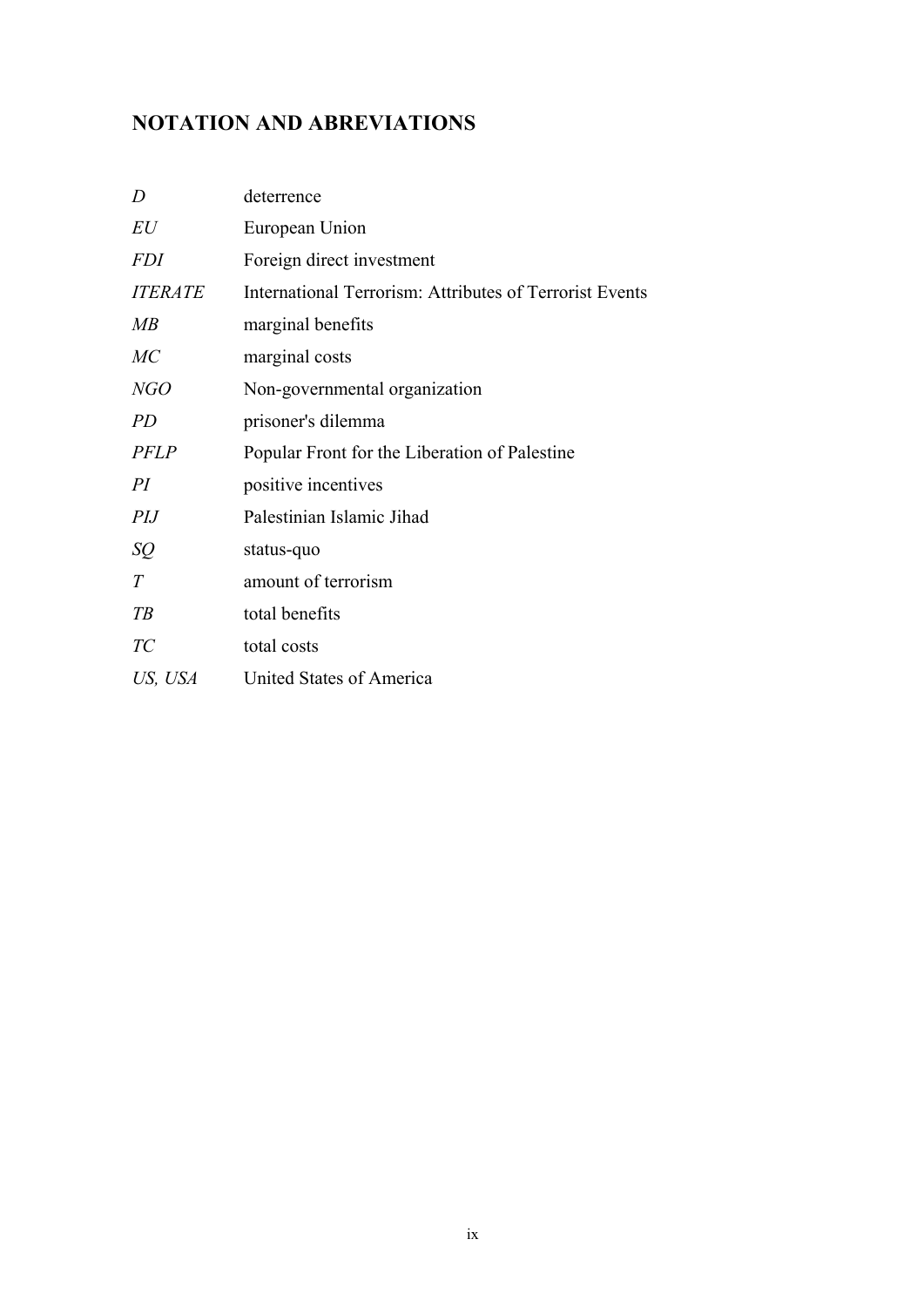## NOTATION AND ABREVIATIONS

| | |
|---|---|
| *D* | deterrence |
| *EU* | European Union |
| *FDI* | Foreign direct investment |
| *ITERATE* | International Terrorism: Attributes of Terrorist Events |
| *MB* | marginal benefits |
| *MC* | marginal costs |
| *NGO* | Non-governmental organization |
| *PD* | prisoner's dilemma |
| *PFLP* | Popular Front for the Liberation of Palestine |
| *PI* | positive incentives |
| *PIJ* | Palestinian Islamic Jihad |
| *SQ* | status-quo |
| *T* | amount of terrorism |
| *TB* | total benefits |
| *TC* | total costs |
| *US, USA* | United States of America |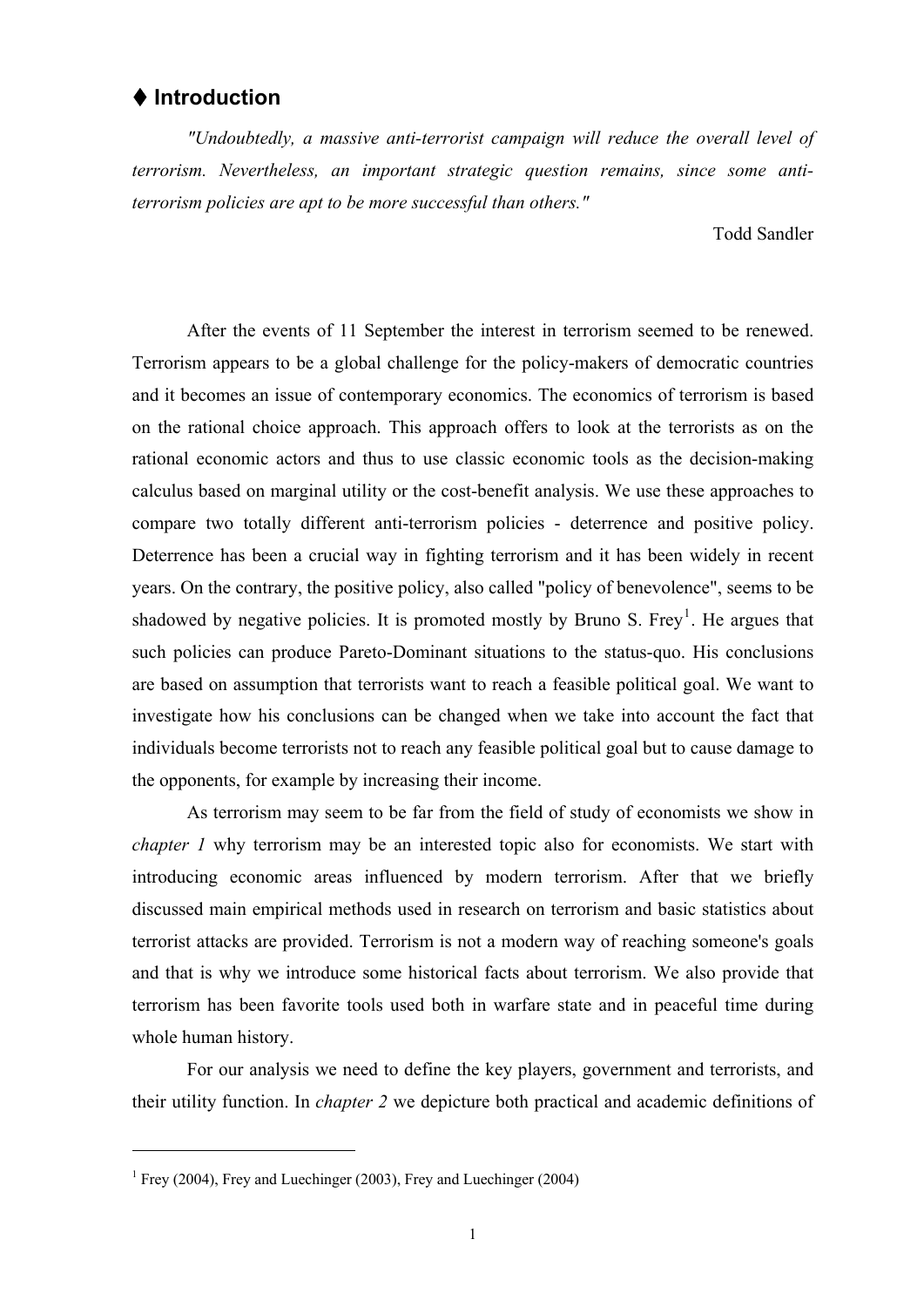## ♦ Introduction

*"Undoubtedly, a massive anti-terrorist campaign will reduce the overall level of terrorism. Nevertheless, an important strategic question remains, since some anti-terrorism policies are apt to be more successful than others."*

Todd Sandler

After the events of 11 September the interest in terrorism seemed to be renewed. Terrorism appears to be a global challenge for the policy-makers of democratic countries and it becomes an issue of contemporary economics. The economics of terrorism is based on the rational choice approach. This approach offers to look at the terrorists as on the rational economic actors and thus to use classic economic tools as the decision-making calculus based on marginal utility or the cost-benefit analysis. We use these approaches to compare two totally different anti-terrorism policies - deterrence and positive policy. Deterrence has been a crucial way in fighting terrorism and it has been widely in recent years. On the contrary, the positive policy, also called "policy of benevolence", seems to be shadowed by negative policies. It is promoted mostly by Bruno S. Frey[1]. He argues that such policies can produce Pareto-Dominant situations to the status-quo. His conclusions are based on assumption that terrorists want to reach a feasible political goal. We want to investigate how his conclusions can be changed when we take into account the fact that individuals become terrorists not to reach any feasible political goal but to cause damage to the opponents, for example by increasing their income.

As terrorism may seem to be far from the field of study of economists we show in *chapter 1* why terrorism may be an interested topic also for economists. We start with introducing economic areas influenced by modern terrorism. After that we briefly discussed main empirical methods used in research on terrorism and basic statistics about terrorist attacks are provided. Terrorism is not a modern way of reaching someone's goals and that is why we introduce some historical facts about terrorism. We also provide that terrorism has been favorite tools used both in warfare state and in peaceful time during whole human history.

For our analysis we need to define the key players, government and terrorists, and their utility function. In *chapter 2* we depicture both practical and academic definitions of

[1] Frey (2004), Frey and Luechinger (2003), Frey and Luechinger (2004)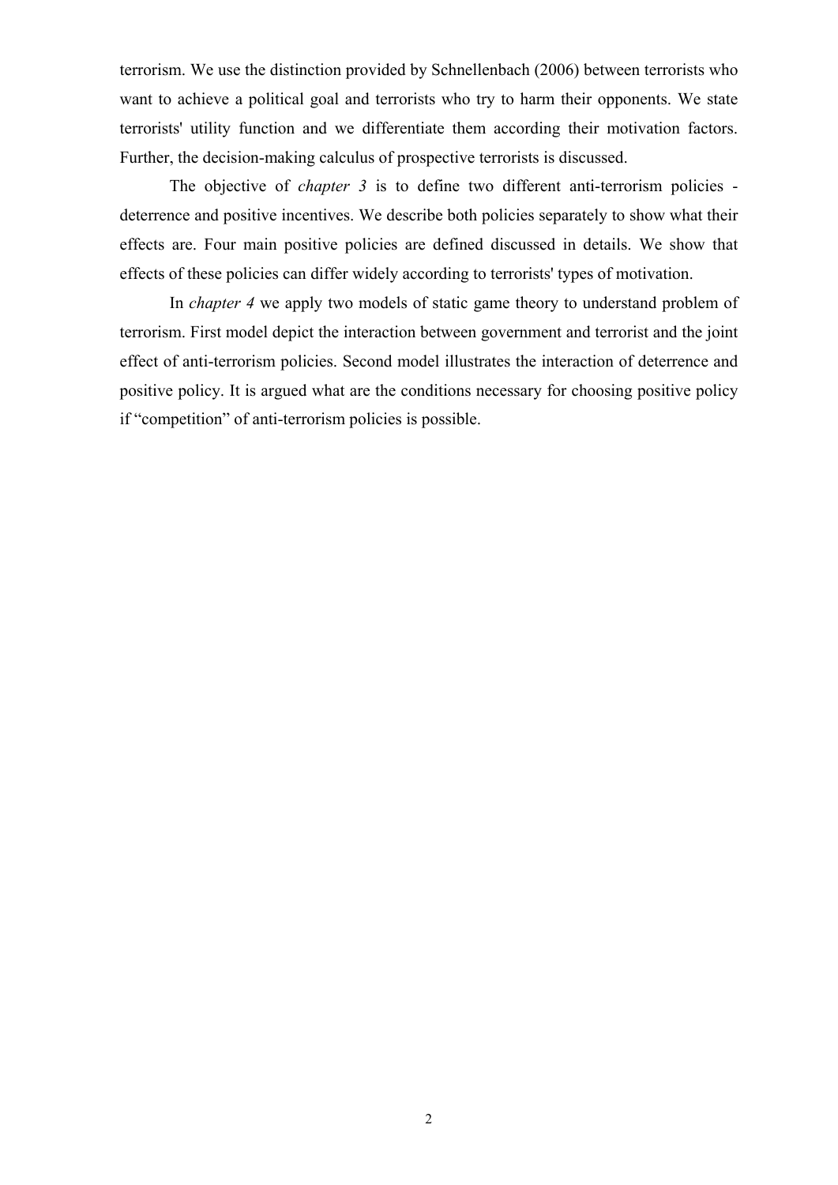terrorism. We use the distinction provided by Schnellenbach (2006) between terrorists who want to achieve a political goal and terrorists who try to harm their opponents. We state terrorists' utility function and we differentiate them according their motivation factors. Further, the decision-making calculus of prospective terrorists is discussed.

The objective of *chapter 3* is to define two different anti-terrorism policies - deterrence and positive incentives. We describe both policies separately to show what their effects are. Four main positive policies are defined discussed in details. We show that effects of these policies can differ widely according to terrorists' types of motivation.

In *chapter 4* we apply two models of static game theory to understand problem of terrorism. First model depict the interaction between government and terrorist and the joint effect of anti-terrorism policies. Second model illustrates the interaction of deterrence and positive policy. It is argued what are the conditions necessary for choosing positive policy if "competition" of anti-terrorism policies is possible.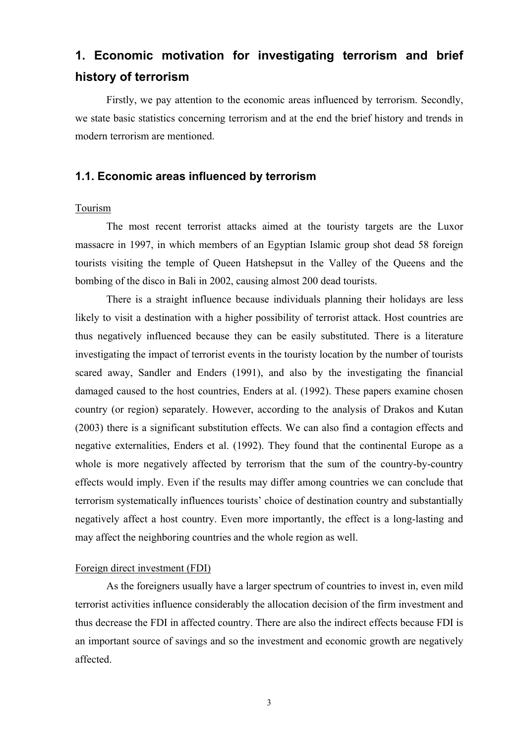# 1. Economic motivation for investigating terrorism and brief history of terrorism

Firstly, we pay attention to the economic areas influenced by terrorism. Secondly, we state basic statistics concerning terrorism and at the end the brief history and trends in modern terrorism are mentioned.

## 1.1. Economic areas influenced by terrorism

Tourism

The most recent terrorist attacks aimed at the touristy targets are the Luxor massacre in 1997, in which members of an Egyptian Islamic group shot dead 58 foreign tourists visiting the temple of Queen Hatshepsut in the Valley of the Queens and the bombing of the disco in Bali in 2002, causing almost 200 dead tourists.

There is a straight influence because individuals planning their holidays are less likely to visit a destination with a higher possibility of terrorist attack. Host countries are thus negatively influenced because they can be easily substituted. There is a literature investigating the impact of terrorist events in the touristy location by the number of tourists scared away, Sandler and Enders (1991), and also by the investigating the financial damaged caused to the host countries, Enders at al. (1992). These papers examine chosen country (or region) separately. However, according to the analysis of Drakos and Kutan (2003) there is a significant substitution effects. We can also find a contagion effects and negative externalities, Enders et al. (1992). They found that the continental Europe as a whole is more negatively affected by terrorism that the sum of the country-by-country effects would imply. Even if the results may differ among countries we can conclude that terrorism systematically influences tourists' choice of destination country and substantially negatively affect a host country. Even more importantly, the effect is a long-lasting and may affect the neighboring countries and the whole region as well.

Foreign direct investment (FDI)

As the foreigners usually have a larger spectrum of countries to invest in, even mild terrorist activities influence considerably the allocation decision of the firm investment and thus decrease the FDI in affected country. There are also the indirect effects because FDI is an important source of savings and so the investment and economic growth are negatively affected.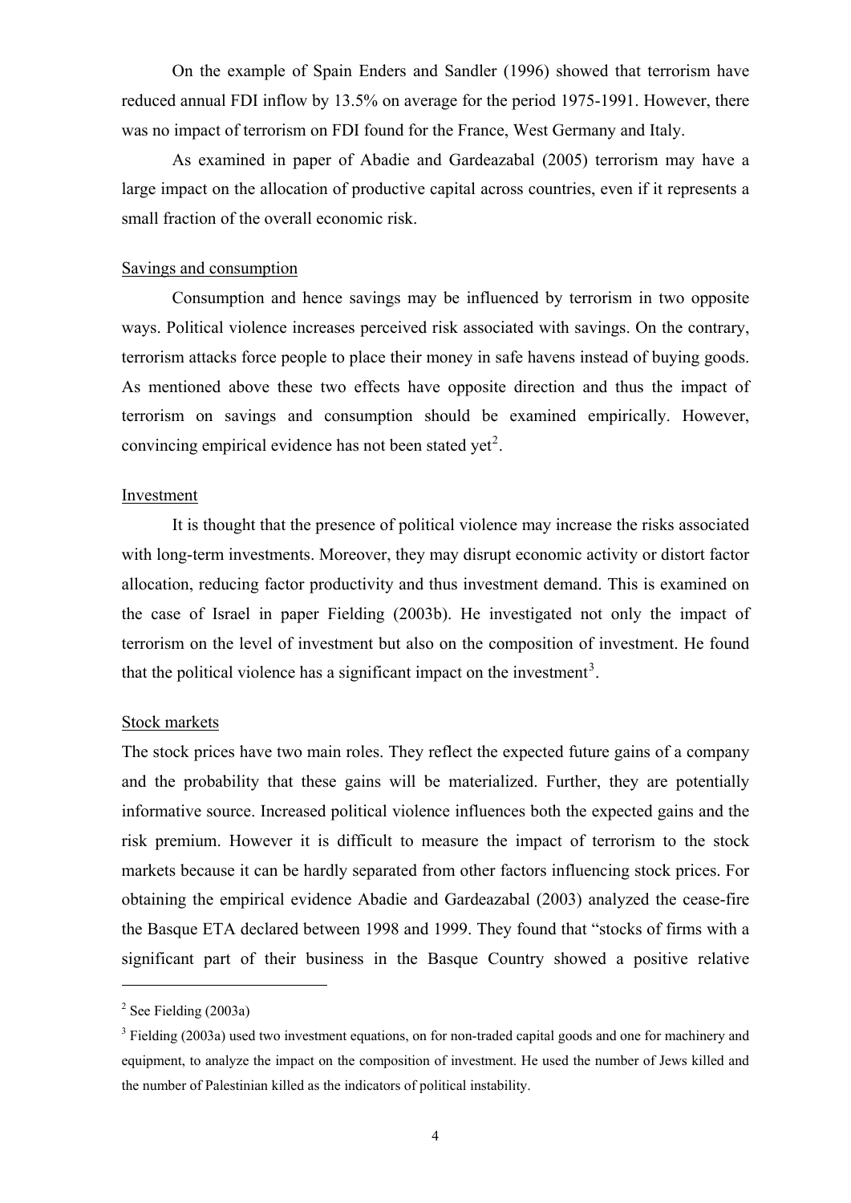On the example of Spain Enders and Sandler (1996) showed that terrorism have reduced annual FDI inflow by 13.5% on average for the period 1975-1991. However, there was no impact of terrorism on FDI found for the France, West Germany and Italy.

As examined in paper of Abadie and Gardeazabal (2005) terrorism may have a large impact on the allocation of productive capital across countries, even if it represents a small fraction of the overall economic risk.

<u>Savings and consumption</u>

Consumption and hence savings may be influenced by terrorism in two opposite ways. Political violence increases perceived risk associated with savings. On the contrary, terrorism attacks force people to place their money in safe havens instead of buying goods. As mentioned above these two effects have opposite direction and thus the impact of terrorism on savings and consumption should be examined empirically. However, convincing empirical evidence has not been stated yet[2].

<u>Investment</u>

It is thought that the presence of political violence may increase the risks associated with long-term investments. Moreover, they may disrupt economic activity or distort factor allocation, reducing factor productivity and thus investment demand. This is examined on the case of Israel in paper Fielding (2003b). He investigated not only the impact of terrorism on the level of investment but also on the composition of investment. He found that the political violence has a significant impact on the investment[3].

<u>Stock markets</u>

The stock prices have two main roles. They reflect the expected future gains of a company and the probability that these gains will be materialized. Further, they are potentially informative source. Increased political violence influences both the expected gains and the risk premium. However it is difficult to measure the impact of terrorism to the stock markets because it can be hardly separated from other factors influencing stock prices. For obtaining the empirical evidence Abadie and Gardeazabal (2003) analyzed the cease-fire the Basque ETA declared between 1998 and 1999. They found that "stocks of firms with a significant part of their business in the Basque Country showed a positive relative

---

[2] See Fielding (2003a)

[3] Fielding (2003a) used two investment equations, on for non-traded capital goods and one for machinery and equipment, to analyze the impact on the composition of investment. He used the number of Jews killed and the number of Palestinian killed as the indicators of political instability.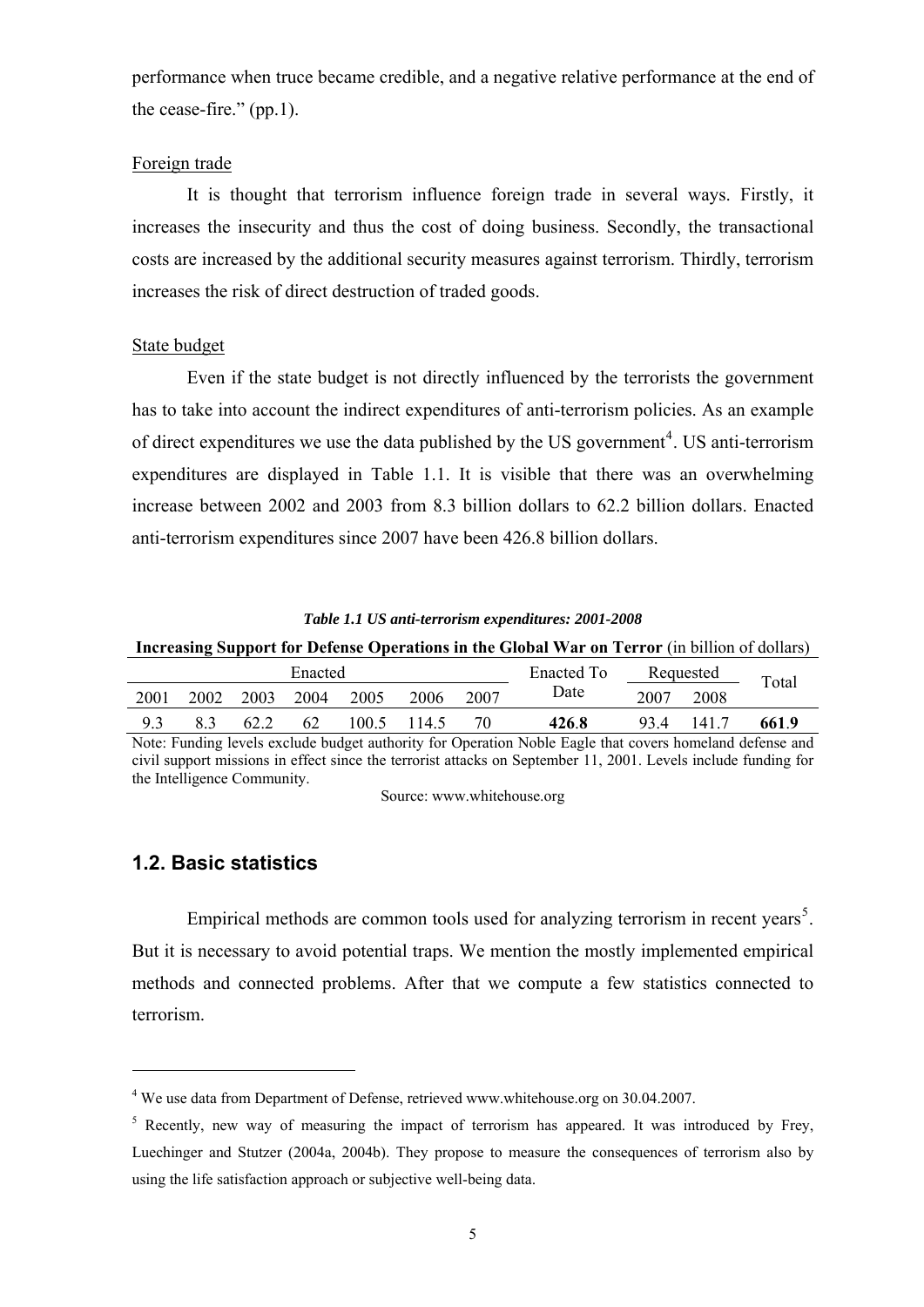performance when truce became credible, and a negative relative performance at the end of the cease-fire." (pp.1).

Foreign trade

It is thought that terrorism influence foreign trade in several ways. Firstly, it increases the insecurity and thus the cost of doing business. Secondly, the transactional costs are increased by the additional security measures against terrorism. Thirdly, terrorism increases the risk of direct destruction of traded goods.

State budget

Even if the state budget is not directly influenced by the terrorists the government has to take into account the indirect expenditures of anti-terrorism policies. As an example of direct expenditures we use the data published by the US government[4]. US anti-terrorism expenditures are displayed in Table 1.1. It is visible that there was an overwhelming increase between 2002 and 2003 from 8.3 billion dollars to 62.2 billion dollars. Enacted anti-terrorism expenditures since 2007 have been 426.8 billion dollars.

***Table 1.1 US anti-terrorism expenditures: 2001-2008***

**Increasing Support for Defense Operations in the Global War on Terror** (in billion of dollars)

| Enacted | | | | | | | Enacted To Date | Requested | | Total |
|---|---|---|---|---|---|---|---|---|---|---|
| 2001 | 2002 | 2003 | 2004 | 2005 | 2006 | 2007 | | 2007 | 2008 | |
| 9.3 | 8.3 | 62.2 | 62 | 100.5 | 114.5 | 70 | **426.8** | 93.4 | 141.7 | **661.9** |

Note: Funding levels exclude budget authority for Operation Noble Eagle that covers homeland defense and civil support missions in effect since the terrorist attacks on September 11, 2001. Levels include funding for the Intelligence Community.

Source: www.whitehouse.org

## 1.2. Basic statistics

Empirical methods are common tools used for analyzing terrorism in recent years[5]. But it is necessary to avoid potential traps. We mention the mostly implemented empirical methods and connected problems. After that we compute a few statistics connected to terrorism.

---

[4] We use data from Department of Defense, retrieved www.whitehouse.org on 30.04.2007.

[5] Recently, new way of measuring the impact of terrorism has appeared. It was introduced by Frey, Luechinger and Stutzer (2004a, 2004b). They propose to measure the consequences of terrorism also by using the life satisfaction approach or subjective well-being data.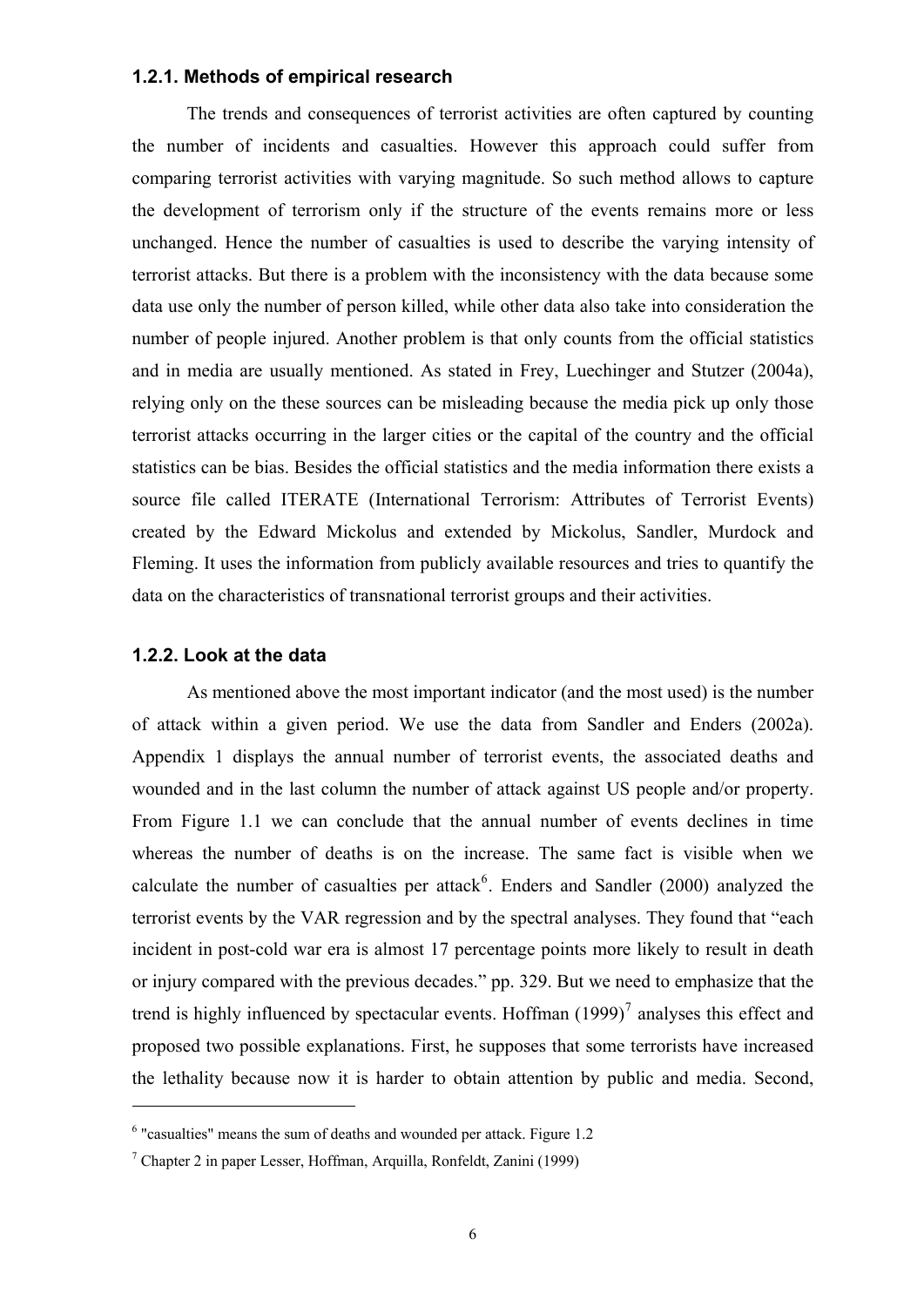### 1.2.1. Methods of empirical research

The trends and consequences of terrorist activities are often captured by counting the number of incidents and casualties. However this approach could suffer from comparing terrorist activities with varying magnitude. So such method allows to capture the development of terrorism only if the structure of the events remains more or less unchanged. Hence the number of casualties is used to describe the varying intensity of terrorist attacks. But there is a problem with the inconsistency with the data because some data use only the number of person killed, while other data also take into consideration the number of people injured. Another problem is that only counts from the official statistics and in media are usually mentioned. As stated in Frey, Luechinger and Stutzer (2004a), relying only on the these sources can be misleading because the media pick up only those terrorist attacks occurring in the larger cities or the capital of the country and the official statistics can be bias. Besides the official statistics and the media information there exists a source file called ITERATE (International Terrorism: Attributes of Terrorist Events) created by the Edward Mickolus and extended by Mickolus, Sandler, Murdock and Fleming. It uses the information from publicly available resources and tries to quantify the data on the characteristics of transnational terrorist groups and their activities.

### 1.2.2. Look at the data

As mentioned above the most important indicator (and the most used) is the number of attack within a given period. We use the data from Sandler and Enders (2002a). Appendix 1 displays the annual number of terrorist events, the associated deaths and wounded and in the last column the number of attack against US people and/or property. From Figure 1.1 we can conclude that the annual number of events declines in time whereas the number of deaths is on the increase. The same fact is visible when we calculate the number of casualties per attack[6]. Enders and Sandler (2000) analyzed the terrorist events by the VAR regression and by the spectral analyses. They found that "each incident in post-cold war era is almost 17 percentage points more likely to result in death or injury compared with the previous decades." pp. 329. But we need to emphasize that the trend is highly influenced by spectacular events. Hoffman (1999)[7] analyses this effect and proposed two possible explanations. First, he supposes that some terrorists have increased the lethality because now it is harder to obtain attention by public and media. Second,

---

[6] "casualties" means the sum of deaths and wounded per attack. Figure 1.2

[7] Chapter 2 in paper Lesser, Hoffman, Arquilla, Ronfeldt, Zanini (1999)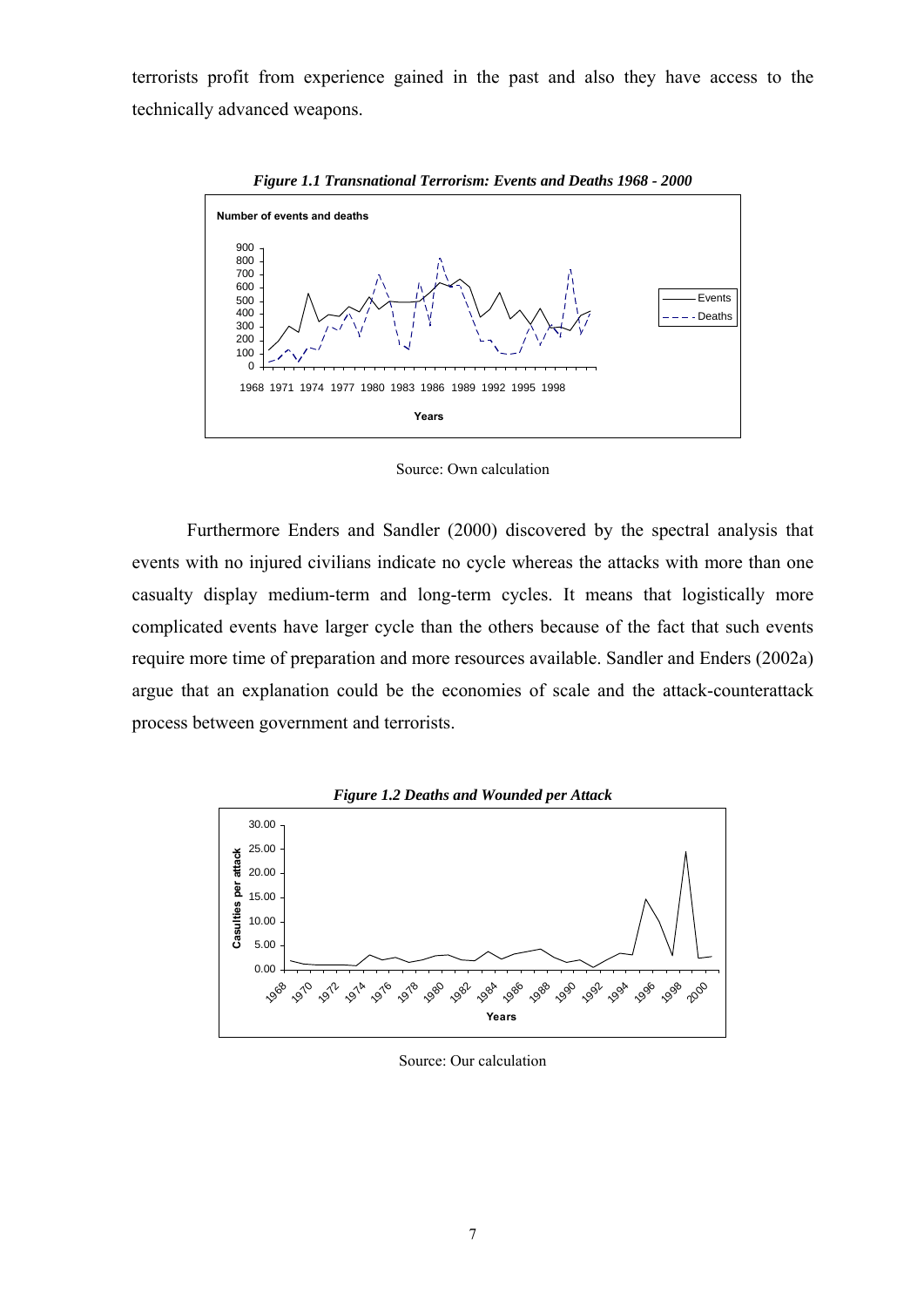terrorists profit from experience gained in the past and also they have access to the technically advanced weapons.

***Figure 1.1 Transnational Terrorism: Events and Deaths 1968 - 2000***

Source: Own calculation

Furthermore Enders and Sandler (2000) discovered by the spectral analysis that events with no injured civilians indicate no cycle whereas the attacks with more than one casualty display medium-term and long-term cycles. It means that logistically more complicated events have larger cycle than the others because of the fact that such events require more time of preparation and more resources available. Sandler and Enders (2002a) argue that an explanation could be the economies of scale and the attack-counterattack process between government and terrorists.

***Figure 1.2 Deaths and Wounded per Attack***

Source: Our calculation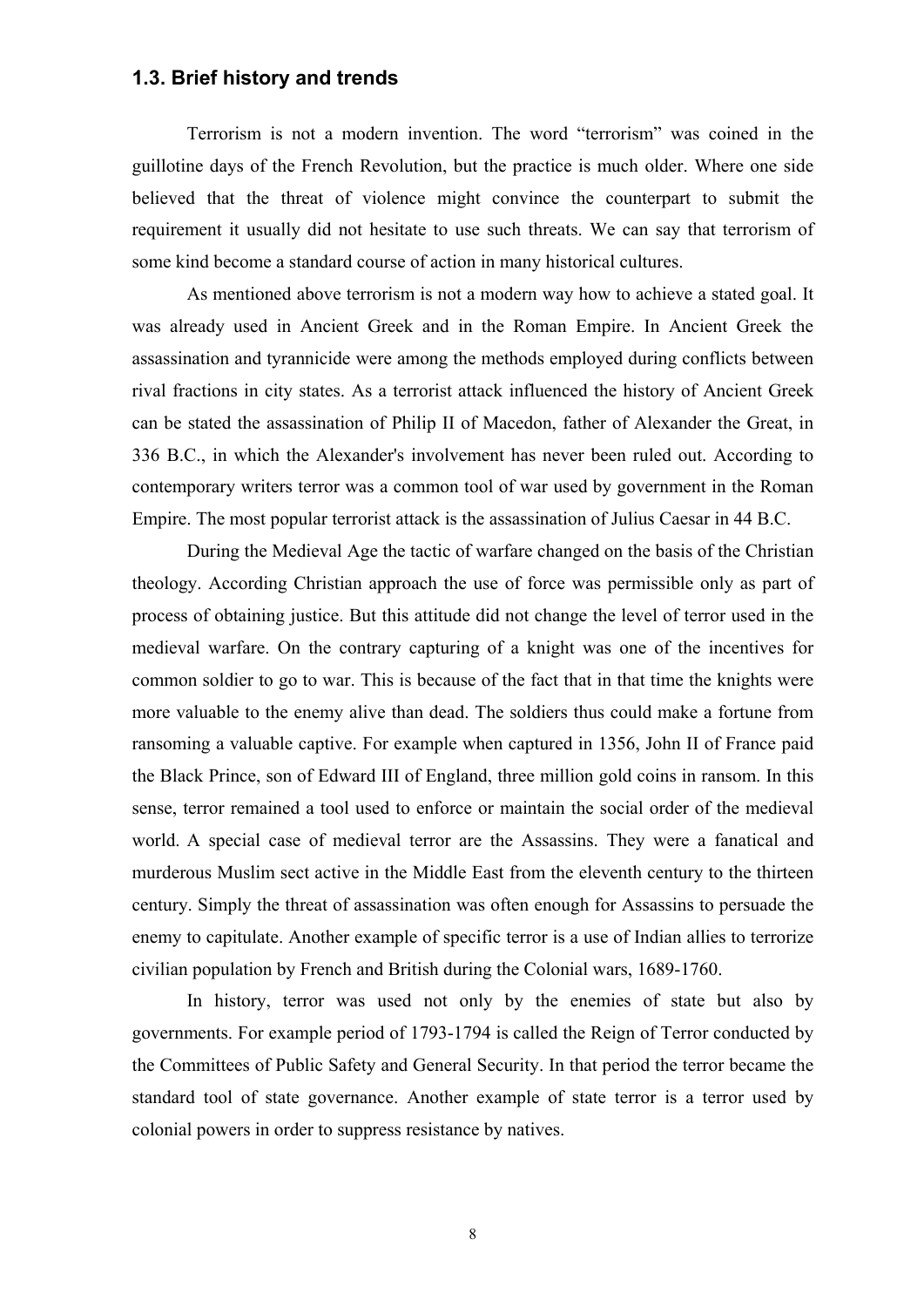## 1.3. Brief history and trends

Terrorism is not a modern invention. The word “terrorism” was coined in the guillotine days of the French Revolution, but the practice is much older. Where one side believed that the threat of violence might convince the counterpart to submit the requirement it usually did not hesitate to use such threats. We can say that terrorism of some kind become a standard course of action in many historical cultures.

As mentioned above terrorism is not a modern way how to achieve a stated goal. It was already used in Ancient Greek and in the Roman Empire. In Ancient Greek the assassination and tyrannicide were among the methods employed during conflicts between rival fractions in city states. As a terrorist attack influenced the history of Ancient Greek can be stated the assassination of Philip II of Macedon, father of Alexander the Great, in 336 B.C., in which the Alexander's involvement has never been ruled out. According to contemporary writers terror was a common tool of war used by government in the Roman Empire. The most popular terrorist attack is the assassination of Julius Caesar in 44 B.C.

During the Medieval Age the tactic of warfare changed on the basis of the Christian theology. According Christian approach the use of force was permissible only as part of process of obtaining justice. But this attitude did not change the level of terror used in the medieval warfare. On the contrary capturing of a knight was one of the incentives for common soldier to go to war. This is because of the fact that in that time the knights were more valuable to the enemy alive than dead. The soldiers thus could make a fortune from ransoming a valuable captive. For example when captured in 1356, John II of France paid the Black Prince, son of Edward III of England, three million gold coins in ransom. In this sense, terror remained a tool used to enforce or maintain the social order of the medieval world. A special case of medieval terror are the Assassins. They were a fanatical and murderous Muslim sect active in the Middle East from the eleventh century to the thirteen century. Simply the threat of assassination was often enough for Assassins to persuade the enemy to capitulate. Another example of specific terror is a use of Indian allies to terrorize civilian population by French and British during the Colonial wars, 1689-1760.

In history, terror was used not only by the enemies of state but also by governments. For example period of 1793-1794 is called the Reign of Terror conducted by the Committees of Public Safety and General Security. In that period the terror became the standard tool of state governance. Another example of state terror is a terror used by colonial powers in order to suppress resistance by natives.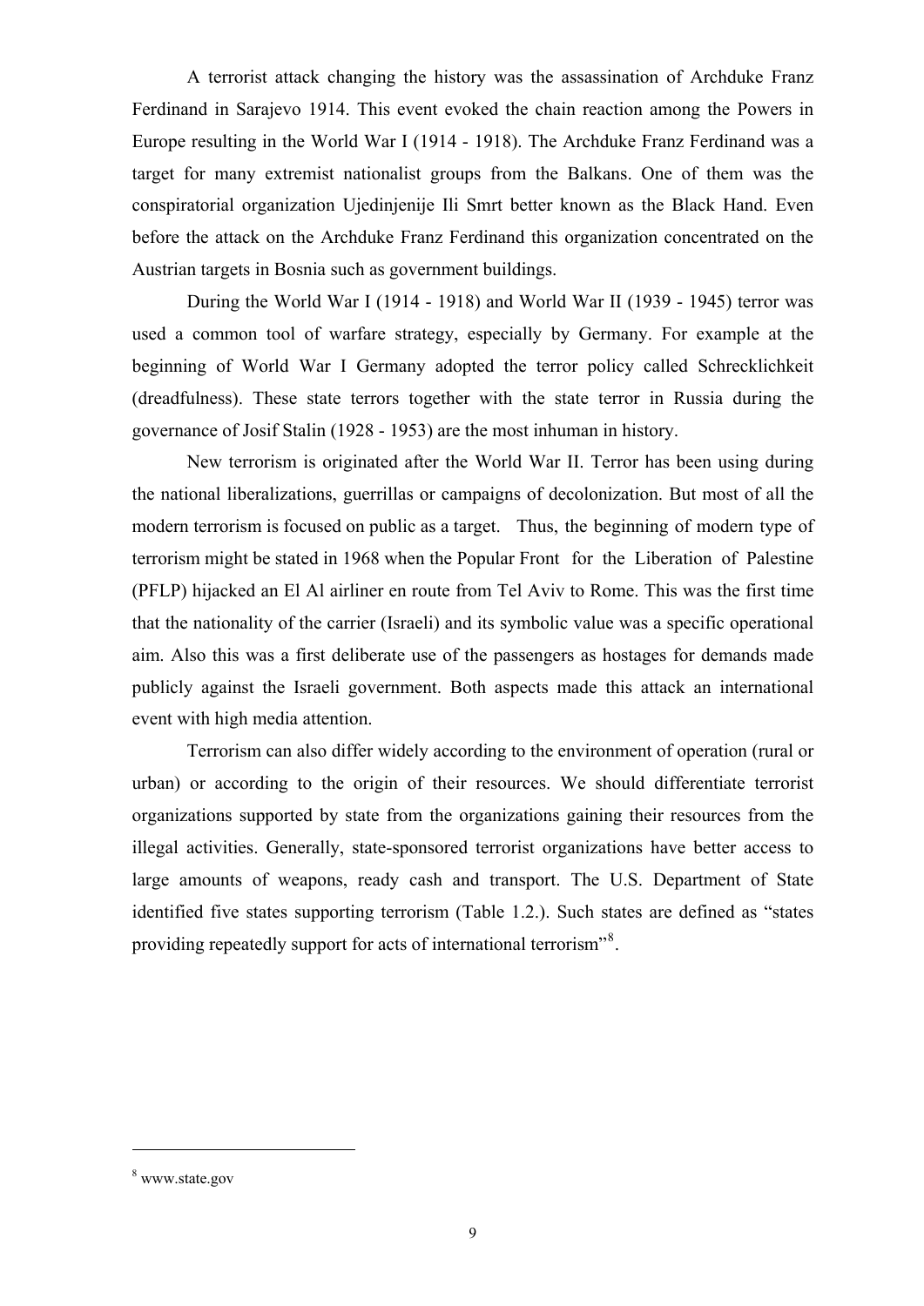A terrorist attack changing the history was the assassination of Archduke Franz Ferdinand in Sarajevo 1914. This event evoked the chain reaction among the Powers in Europe resulting in the World War I (1914 - 1918). The Archduke Franz Ferdinand was a target for many extremist nationalist groups from the Balkans. One of them was the conspiratorial organization Ujedinjenije Ili Smrt better known as the Black Hand. Even before the attack on the Archduke Franz Ferdinand this organization concentrated on the Austrian targets in Bosnia such as government buildings.

During the World War I (1914 - 1918) and World War II (1939 - 1945) terror was used a common tool of warfare strategy, especially by Germany. For example at the beginning of World War I Germany adopted the terror policy called Schrecklichkeit (dreadfulness). These state terrors together with the state terror in Russia during the governance of Josif Stalin (1928 - 1953) are the most inhuman in history.

New terrorism is originated after the World War II. Terror has been using during the national liberalizations, guerrillas or campaigns of decolonization. But most of all the modern terrorism is focused on public as a target. Thus, the beginning of modern type of terrorism might be stated in 1968 when the Popular Front for the Liberation of Palestine (PFLP) hijacked an El Al airliner en route from Tel Aviv to Rome. This was the first time that the nationality of the carrier (Israeli) and its symbolic value was a specific operational aim. Also this was a first deliberate use of the passengers as hostages for demands made publicly against the Israeli government. Both aspects made this attack an international event with high media attention.

Terrorism can also differ widely according to the environment of operation (rural or urban) or according to the origin of their resources. We should differentiate terrorist organizations supported by state from the organizations gaining their resources from the illegal activities. Generally, state-sponsored terrorist organizations have better access to large amounts of weapons, ready cash and transport. The U.S. Department of State identified five states supporting terrorism (Table 1.2.). Such states are defined as "states providing repeatedly support for acts of international terrorism"[8].

---

[8] www.state.gov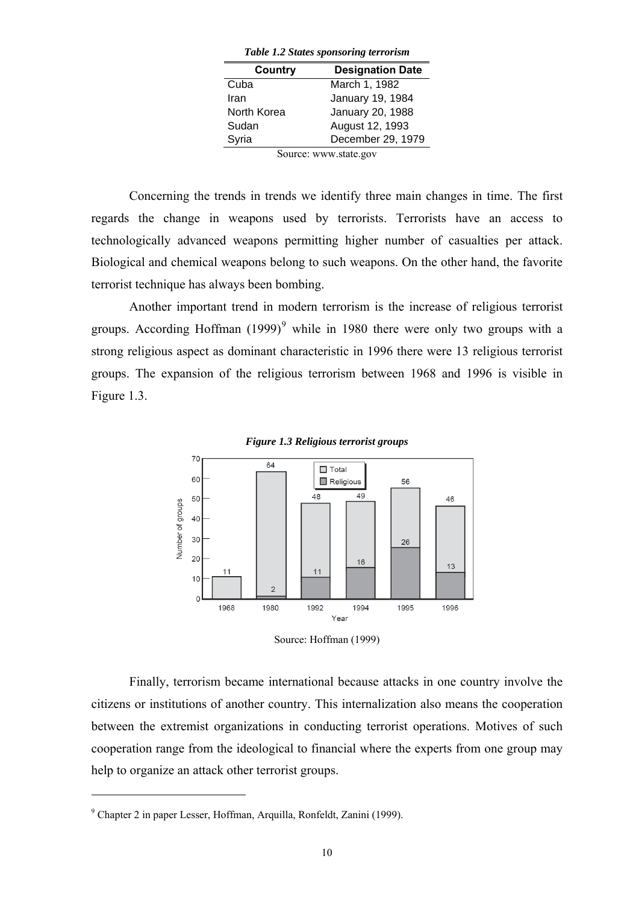*Table 1.2 States sponsoring terrorism*

| Country | Designation Date |
|---|---|
| Cuba | March 1, 1982 |
| Iran | January 19, 1984 |
| North Korea | January 20, 1988 |
| Sudan | August 12, 1993 |
| Syria | December 29, 1979 |

Source: www.state.gov

Concerning the trends in trends we identify three main changes in time. The first regards the change in weapons used by terrorists. Terrorists have an access to technologically advanced weapons permitting higher number of casualties per attack. Biological and chemical weapons belong to such weapons. On the other hand, the favorite terrorist technique has always been bombing.

Another important trend in modern terrorism is the increase of religious terrorist groups. According Hoffman (1999)[9] while in 1980 there were only two groups with a strong religious aspect as dominant characteristic in 1996 there were 13 religious terrorist groups. The expansion of the religious terrorism between 1968 and 1996 is visible in Figure 1.3.

*Figure 1.3 Religious terrorist groups*

| Year | Total | Religious |
|---|---|---|
| 1968 | 11 | |
| 1980 | 64 | 2 |
| 1992 | 48 | 11 |
| 1994 | 49 | 16 |
| 1995 | 56 | 26 |
| 1996 | 46 | 13 |

Source: Hoffman (1999)

Finally, terrorism became international because attacks in one country involve the citizens or institutions of another country. This internalization also means the cooperation between the extremist organizations in conducting terrorist operations. Motives of such cooperation range from the ideological to financial where the experts from one group may help to organize an attack other terrorist groups.

[9] Chapter 2 in paper Lesser, Hoffman, Arquilla, Ronfeldt, Zanini (1999).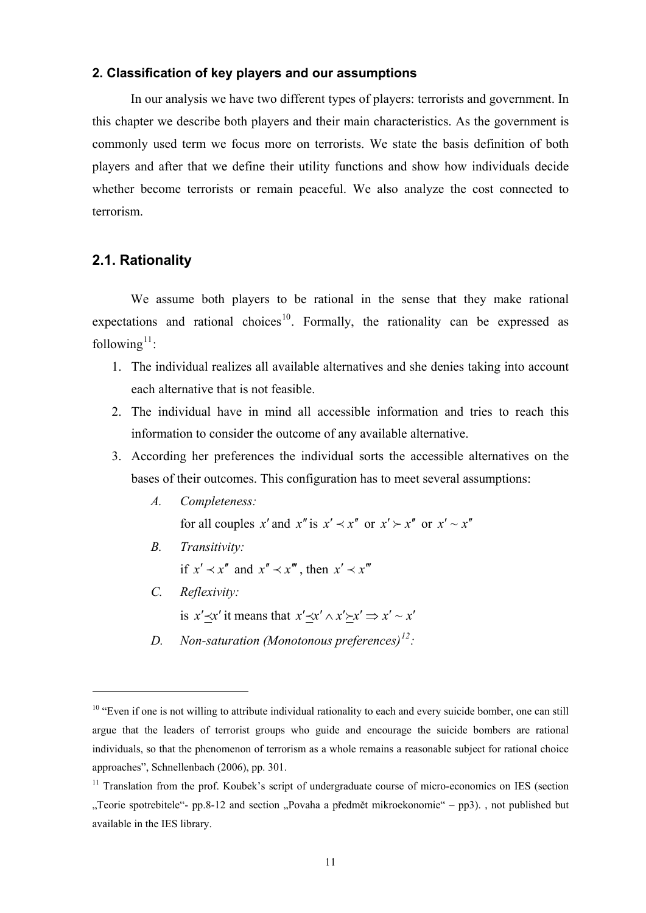## 2. Classification of key players and our assumptions

In our analysis we have two different types of players: terrorists and government. In this chapter we describe both players and their main characteristics. As the government is commonly used term we focus more on terrorists. We state the basis definition of both players and after that we define their utility functions and show how individuals decide whether become terrorists or remain peaceful. We also analyze the cost connected to terrorism.

## 2.1. Rationality

We assume both players to be rational in the sense that they make rational expectations and rational choices[10]. Formally, the rationality can be expressed as following[11]:

1. The individual realizes all available alternatives and she denies taking into account each alternative that is not feasible.
2. The individual have in mind all accessible information and tries to reach this information to consider the outcome of any available alternative.
3. According her preferences the individual sorts the accessible alternatives on the bases of their outcomes. This configuration has to meet several assumptions:

   *A. Completeness:*

   for all couples $x'$ and $x''$ is $x' \prec x''$ or $x' \succ x''$ or $x' \sim x''$

   *B. Transitivity:*

   if $x' \prec x''$ and $x'' \prec x'''$, then $x' \prec x'''$

   *C. Reflexivity:*

   is $x' \preceq x'$ it means that $x' \preceq x' \wedge x' \succeq x' \Rightarrow x' \sim x'$

   *D. Non-saturation (Monotonous preferences)[12]:*

---

[10] "Even if one is not willing to attribute individual rationality to each and every suicide bomber, one can still argue that the leaders of terrorist groups who guide and encourage the suicide bombers are rational individuals, so that the phenomenon of terrorism as a whole remains a reasonable subject for rational choice approaches", Schnellenbach (2006), pp. 301.

[11] Translation from the prof. Koubek's script of undergraduate course of micro-economics on IES (section „Teorie spotrebitele"- pp.8-12 and section „Povaha a předmět mikroekonomie" – pp3). , not published but available in the IES library.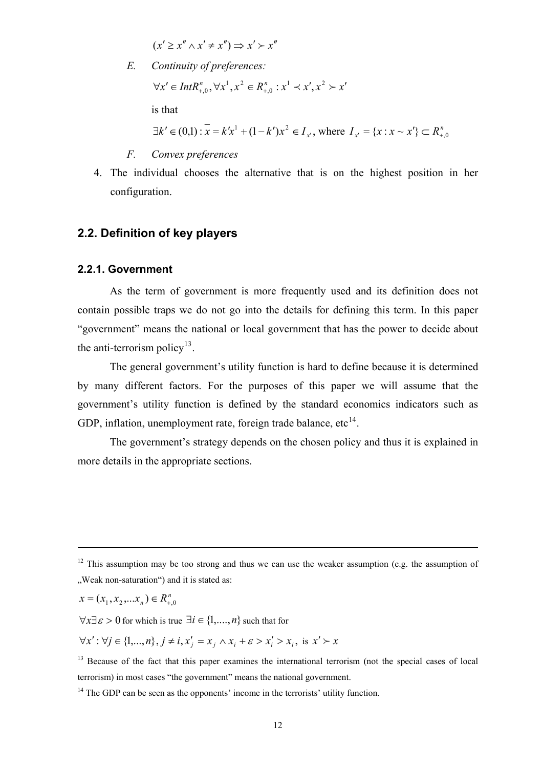$$(x' \geq x'' \wedge x' \neq x'') \Rightarrow x' \succ x''$$

E. *Continuity of preferences:*

$$\forall x' \in IntR^n_{+,0}, \forall x^1, x^2 \in R^n_{+,0} : x^1 \prec x', x^2 \succ x'$$

is that

$$\exists k' \in (0,1) : \bar{x} = k'x^1 + (1-k')x^2 \in I_{x'}, \text{ where } I_{x'} = \{x : x \sim x'\} \subset R^n_{+,0}$$

F. *Convex preferences*

4. The individual chooses the alternative that is on the highest position in her configuration.

## 2.2. Definition of key players

### 2.2.1. Government

As the term of government is more frequently used and its definition does not contain possible traps we do not go into the details for defining this term. In this paper "government" means the national or local government that has the power to decide about the anti-terrorism policy[13].

The general government's utility function is hard to define because it is determined by many different factors. For the purposes of this paper we will assume that the government's utility function is defined by the standard economics indicators such as GDP, inflation, unemployment rate, foreign trade balance, etc[14].

The government's strategy depends on the chosen policy and thus it is explained in more details in the appropriate sections.

---

[12] This assumption may be too strong and thus we can use the weaker assumption (e.g. the assumption of „Weak non-saturation") and it is stated as:

$x = (x_1, x_2, ... x_n) \in R^n_{+,0}$

$\forall x \exists \varepsilon > 0$ for which is true $\exists i \in \{1, ...., n\}$ such that for

$\forall x' : \forall j \in \{1, ..., n\}, j \neq i, x'_j = x_j \wedge x_i + \varepsilon > x'_i > x_i$, is $x' \succ x$

[13] Because of the fact that this paper examines the international terrorism (not the special cases of local terrorism) in most cases "the government" means the national government.

[14] The GDP can be seen as the opponents' income in the terrorists' utility function.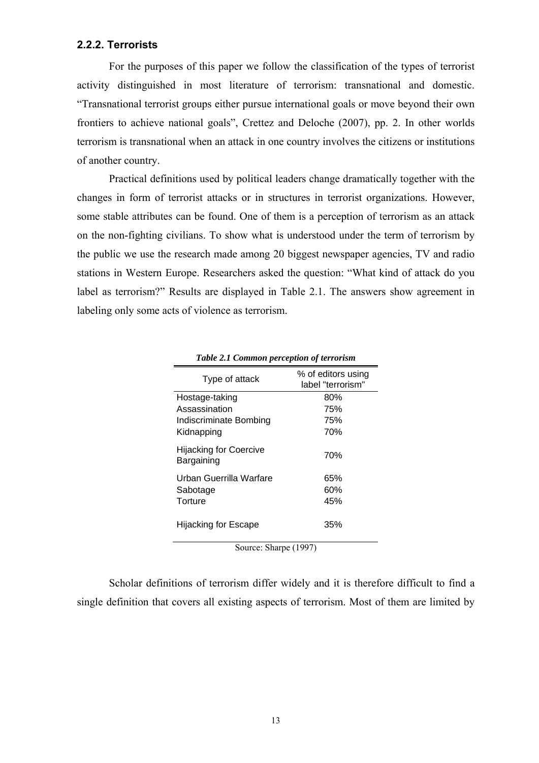### 2.2.2. Terrorists

For the purposes of this paper we follow the classification of the types of terrorist activity distinguished in most literature of terrorism: transnational and domestic. "Transnational terrorist groups either pursue international goals or move beyond their own frontiers to achieve national goals", Crettez and Deloche (2007), pp. 2. In other worlds terrorism is transnational when an attack in one country involves the citizens or institutions of another country.

Practical definitions used by political leaders change dramatically together with the changes in form of terrorist attacks or in structures in terrorist organizations. However, some stable attributes can be found. One of them is a perception of terrorism as an attack on the non-fighting civilians. To show what is understood under the term of terrorism by the public we use the research made among 20 biggest newspaper agencies, TV and radio stations in Western Europe. Researchers asked the question: "What kind of attack do you label as terrorism?" Results are displayed in Table 2.1. The answers show agreement in labeling only some acts of violence as terrorism.

***Table 2.1 Common perception of terrorism***

| Type of attack | % of editors using label "terrorism" |
|---|---|
| Hostage-taking | 80% |
| Assassination | 75% |
| Indiscriminate Bombing | 75% |
| Kidnapping | 70% |
| Hijacking for Coercive Bargaining | 70% |
| Urban Guerrilla Warfare | 65% |
| Sabotage | 60% |
| Torture | 45% |
| Hijacking for Escape | 35% |

Source: Sharpe (1997)

Scholar definitions of terrorism differ widely and it is therefore difficult to find a single definition that covers all existing aspects of terrorism. Most of them are limited by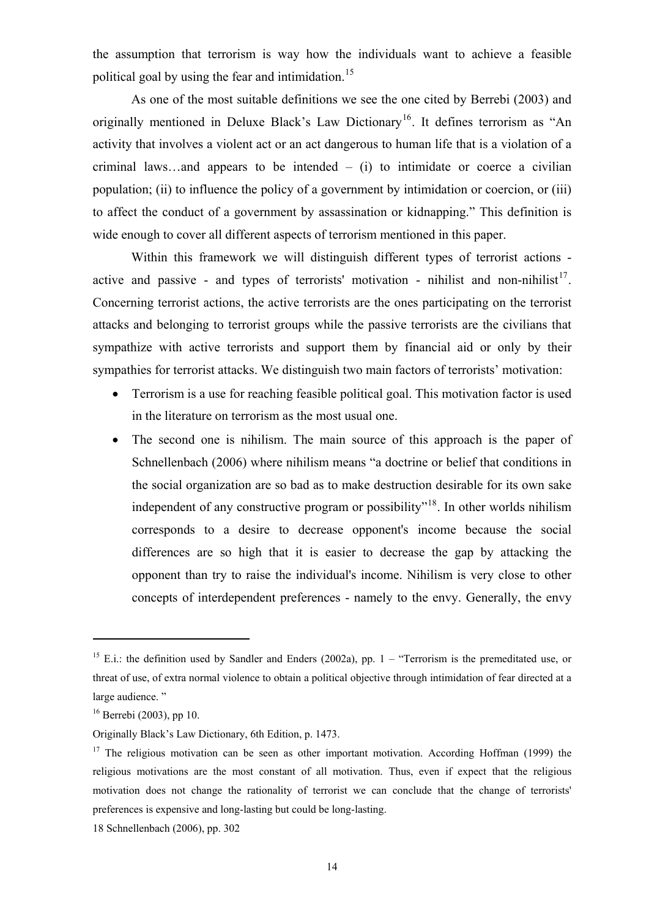the assumption that terrorism is way how the individuals want to achieve a feasible political goal by using the fear and intimidation.[15]

As one of the most suitable definitions we see the one cited by Berrebi (2003) and originally mentioned in Deluxe Black's Law Dictionary[16]. It defines terrorism as "An activity that involves a violent act or an act dangerous to human life that is a violation of a criminal laws…and appears to be intended – (i) to intimidate or coerce a civilian population; (ii) to influence the policy of a government by intimidation or coercion, or (iii) to affect the conduct of a government by assassination or kidnapping." This definition is wide enough to cover all different aspects of terrorism mentioned in this paper.

Within this framework we will distinguish different types of terrorist actions - active and passive - and types of terrorists' motivation - nihilist and non-nihilist[17]. Concerning terrorist actions, the active terrorists are the ones participating on the terrorist attacks and belonging to terrorist groups while the passive terrorists are the civilians that sympathize with active terrorists and support them by financial aid or only by their sympathies for terrorist attacks. We distinguish two main factors of terrorists' motivation:

- Terrorism is a use for reaching feasible political goal. This motivation factor is used in the literature on terrorism as the most usual one.
- The second one is nihilism. The main source of this approach is the paper of Schnellenbach (2006) where nihilism means "a doctrine or belief that conditions in the social organization are so bad as to make destruction desirable for its own sake independent of any constructive program or possibility"[18]. In other worlds nihilism corresponds to a desire to decrease opponent's income because the social differences are so high that it is easier to decrease the gap by attacking the opponent than try to raise the individual's income. Nihilism is very close to other concepts of interdependent preferences - namely to the envy. Generally, the envy

---

[15] E.i.: the definition used by Sandler and Enders (2002a), pp. 1 – "Terrorism is the premeditated use, or threat of use, of extra normal violence to obtain a political objective through intimidation of fear directed at a large audience. "

[16] Berrebi (2003), pp 10.

Originally Black's Law Dictionary, 6th Edition, p. 1473.

[17] The religious motivation can be seen as other important motivation. According Hoffman (1999) the religious motivations are the most constant of all motivation. Thus, even if expect that the religious motivation does not change the rationality of terrorist we can conclude that the change of terrorists' preferences is expensive and long-lasting but could be long-lasting.

18 Schnellenbach (2006), pp. 302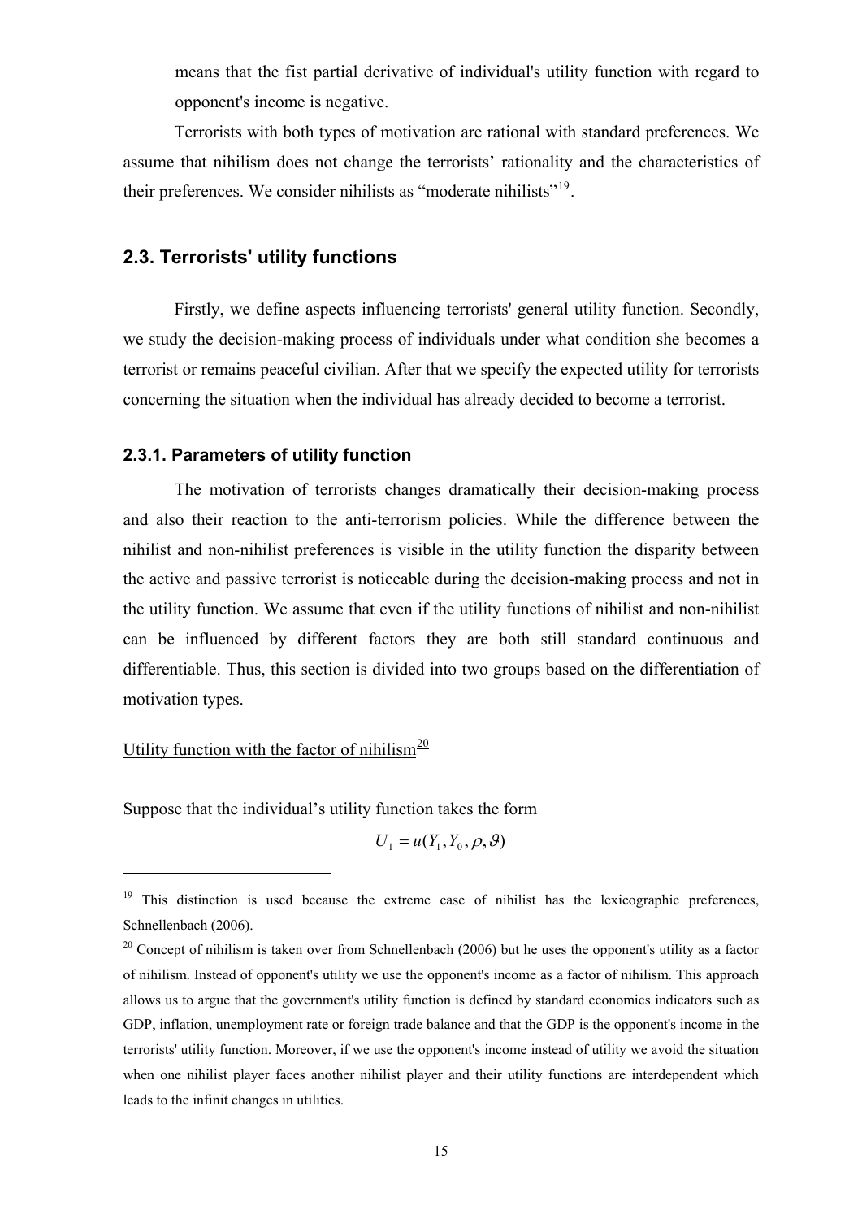means that the fist partial derivative of individual's utility function with regard to opponent's income is negative.

Terrorists with both types of motivation are rational with standard preferences. We assume that nihilism does not change the terrorists' rationality and the characteristics of their preferences. We consider nihilists as "moderate nihilists"[19].

## 2.3. Terrorists' utility functions

Firstly, we define aspects influencing terrorists' general utility function. Secondly, we study the decision-making process of individuals under what condition she becomes a terrorist or remains peaceful civilian. After that we specify the expected utility for terrorists concerning the situation when the individual has already decided to become a terrorist.

### 2.3.1. Parameters of utility function

The motivation of terrorists changes dramatically their decision-making process and also their reaction to the anti-terrorism policies. While the difference between the nihilist and non-nihilist preferences is visible in the utility function the disparity between the active and passive terrorist is noticeable during the decision-making process and not in the utility function. We assume that even if the utility functions of nihilist and non-nihilist can be influenced by different factors they are both still standard continuous and differentiable. Thus, this section is divided into two groups based on the differentiation of motivation types.

Utility function with the factor of nihilism[20]

Suppose that the individual's utility function takes the form

$$U_1 = u(Y_1, Y_0, \rho, \vartheta)$$

[19] This distinction is used because the extreme case of nihilist has the lexicographic preferences, Schnellenbach (2006).

[20] Concept of nihilism is taken over from Schnellenbach (2006) but he uses the opponent's utility as a factor of nihilism. Instead of opponent's utility we use the opponent's income as a factor of nihilism. This approach allows us to argue that the government's utility function is defined by standard economics indicators such as GDP, inflation, unemployment rate or foreign trade balance and that the GDP is the opponent's income in the terrorists' utility function. Moreover, if we use the opponent's income instead of utility we avoid the situation when one nihilist player faces another nihilist player and their utility functions are interdependent which leads to the infinit changes in utilities.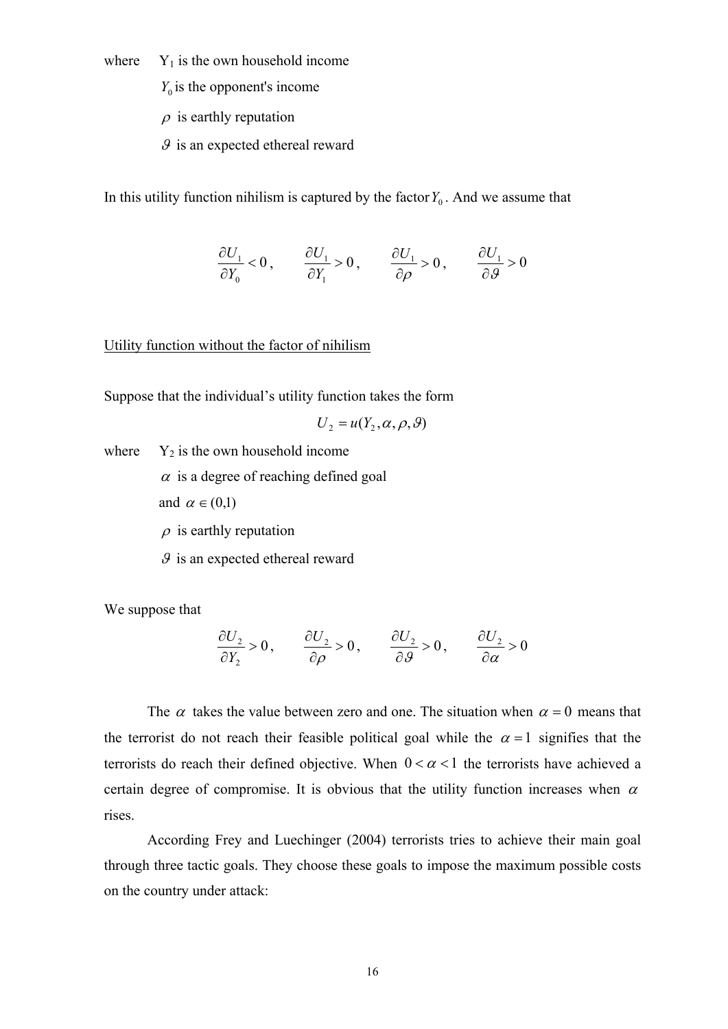where $Y_1$ is the own household income

$Y_0$ is the opponent's income

$\rho$ is earthly reputation

$\vartheta$ is an expected ethereal reward

In this utility function nihilism is captured by the factor $Y_0$. And we assume that

$$\frac{\partial U_1}{\partial Y_0} < 0, \qquad \frac{\partial U_1}{\partial Y_1} > 0, \qquad \frac{\partial U_1}{\partial \rho} > 0, \qquad \frac{\partial U_1}{\partial \vartheta} > 0$$

<u>Utility function without the factor of nihilism</u>

Suppose that the individual's utility function takes the form

$$U_2 = u(Y_2, \alpha, \rho, \vartheta)$$

where $Y_2$ is the own household income

$\alpha$ is a degree of reaching defined goal

and $\alpha \in (0,1)$

$\rho$ is earthly reputation

$\vartheta$ is an expected ethereal reward

We suppose that

$$\frac{\partial U_2}{\partial Y_2} > 0, \qquad \frac{\partial U_2}{\partial \rho} > 0, \qquad \frac{\partial U_2}{\partial \vartheta} > 0, \qquad \frac{\partial U_2}{\partial \alpha} > 0$$

The $\alpha$ takes the value between zero and one. The situation when $\alpha = 0$ means that the terrorist do not reach their feasible political goal while the $\alpha = 1$ signifies that the terrorists do reach their defined objective. When $0 < \alpha < 1$ the terrorists have achieved a certain degree of compromise. It is obvious that the utility function increases when $\alpha$ rises.

According Frey and Luechinger (2004) terrorists tries to achieve their main goal through three tactic goals. They choose these goals to impose the maximum possible costs on the country under attack: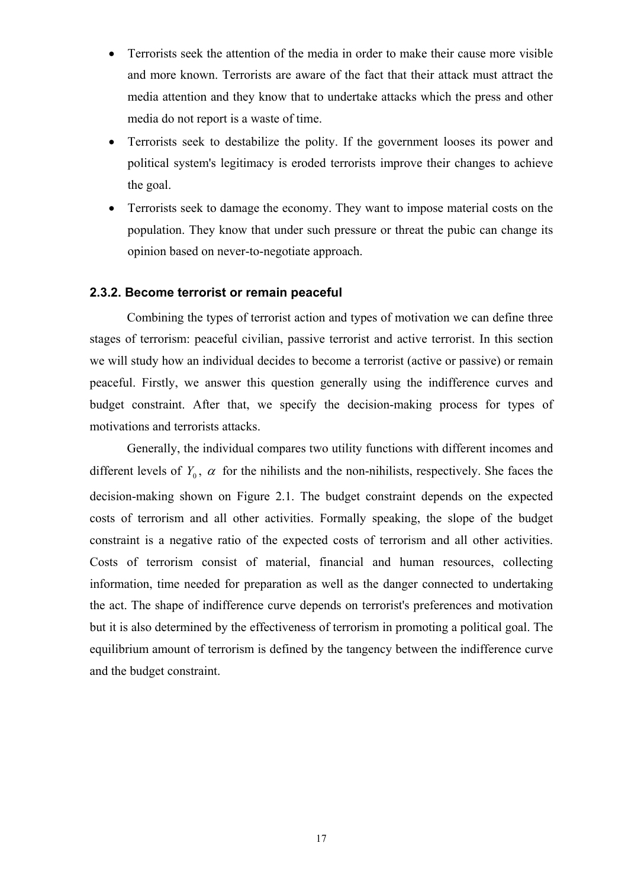- Terrorists seek the attention of the media in order to make their cause more visible and more known. Terrorists are aware of the fact that their attack must attract the media attention and they know that to undertake attacks which the press and other media do not report is a waste of time.
- Terrorists seek to destabilize the polity. If the government looses its power and political system's legitimacy is eroded terrorists improve their changes to achieve the goal.
- Terrorists seek to damage the economy. They want to impose material costs on the population. They know that under such pressure or threat the pubic can change its opinion based on never-to-negotiate approach.

### 2.3.2. Become terrorist or remain peaceful

Combining the types of terrorist action and types of motivation we can define three stages of terrorism: peaceful civilian, passive terrorist and active terrorist. In this section we will study how an individual decides to become a terrorist (active or passive) or remain peaceful. Firstly, we answer this question generally using the indifference curves and budget constraint. After that, we specify the decision-making process for types of motivations and terrorists attacks.

Generally, the individual compares two utility functions with different incomes and different levels of $Y_0$, $\alpha$ for the nihilists and the non-nihilists, respectively. She faces the decision-making shown on Figure 2.1. The budget constraint depends on the expected costs of terrorism and all other activities. Formally speaking, the slope of the budget constraint is a negative ratio of the expected costs of terrorism and all other activities. Costs of terrorism consist of material, financial and human resources, collecting information, time needed for preparation as well as the danger connected to undertaking the act. The shape of indifference curve depends on terrorist's preferences and motivation but it is also determined by the effectiveness of terrorism in promoting a political goal. The equilibrium amount of terrorism is defined by the tangency between the indifference curve and the budget constraint.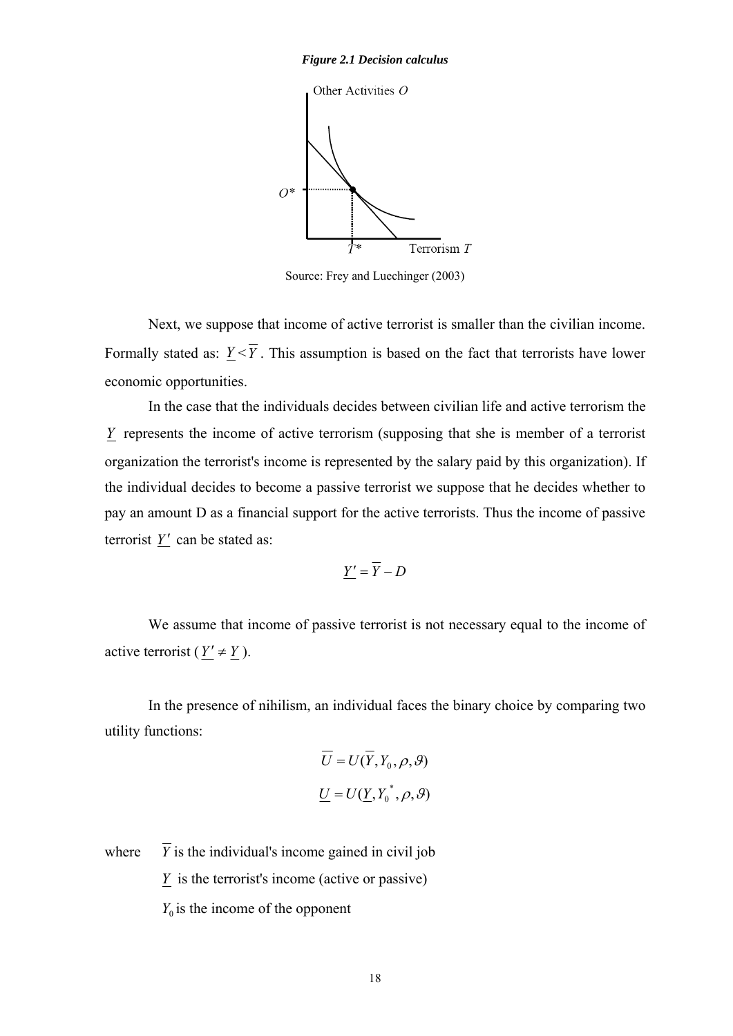*Figure 2.1 Decision calculus*

Source: Frey and Luechinger (2003)

Next, we suppose that income of active terrorist is smaller than the civilian income. Formally stated as: $\underline{Y} < \overline{Y}$. This assumption is based on the fact that terrorists have lower economic opportunities.

In the case that the individuals decides between civilian life and active terrorism the $\underline{Y}$ represents the income of active terrorism (supposing that she is member of a terrorist organization the terrorist's income is represented by the salary paid by this organization). If the individual decides to become a passive terrorist we suppose that he decides whether to pay an amount D as a financial support for the active terrorists. Thus the income of passive terrorist $\underline{Y'}$ can be stated as:

$$\underline{Y'} = \overline{Y} - D$$

We assume that income of passive terrorist is not necessary equal to the income of active terrorist ($\underline{Y'} \neq \underline{Y}$).

In the presence of nihilism, an individual faces the binary choice by comparing two utility functions:

$$\overline{U} = U(\overline{Y}, Y_0, \rho, \vartheta)$$

$$\underline{U} = U(\underline{Y}, Y_0^*, \rho, \vartheta)$$

where $\overline{Y}$ is the individual's income gained in civil job

$\underline{Y}$ is the terrorist's income (active or passive)

$Y_0$ is the income of the opponent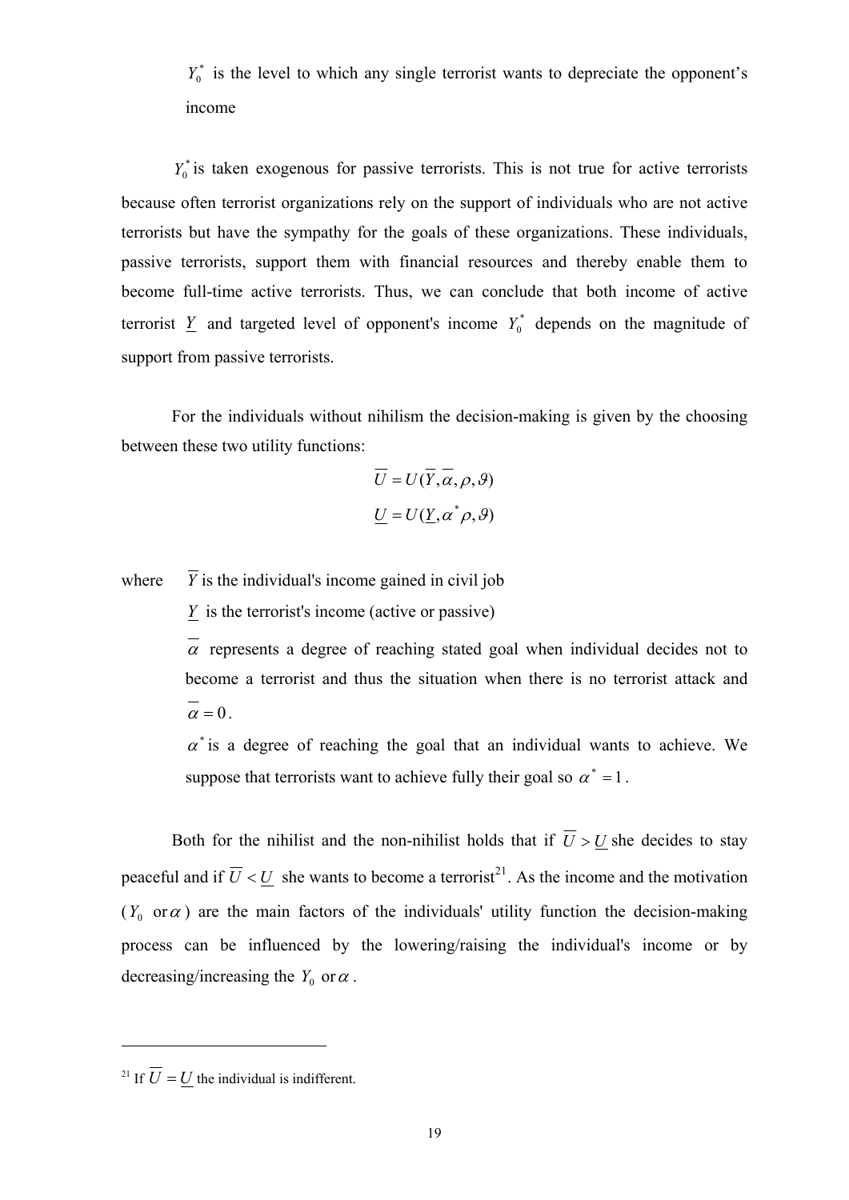$Y_0^*$ is the level to which any single terrorist wants to depreciate the opponent's income

$Y_0^*$ is taken exogenous for passive terrorists. This is not true for active terrorists because often terrorist organizations rely on the support of individuals who are not active terrorists but have the sympathy for the goals of these organizations. These individuals, passive terrorists, support them with financial resources and thereby enable them to become full-time active terrorists. Thus, we can conclude that both income of active terrorist $\underline{Y}$ and targeted level of opponent's income $Y_0^*$ depends on the magnitude of support from passive terrorists.

For the individuals without nihilism the decision-making is given by the choosing between these two utility functions:

$$\overline{U} = U(\overline{Y}, \overline{\alpha}, \rho, \vartheta)$$

$$\underline{U} = U(\underline{Y}, \alpha^* \rho, \vartheta)$$

where $\overline{Y}$ is the individual's income gained in civil job

$\underline{Y}$ is the terrorist's income (active or passive)

$\overline{\alpha}$ represents a degree of reaching stated goal when individual decides not to become a terrorist and thus the situation when there is no terrorist attack and $\overline{\alpha} = 0$.

$\alpha^*$ is a degree of reaching the goal that an individual wants to achieve. We suppose that terrorists want to achieve fully their goal so $\alpha^* = 1$.

Both for the nihilist and the non-nihilist holds that if $\overline{U} > \underline{U}$ she decides to stay peaceful and if $\overline{U} < \underline{U}$ she wants to become a terrorist[21]. As the income and the motivation ($Y_0$ or $\alpha$) are the main factors of the individuals' utility function the decision-making process can be influenced by the lowering/raising the individual's income or by decreasing/increasing the $Y_0$ or $\alpha$.

---

[21] If $\overline{U} = \underline{U}$ the individual is indifferent.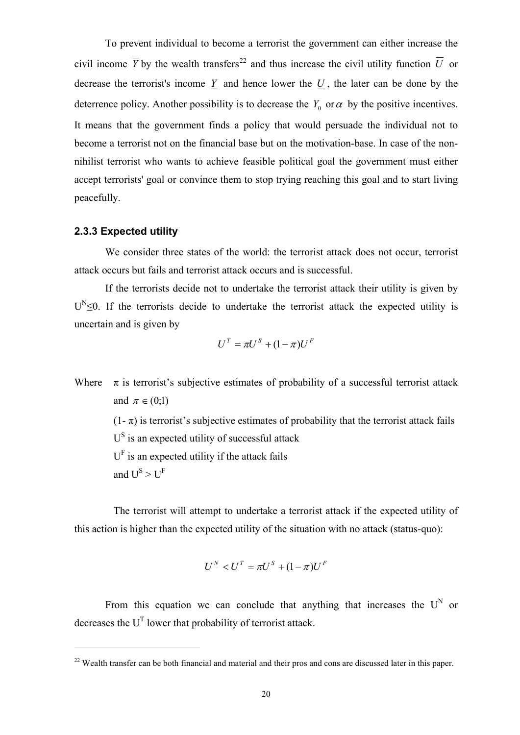To prevent individual to become a terrorist the government can either increase the civil income $\overline{Y}$ by the wealth transfers[22] and thus increase the civil utility function $\overline{U}$ or decrease the terrorist's income $\underline{Y}$ and hence lower the $\underline{U}$, the later can be done by the deterrence policy. Another possibility is to decrease the $Y_0$ or $\alpha$ by the positive incentives. It means that the government finds a policy that would persuade the individual not to become a terrorist not on the financial base but on the motivation-base. In case of the non-nihilist terrorist who wants to achieve feasible political goal the government must either accept terrorists' goal or convince them to stop trying reaching this goal and to start living peacefully.

### 2.3.3 Expected utility

We consider three states of the world: the terrorist attack does not occur, terrorist attack occurs but fails and terrorist attack occurs and is successful.

If the terrorists decide not to undertake the terrorist attack their utility is given by $U^N \leq 0$. If the terrorists decide to undertake the terrorist attack the expected utility is uncertain and is given by

$$U^T = \pi U^S + (1-\pi)U^F$$

Where $\pi$ is terrorist's subjective estimates of probability of a successful terrorist attack and $\pi \in (0;1)$

$(1-\pi)$ is terrorist's subjective estimates of probability that the terrorist attack fails

$U^S$ is an expected utility of successful attack

$U^F$ is an expected utility if the attack fails

and $U^S > U^F$

The terrorist will attempt to undertake a terrorist attack if the expected utility of this action is higher than the expected utility of the situation with no attack (status-quo):

$$U^N < U^T = \pi U^S + (1-\pi)U^F$$

From this equation we can conclude that anything that increases the $U^N$ or decreases the $U^T$ lower that probability of terrorist attack.

[22] Wealth transfer can be both financial and material and their pros and cons are discussed later in this paper.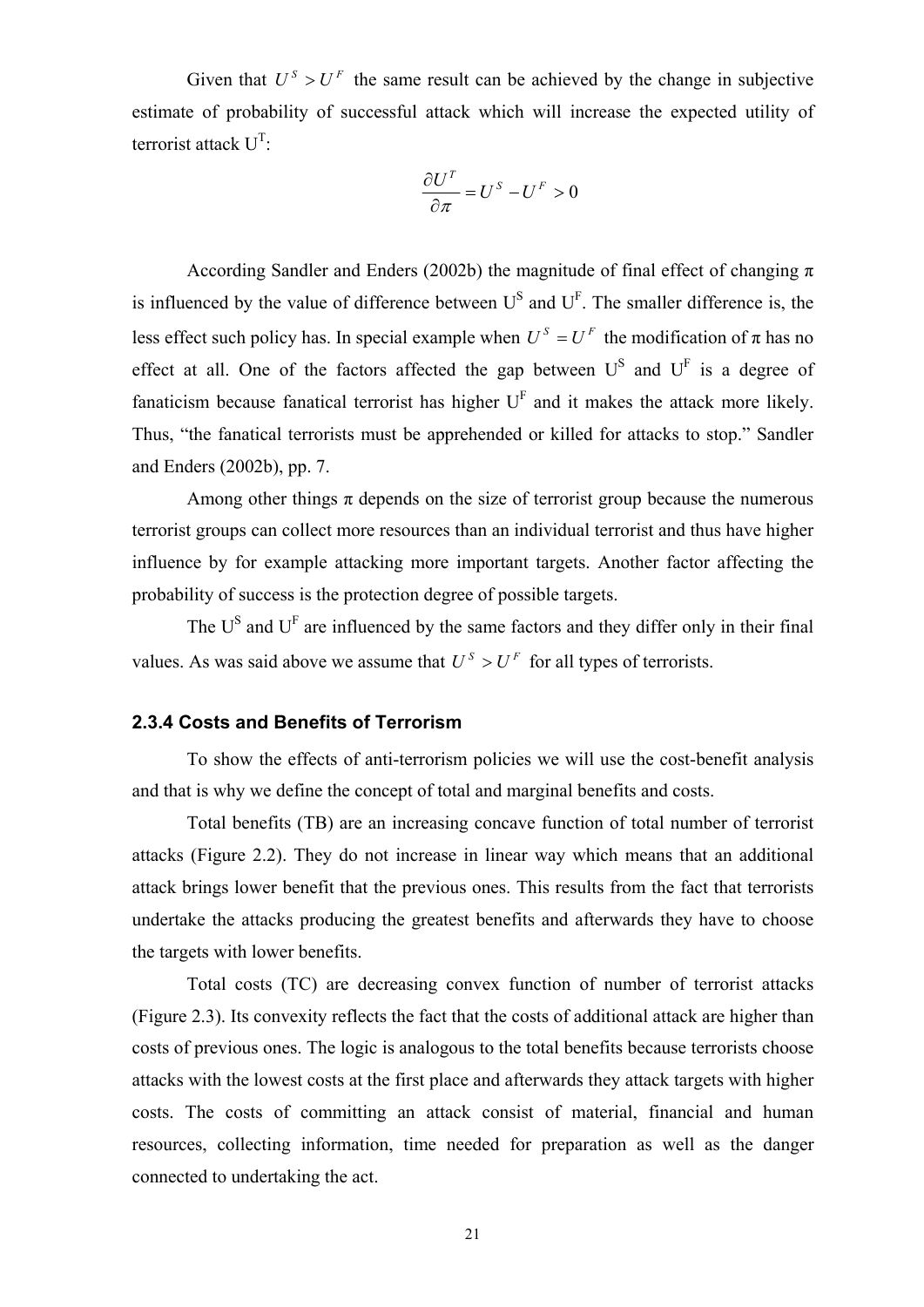Given that $U^S > U^F$ the same result can be achieved by the change in subjective estimate of probability of successful attack which will increase the expected utility of terrorist attack $U^T$:

$$\frac{\partial U^T}{\partial \pi} = U^S - U^F > 0$$

According Sandler and Enders (2002b) the magnitude of final effect of changing $\pi$ is influenced by the value of difference between $U^S$ and $U^F$. The smaller difference is, the less effect such policy has. In special example when $U^S = U^F$ the modification of $\pi$ has no effect at all. One of the factors affected the gap between $U^S$ and $U^F$ is a degree of fanaticism because fanatical terrorist has higher $U^F$ and it makes the attack more likely. Thus, "the fanatical terrorists must be apprehended or killed for attacks to stop." Sandler and Enders (2002b), pp. 7.

Among other things $\pi$ depends on the size of terrorist group because the numerous terrorist groups can collect more resources than an individual terrorist and thus have higher influence by for example attacking more important targets. Another factor affecting the probability of success is the protection degree of possible targets.

The $U^S$ and $U^F$ are influenced by the same factors and they differ only in their final values. As was said above we assume that $U^S > U^F$ for all types of terrorists.

### 2.3.4 Costs and Benefits of Terrorism

To show the effects of anti-terrorism policies we will use the cost-benefit analysis and that is why we define the concept of total and marginal benefits and costs.

Total benefits (TB) are an increasing concave function of total number of terrorist attacks (Figure 2.2). They do not increase in linear way which means that an additional attack brings lower benefit that the previous ones. This results from the fact that terrorists undertake the attacks producing the greatest benefits and afterwards they have to choose the targets with lower benefits.

Total costs (TC) are decreasing convex function of number of terrorist attacks (Figure 2.3). Its convexity reflects the fact that the costs of additional attack are higher than costs of previous ones. The logic is analogous to the total benefits because terrorists choose attacks with the lowest costs at the first place and afterwards they attack targets with higher costs. The costs of committing an attack consist of material, financial and human resources, collecting information, time needed for preparation as well as the danger connected to undertaking the act.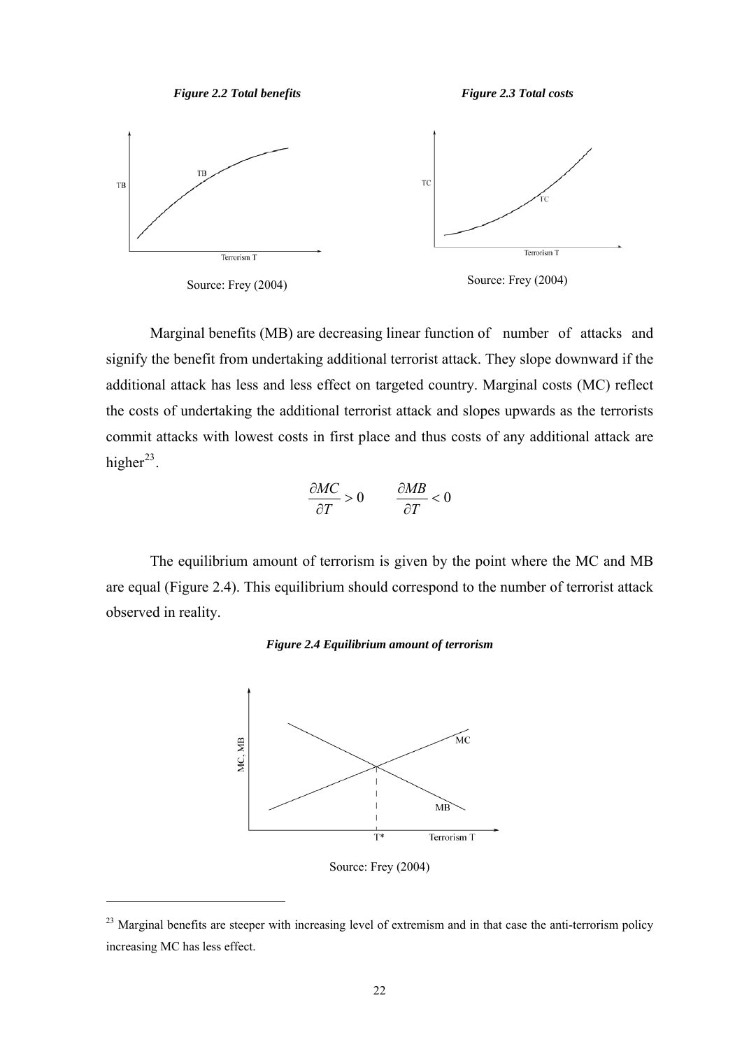*Figure 2.2 Total benefits*

Source: Frey (2004)

*Figure 2.3 Total costs*

Source: Frey (2004)

Marginal benefits (MB) are decreasing linear function of number of attacks and signify the benefit from undertaking additional terrorist attack. They slope downward if the additional attack has less and less effect on targeted country. Marginal costs (MC) reflect the costs of undertaking the additional terrorist attack and slopes upwards as the terrorists commit attacks with lowest costs in first place and thus costs of any additional attack are higher[23].

$$\frac{\partial MC}{\partial T} > 0 \qquad \frac{\partial MB}{\partial T} < 0$$

The equilibrium amount of terrorism is given by the point where the MC and MB are equal (Figure 2.4). This equilibrium should correspond to the number of terrorist attack observed in reality.

*Figure 2.4 Equilibrium amount of terrorism*

Source: Frey (2004)

[23] Marginal benefits are steeper with increasing level of extremism and in that case the anti-terrorism policy increasing MC has less effect.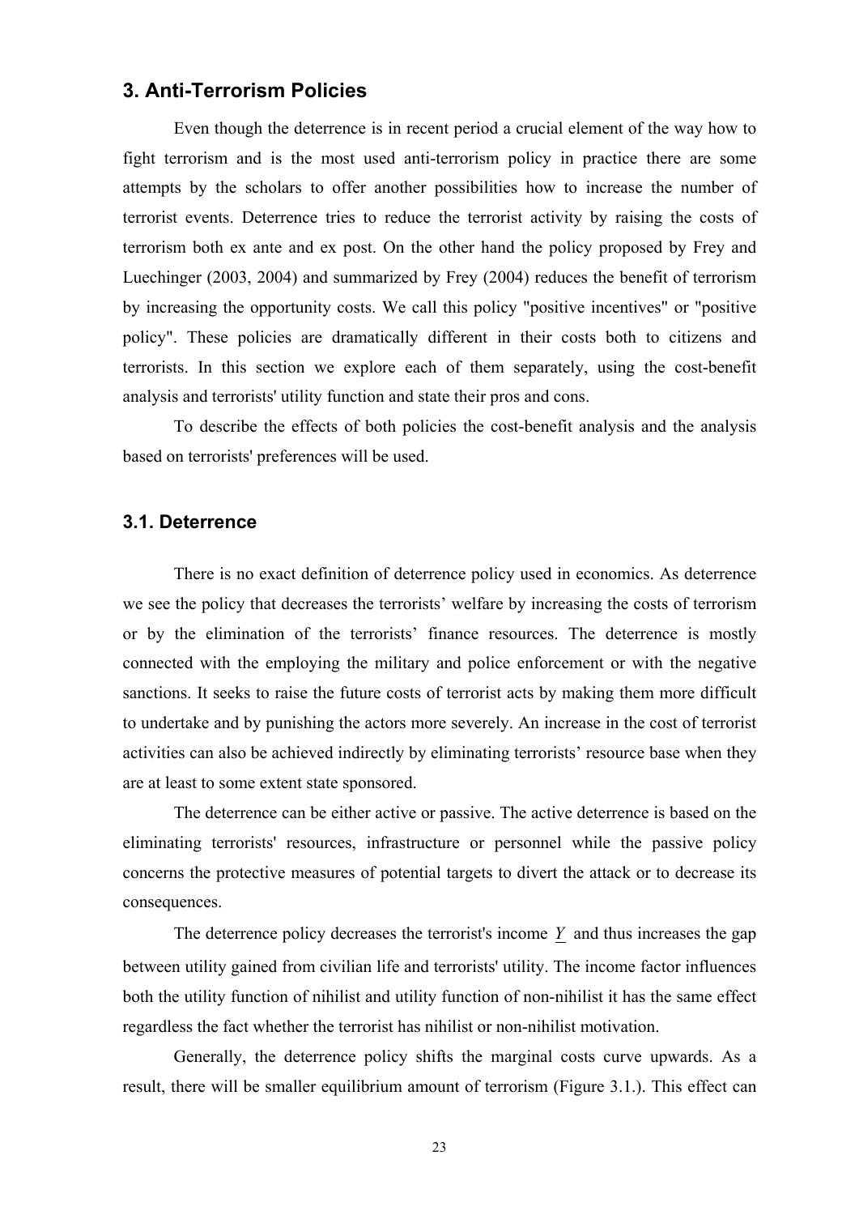## 3. Anti-Terrorism Policies

Even though the deterrence is in recent period a crucial element of the way how to fight terrorism and is the most used anti-terrorism policy in practice there are some attempts by the scholars to offer another possibilities how to increase the number of terrorist events. Deterrence tries to reduce the terrorist activity by raising the costs of terrorism both ex ante and ex post. On the other hand the policy proposed by Frey and Luechinger (2003, 2004) and summarized by Frey (2004) reduces the benefit of terrorism by increasing the opportunity costs. We call this policy "positive incentives" or "positive policy". These policies are dramatically different in their costs both to citizens and terrorists. In this section we explore each of them separately, using the cost-benefit analysis and terrorists' utility function and state their pros and cons.

To describe the effects of both policies the cost-benefit analysis and the analysis based on terrorists' preferences will be used.

### 3.1. Deterrence

There is no exact definition of deterrence policy used in economics. As deterrence we see the policy that decreases the terrorists' welfare by increasing the costs of terrorism or by the elimination of the terrorists' finance resources. The deterrence is mostly connected with the employing the military and police enforcement or with the negative sanctions. It seeks to raise the future costs of terrorist acts by making them more difficult to undertake and by punishing the actors more severely. An increase in the cost of terrorist activities can also be achieved indirectly by eliminating terrorists' resource base when they are at least to some extent state sponsored.

The deterrence can be either active or passive. The active deterrence is based on the eliminating terrorists' resources, infrastructure or personnel while the passive policy concerns the protective measures of potential targets to divert the attack or to decrease its consequences.

The deterrence policy decreases the terrorist's income $\underline{Y}$ and thus increases the gap between utility gained from civilian life and terrorists' utility. The income factor influences both the utility function of nihilist and utility function of non-nihilist it has the same effect regardless the fact whether the terrorist has nihilist or non-nihilist motivation.

Generally, the deterrence policy shifts the marginal costs curve upwards. As a result, there will be smaller equilibrium amount of terrorism (Figure 3.1.). This effect can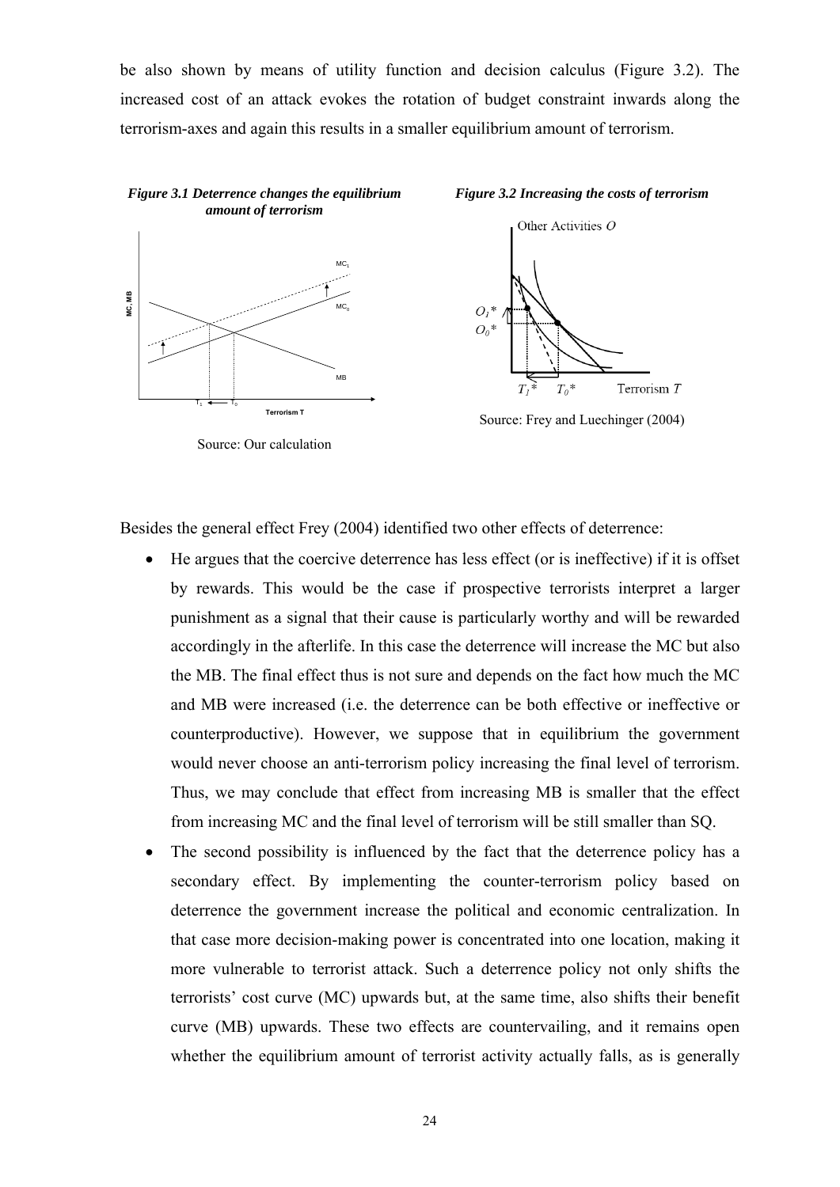be also shown by means of utility function and decision calculus (Figure 3.2). The increased cost of an attack evokes the rotation of budget constraint inwards along the terrorism-axes and again this results in a smaller equilibrium amount of terrorism.

***Figure 3.1 Deterrence changes the equilibrium amount of terrorism***

Source: Our calculation

***Figure 3.2 Increasing the costs of terrorism***

Source: Frey and Luechinger (2004)

Besides the general effect Frey (2004) identified two other effects of deterrence:

- He argues that the coercive deterrence has less effect (or is ineffective) if it is offset by rewards. This would be the case if prospective terrorists interpret a larger punishment as a signal that their cause is particularly worthy and will be rewarded accordingly in the afterlife. In this case the deterrence will increase the MC but also the MB. The final effect thus is not sure and depends on the fact how much the MC and MB were increased (i.e. the deterrence can be both effective or ineffective or counterproductive). However, we suppose that in equilibrium the government would never choose an anti-terrorism policy increasing the final level of terrorism. Thus, we may conclude that effect from increasing MB is smaller that the effect from increasing MC and the final level of terrorism will be still smaller than SQ.
- The second possibility is influenced by the fact that the deterrence policy has a secondary effect. By implementing the counter-terrorism policy based on deterrence the government increase the political and economic centralization. In that case more decision-making power is concentrated into one location, making it more vulnerable to terrorist attack. Such a deterrence policy not only shifts the terrorists' cost curve (MC) upwards but, at the same time, also shifts their benefit curve (MB) upwards. These two effects are countervailing, and it remains open whether the equilibrium amount of terrorist activity actually falls, as is generally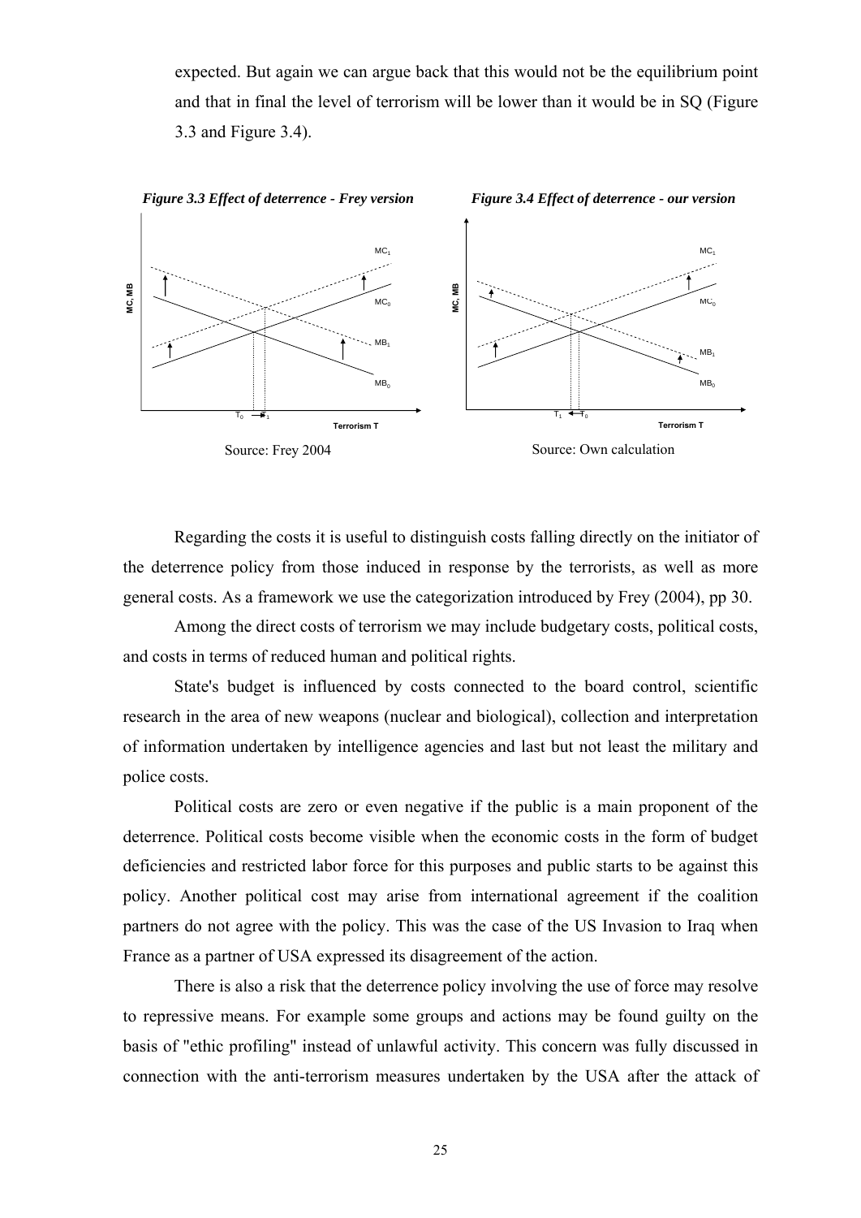expected. But again we can argue back that this would not be the equilibrium point and that in final the level of terrorism will be lower than it would be in SQ (Figure 3.3 and Figure 3.4).

***Figure 3.3 Effect of deterrence - Frey version***

Source: Frey 2004

***Figure 3.4 Effect of deterrence - our version***

Source: Own calculation

Regarding the costs it is useful to distinguish costs falling directly on the initiator of the deterrence policy from those induced in response by the terrorists, as well as more general costs. As a framework we use the categorization introduced by Frey (2004), pp 30.

Among the direct costs of terrorism we may include budgetary costs, political costs, and costs in terms of reduced human and political rights.

State's budget is influenced by costs connected to the board control, scientific research in the area of new weapons (nuclear and biological), collection and interpretation of information undertaken by intelligence agencies and last but not least the military and police costs.

Political costs are zero or even negative if the public is a main proponent of the deterrence. Political costs become visible when the economic costs in the form of budget deficiencies and restricted labor force for this purposes and public starts to be against this policy. Another political cost may arise from international agreement if the coalition partners do not agree with the policy. This was the case of the US Invasion to Iraq when France as a partner of USA expressed its disagreement of the action.

There is also a risk that the deterrence policy involving the use of force may resolve to repressive means. For example some groups and actions may be found guilty on the basis of "ethic profiling" instead of unlawful activity. This concern was fully discussed in connection with the anti-terrorism measures undertaken by the USA after the attack of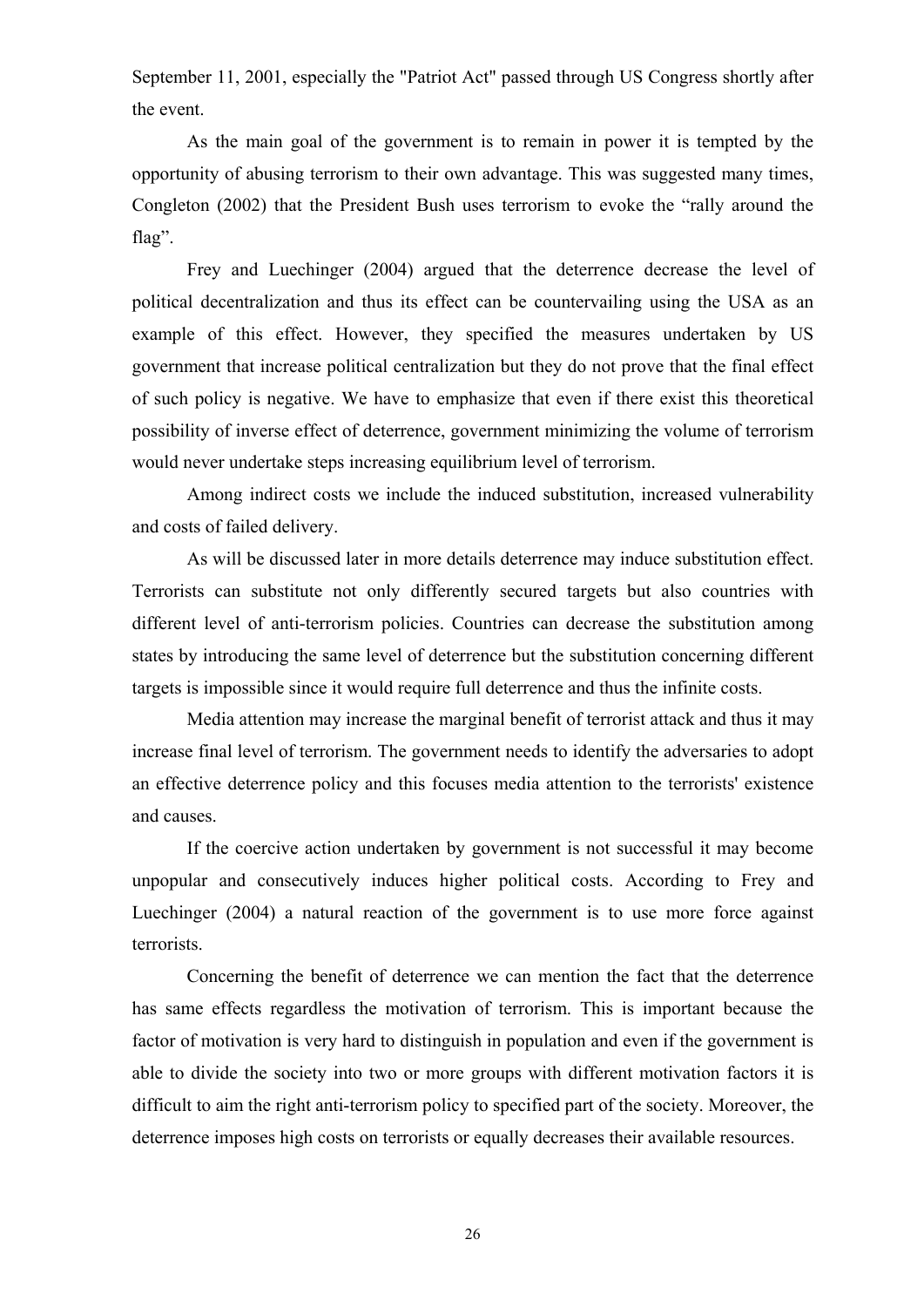September 11, 2001, especially the "Patriot Act" passed through US Congress shortly after the event.

As the main goal of the government is to remain in power it is tempted by the opportunity of abusing terrorism to their own advantage. This was suggested many times, Congleton (2002) that the President Bush uses terrorism to evoke the “rally around the flag”.

Frey and Luechinger (2004) argued that the deterrence decrease the level of political decentralization and thus its effect can be countervailing using the USA as an example of this effect. However, they specified the measures undertaken by US government that increase political centralization but they do not prove that the final effect of such policy is negative. We have to emphasize that even if there exist this theoretical possibility of inverse effect of deterrence, government minimizing the volume of terrorism would never undertake steps increasing equilibrium level of terrorism.

Among indirect costs we include the induced substitution, increased vulnerability and costs of failed delivery.

As will be discussed later in more details deterrence may induce substitution effect. Terrorists can substitute not only differently secured targets but also countries with different level of anti-terrorism policies. Countries can decrease the substitution among states by introducing the same level of deterrence but the substitution concerning different targets is impossible since it would require full deterrence and thus the infinite costs.

Media attention may increase the marginal benefit of terrorist attack and thus it may increase final level of terrorism. The government needs to identify the adversaries to adopt an effective deterrence policy and this focuses media attention to the terrorists' existence and causes.

If the coercive action undertaken by government is not successful it may become unpopular and consecutively induces higher political costs. According to Frey and Luechinger (2004) a natural reaction of the government is to use more force against terrorists.

Concerning the benefit of deterrence we can mention the fact that the deterrence has same effects regardless the motivation of terrorism. This is important because the factor of motivation is very hard to distinguish in population and even if the government is able to divide the society into two or more groups with different motivation factors it is difficult to aim the right anti-terrorism policy to specified part of the society. Moreover, the deterrence imposes high costs on terrorists or equally decreases their available resources.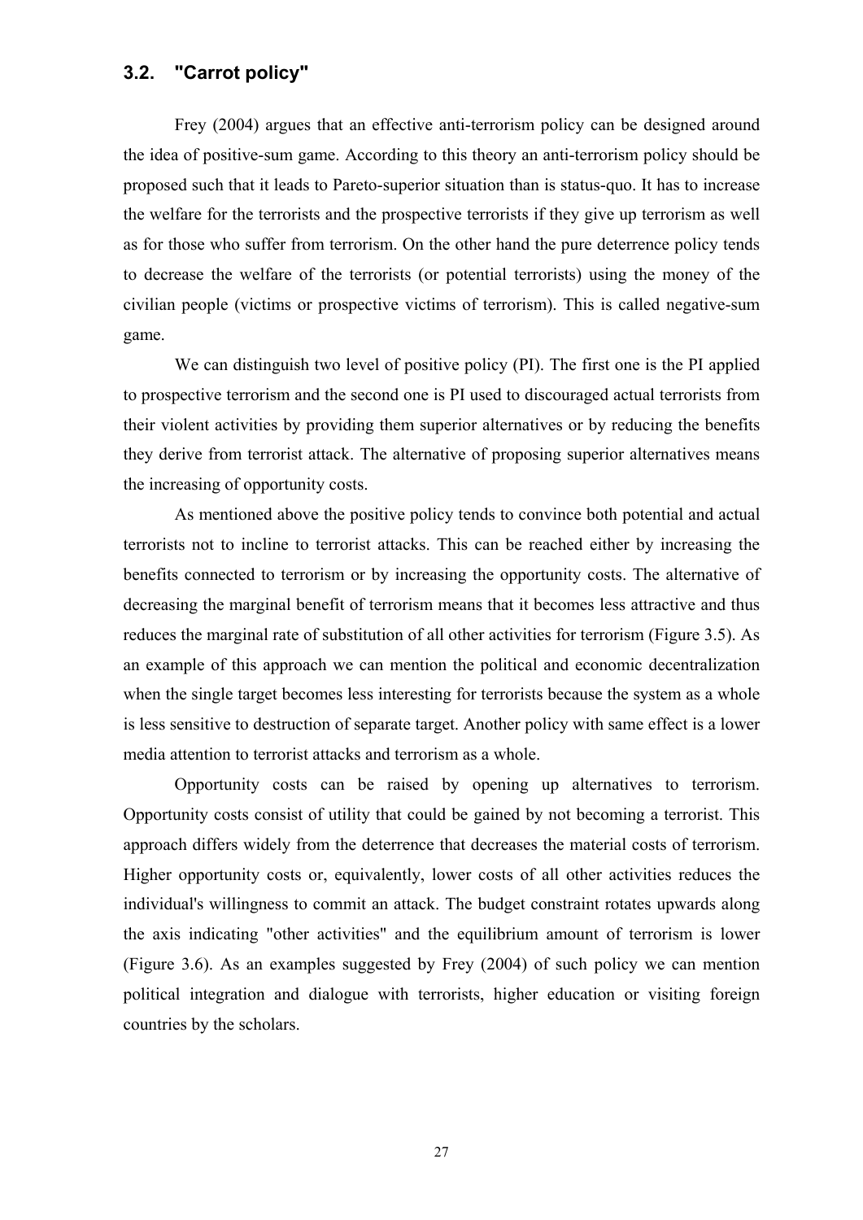## 3.2. "Carrot policy"

Frey (2004) argues that an effective anti-terrorism policy can be designed around the idea of positive-sum game. According to this theory an anti-terrorism policy should be proposed such that it leads to Pareto-superior situation than is status-quo. It has to increase the welfare for the terrorists and the prospective terrorists if they give up terrorism as well as for those who suffer from terrorism. On the other hand the pure deterrence policy tends to decrease the welfare of the terrorists (or potential terrorists) using the money of the civilian people (victims or prospective victims of terrorism). This is called negative-sum game.

We can distinguish two level of positive policy (PI). The first one is the PI applied to prospective terrorism and the second one is PI used to discouraged actual terrorists from their violent activities by providing them superior alternatives or by reducing the benefits they derive from terrorist attack. The alternative of proposing superior alternatives means the increasing of opportunity costs.

As mentioned above the positive policy tends to convince both potential and actual terrorists not to incline to terrorist attacks. This can be reached either by increasing the benefits connected to terrorism or by increasing the opportunity costs. The alternative of decreasing the marginal benefit of terrorism means that it becomes less attractive and thus reduces the marginal rate of substitution of all other activities for terrorism (Figure 3.5). As an example of this approach we can mention the political and economic decentralization when the single target becomes less interesting for terrorists because the system as a whole is less sensitive to destruction of separate target. Another policy with same effect is a lower media attention to terrorist attacks and terrorism as a whole.

Opportunity costs can be raised by opening up alternatives to terrorism. Opportunity costs consist of utility that could be gained by not becoming a terrorist. This approach differs widely from the deterrence that decreases the material costs of terrorism. Higher opportunity costs or, equivalently, lower costs of all other activities reduces the individual's willingness to commit an attack. The budget constraint rotates upwards along the axis indicating "other activities" and the equilibrium amount of terrorism is lower (Figure 3.6). As an examples suggested by Frey (2004) of such policy we can mention political integration and dialogue with terrorists, higher education or visiting foreign countries by the scholars.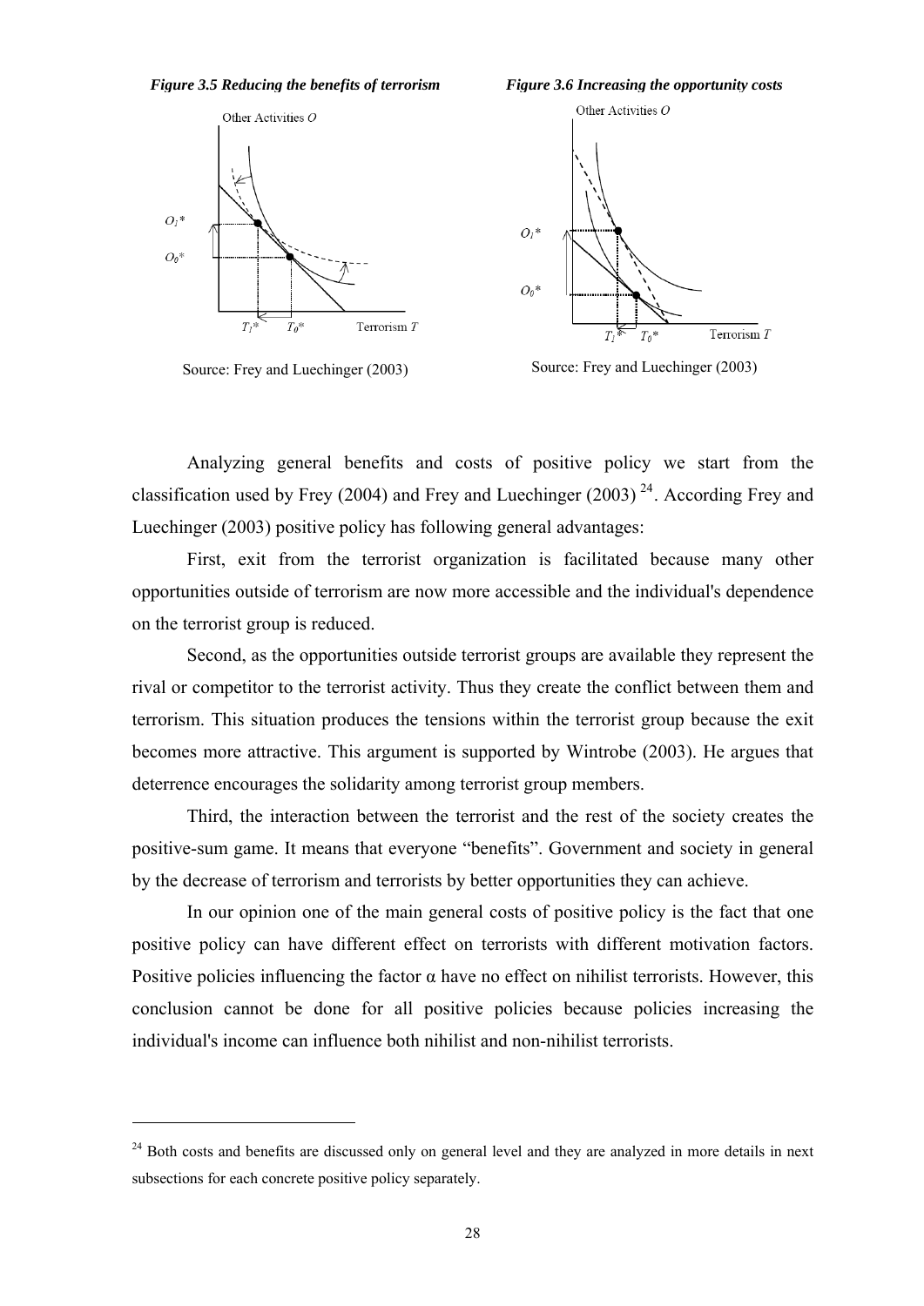*Figure 3.5 Reducing the benefits of terrorism*

Source: Frey and Luechinger (2003)

*Figure 3.6 Increasing the opportunity costs*

Source: Frey and Luechinger (2003)

Analyzing general benefits and costs of positive policy we start from the classification used by Frey (2004) and Frey and Luechinger (2003) [24]. According Frey and Luechinger (2003) positive policy has following general advantages:

First, exit from the terrorist organization is facilitated because many other opportunities outside of terrorism are now more accessible and the individual's dependence on the terrorist group is reduced.

Second, as the opportunities outside terrorist groups are available they represent the rival or competitor to the terrorist activity. Thus they create the conflict between them and terrorism. This situation produces the tensions within the terrorist group because the exit becomes more attractive. This argument is supported by Wintrobe (2003). He argues that deterrence encourages the solidarity among terrorist group members.

Third, the interaction between the terrorist and the rest of the society creates the positive-sum game. It means that everyone "benefits". Government and society in general by the decrease of terrorism and terrorists by better opportunities they can achieve.

In our opinion one of the main general costs of positive policy is the fact that one positive policy can have different effect on terrorists with different motivation factors. Positive policies influencing the factor $\alpha$ have no effect on nihilist terrorists. However, this conclusion cannot be done for all positive policies because policies increasing the individual's income can influence both nihilist and non-nihilist terrorists.

[24] Both costs and benefits are discussed only on general level and they are analyzed in more details in next subsections for each concrete positive policy separately.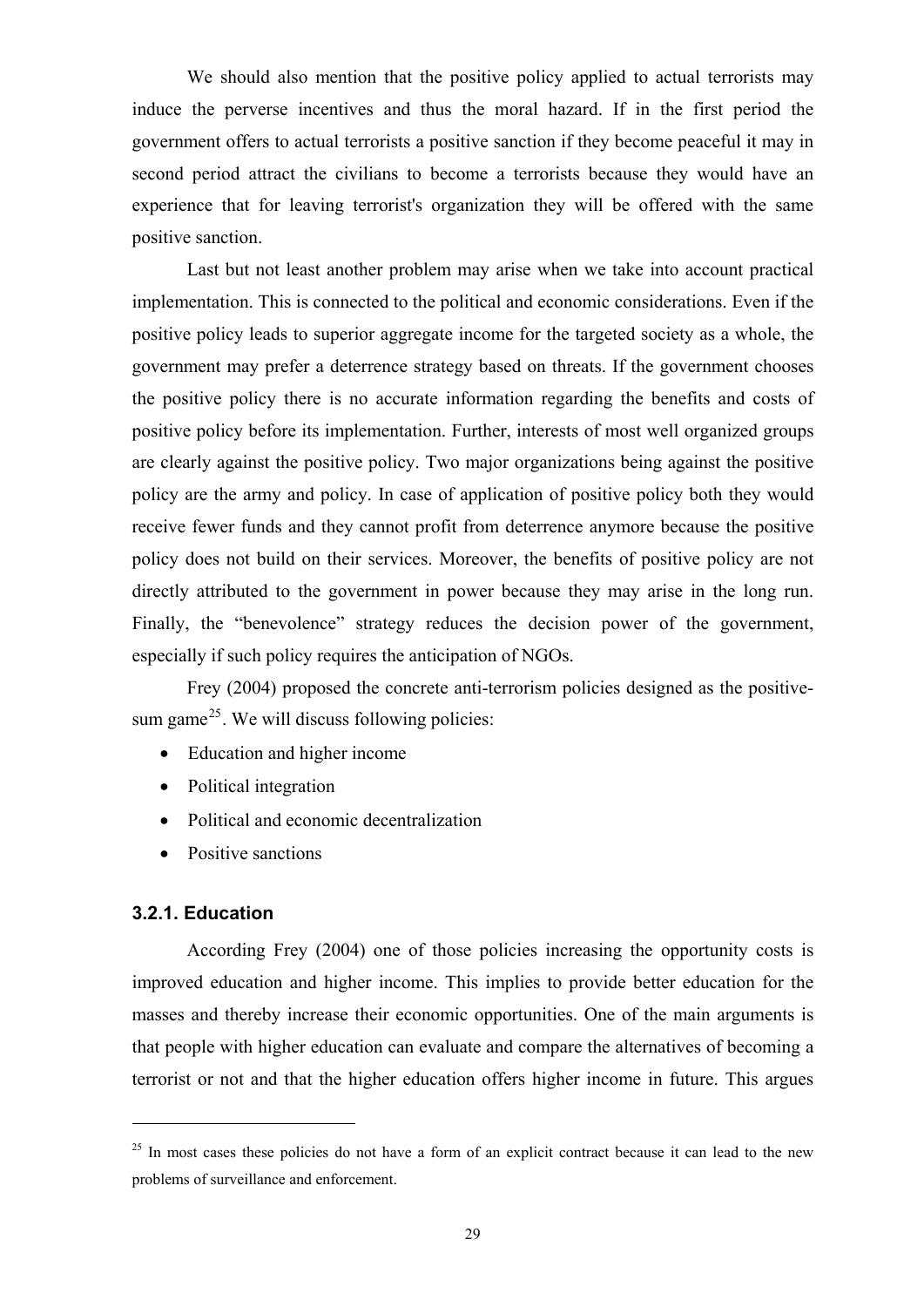We should also mention that the positive policy applied to actual terrorists may induce the perverse incentives and thus the moral hazard. If in the first period the government offers to actual terrorists a positive sanction if they become peaceful it may in second period attract the civilians to become a terrorists because they would have an experience that for leaving terrorist's organization they will be offered with the same positive sanction.

Last but not least another problem may arise when we take into account practical implementation. This is connected to the political and economic considerations. Even if the positive policy leads to superior aggregate income for the targeted society as a whole, the government may prefer a deterrence strategy based on threats. If the government chooses the positive policy there is no accurate information regarding the benefits and costs of positive policy before its implementation. Further, interests of most well organized groups are clearly against the positive policy. Two major organizations being against the positive policy are the army and policy. In case of application of positive policy both they would receive fewer funds and they cannot profit from deterrence anymore because the positive policy does not build on their services. Moreover, the benefits of positive policy are not directly attributed to the government in power because they may arise in the long run. Finally, the "benevolence" strategy reduces the decision power of the government, especially if such policy requires the anticipation of NGOs.

Frey (2004) proposed the concrete anti-terrorism policies designed as the positive-sum game[25]. We will discuss following policies:

- Education and higher income
- Political integration
- Political and economic decentralization
- Positive sanctions

### 3.2.1. Education

According Frey (2004) one of those policies increasing the opportunity costs is improved education and higher income. This implies to provide better education for the masses and thereby increase their economic opportunities. One of the main arguments is that people with higher education can evaluate and compare the alternatives of becoming a terrorist or not and that the higher education offers higher income in future. This argues

[25] In most cases these policies do not have a form of an explicit contract because it can lead to the new problems of surveillance and enforcement.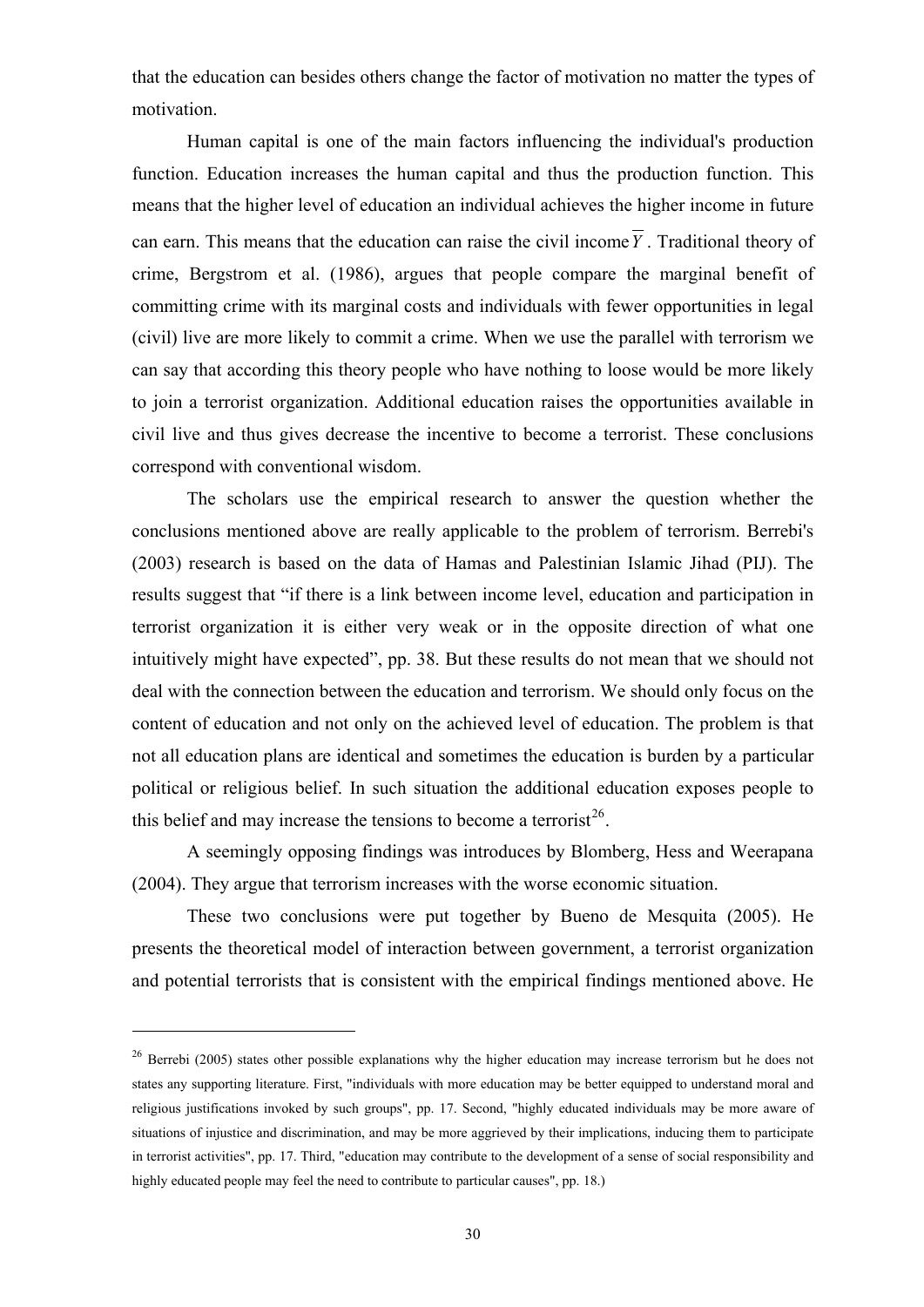that the education can besides others change the factor of motivation no matter the types of motivation.

Human capital is one of the main factors influencing the individual's production function. Education increases the human capital and thus the production function. This means that the higher level of education an individual achieves the higher income in future can earn. This means that the education can raise the civil income $\overline{Y}$. Traditional theory of crime, Bergstrom et al. (1986), argues that people compare the marginal benefit of committing crime with its marginal costs and individuals with fewer opportunities in legal (civil) live are more likely to commit a crime. When we use the parallel with terrorism we can say that according this theory people who have nothing to loose would be more likely to join a terrorist organization. Additional education raises the opportunities available in civil live and thus gives decrease the incentive to become a terrorist. These conclusions correspond with conventional wisdom.

The scholars use the empirical research to answer the question whether the conclusions mentioned above are really applicable to the problem of terrorism. Berrebi's (2003) research is based on the data of Hamas and Palestinian Islamic Jihad (PIJ). The results suggest that "if there is a link between income level, education and participation in terrorist organization it is either very weak or in the opposite direction of what one intuitively might have expected", pp. 38. But these results do not mean that we should not deal with the connection between the education and terrorism. We should only focus on the content of education and not only on the achieved level of education. The problem is that not all education plans are identical and sometimes the education is burden by a particular political or religious belief. In such situation the additional education exposes people to this belief and may increase the tensions to become a terrorist[26].

A seemingly opposing findings was introduces by Blomberg, Hess and Weerapana (2004). They argue that terrorism increases with the worse economic situation.

These two conclusions were put together by Bueno de Mesquita (2005). He presents the theoretical model of interaction between government, a terrorist organization and potential terrorists that is consistent with the empirical findings mentioned above. He

---

[26] Berrebi (2005) states other possible explanations why the higher education may increase terrorism but he does not states any supporting literature. First, "individuals with more education may be better equipped to understand moral and religious justifications invoked by such groups", pp. 17. Second, "highly educated individuals may be more aware of situations of injustice and discrimination, and may be more aggrieved by their implications, inducing them to participate in terrorist activities", pp. 17. Third, "education may contribute to the development of a sense of social responsibility and highly educated people may feel the need to contribute to particular causes", pp. 18.)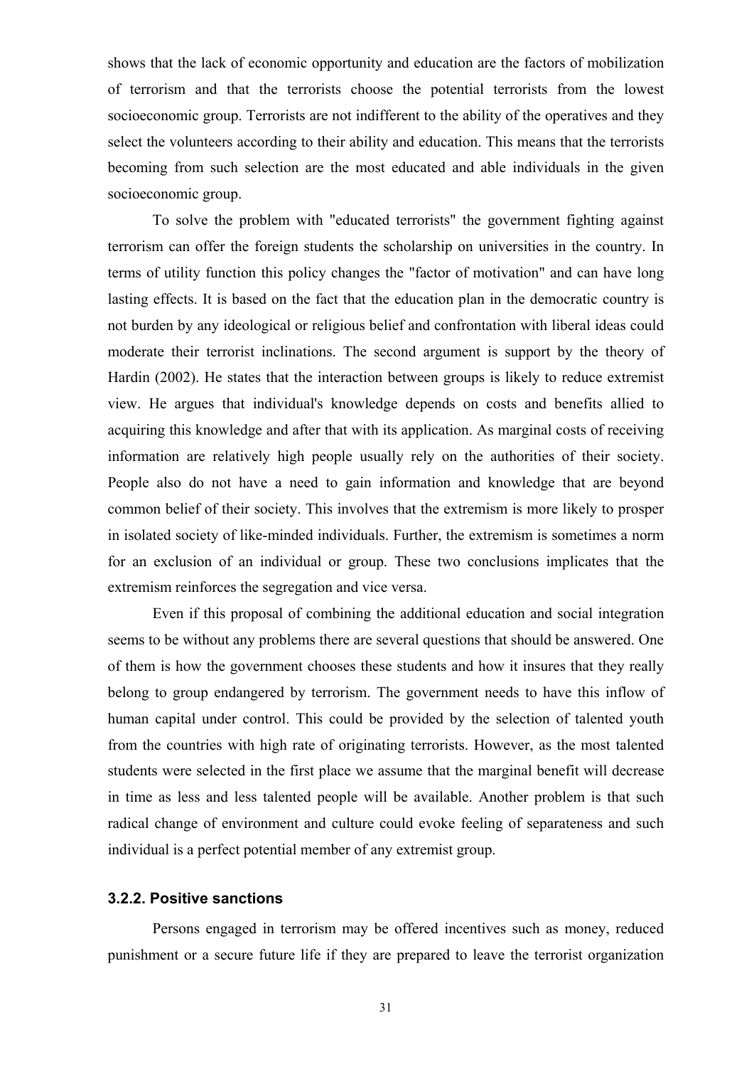shows that the lack of economic opportunity and education are the factors of mobilization of terrorism and that the terrorists choose the potential terrorists from the lowest socioeconomic group. Terrorists are not indifferent to the ability of the operatives and they select the volunteers according to their ability and education. This means that the terrorists becoming from such selection are the most educated and able individuals in the given socioeconomic group.

To solve the problem with "educated terrorists" the government fighting against terrorism can offer the foreign students the scholarship on universities in the country. In terms of utility function this policy changes the "factor of motivation" and can have long lasting effects. It is based on the fact that the education plan in the democratic country is not burden by any ideological or religious belief and confrontation with liberal ideas could moderate their terrorist inclinations. The second argument is support by the theory of Hardin (2002). He states that the interaction between groups is likely to reduce extremist view. He argues that individual's knowledge depends on costs and benefits allied to acquiring this knowledge and after that with its application. As marginal costs of receiving information are relatively high people usually rely on the authorities of their society. People also do not have a need to gain information and knowledge that are beyond common belief of their society. This involves that the extremism is more likely to prosper in isolated society of like-minded individuals. Further, the extremism is sometimes a norm for an exclusion of an individual or group. These two conclusions implicates that the extremism reinforces the segregation and vice versa.

Even if this proposal of combining the additional education and social integration seems to be without any problems there are several questions that should be answered. One of them is how the government chooses these students and how it insures that they really belong to group endangered by terrorism. The government needs to have this inflow of human capital under control. This could be provided by the selection of talented youth from the countries with high rate of originating terrorists. However, as the most talented students were selected in the first place we assume that the marginal benefit will decrease in time as less and less talented people will be available. Another problem is that such radical change of environment and culture could evoke feeling of separateness and such individual is a perfect potential member of any extremist group.

### 3.2.2. Positive sanctions

Persons engaged in terrorism may be offered incentives such as money, reduced punishment or a secure future life if they are prepared to leave the terrorist organization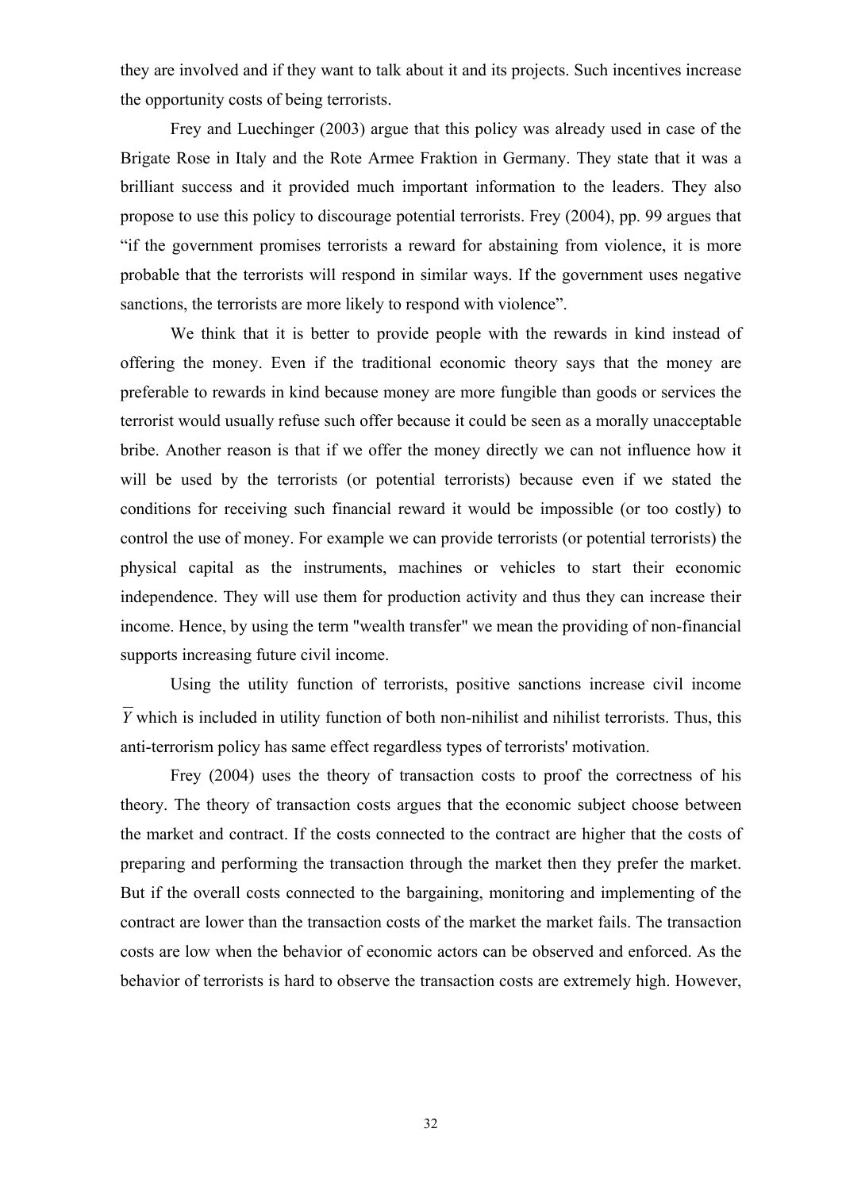they are involved and if they want to talk about it and its projects. Such incentives increase the opportunity costs of being terrorists.

Frey and Luechinger (2003) argue that this policy was already used in case of the Brigate Rose in Italy and the Rote Armee Fraktion in Germany. They state that it was a brilliant success and it provided much important information to the leaders. They also propose to use this policy to discourage potential terrorists. Frey (2004), pp. 99 argues that "if the government promises terrorists a reward for abstaining from violence, it is more probable that the terrorists will respond in similar ways. If the government uses negative sanctions, the terrorists are more likely to respond with violence".

We think that it is better to provide people with the rewards in kind instead of offering the money. Even if the traditional economic theory says that the money are preferable to rewards in kind because money are more fungible than goods or services the terrorist would usually refuse such offer because it could be seen as a morally unacceptable bribe. Another reason is that if we offer the money directly we can not influence how it will be used by the terrorists (or potential terrorists) because even if we stated the conditions for receiving such financial reward it would be impossible (or too costly) to control the use of money. For example we can provide terrorists (or potential terrorists) the physical capital as the instruments, machines or vehicles to start their economic independence. They will use them for production activity and thus they can increase their income. Hence, by using the term "wealth transfer" we mean the providing of non-financial supports increasing future civil income.

Using the utility function of terrorists, positive sanctions increase civil income $\overline{Y}$ which is included in utility function of both non-nihilist and nihilist terrorists. Thus, this anti-terrorism policy has same effect regardless types of terrorists' motivation.

Frey (2004) uses the theory of transaction costs to proof the correctness of his theory. The theory of transaction costs argues that the economic subject choose between the market and contract. If the costs connected to the contract are higher that the costs of preparing and performing the transaction through the market then they prefer the market. But if the overall costs connected to the bargaining, monitoring and implementing of the contract are lower than the transaction costs of the market the market fails. The transaction costs are low when the behavior of economic actors can be observed and enforced. As the behavior of terrorists is hard to observe the transaction costs are extremely high. However,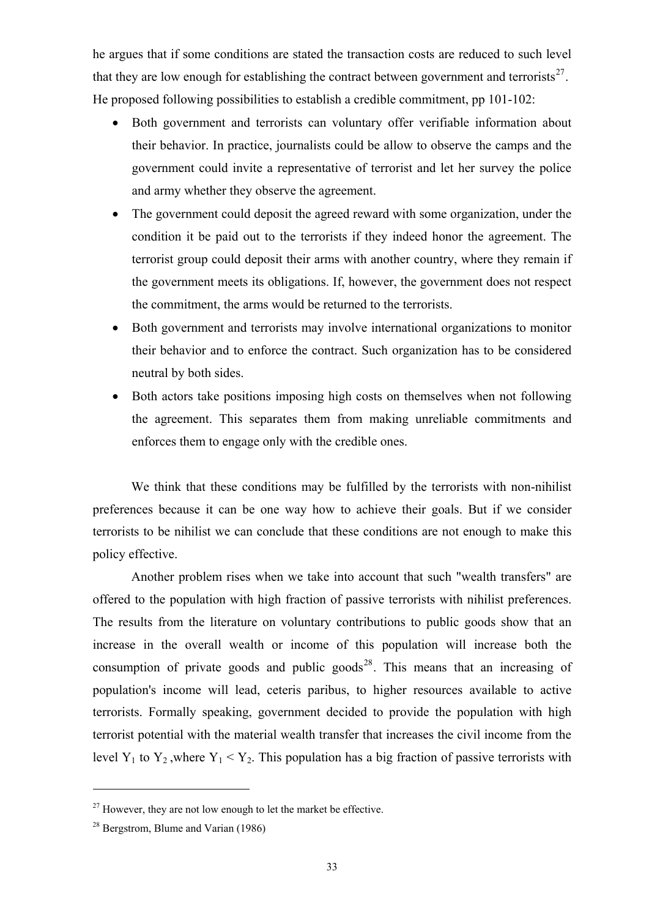he argues that if some conditions are stated the transaction costs are reduced to such level that they are low enough for establishing the contract between government and terrorists[27]. He proposed following possibilities to establish a credible commitment, pp 101-102:

- Both government and terrorists can voluntary offer verifiable information about their behavior. In practice, journalists could be allow to observe the camps and the government could invite a representative of terrorist and let her survey the police and army whether they observe the agreement.
- The government could deposit the agreed reward with some organization, under the condition it be paid out to the terrorists if they indeed honor the agreement. The terrorist group could deposit their arms with another country, where they remain if the government meets its obligations. If, however, the government does not respect the commitment, the arms would be returned to the terrorists.
- Both government and terrorists may involve international organizations to monitor their behavior and to enforce the contract. Such organization has to be considered neutral by both sides.
- Both actors take positions imposing high costs on themselves when not following the agreement. This separates them from making unreliable commitments and enforces them to engage only with the credible ones.

We think that these conditions may be fulfilled by the terrorists with non-nihilist preferences because it can be one way how to achieve their goals. But if we consider terrorists to be nihilist we can conclude that these conditions are not enough to make this policy effective.

Another problem rises when we take into account that such "wealth transfers" are offered to the population with high fraction of passive terrorists with nihilist preferences. The results from the literature on voluntary contributions to public goods show that an increase in the overall wealth or income of this population will increase both the consumption of private goods and public goods[28]. This means that an increasing of population's income will lead, ceteris paribus, to higher resources available to active terrorists. Formally speaking, government decided to provide the population with high terrorist potential with the material wealth transfer that increases the civil income from the level $Y_1$ to $Y_2$ ,where $Y_1 < Y_2$. This population has a big fraction of passive terrorists with

[27] However, they are not low enough to let the market be effective.

[28] Bergstrom, Blume and Varian (1986)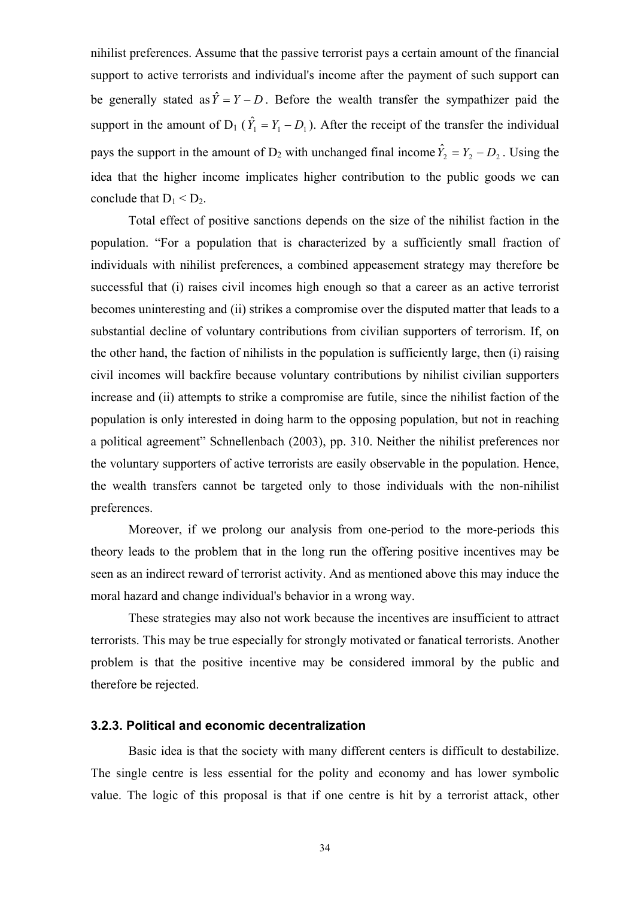nihilist preferences. Assume that the passive terrorist pays a certain amount of the financial support to active terrorists and individual's income after the payment of such support can be generally stated as $\hat{Y} = Y - D$. Before the wealth transfer the sympathizer paid the support in the amount of $D_1$ ($\hat{Y}_1 = Y_1 - D_1$). After the receipt of the transfer the individual pays the support in the amount of $D_2$ with unchanged final income $\hat{Y}_2 = Y_2 - D_2$. Using the idea that the higher income implicates higher contribution to the public goods we can conclude that $D_1 < D_2$.

Total effect of positive sanctions depends on the size of the nihilist faction in the population. "For a population that is characterized by a sufficiently small fraction of individuals with nihilist preferences, a combined appeasement strategy may therefore be successful that (i) raises civil incomes high enough so that a career as an active terrorist becomes uninteresting and (ii) strikes a compromise over the disputed matter that leads to a substantial decline of voluntary contributions from civilian supporters of terrorism. If, on the other hand, the faction of nihilists in the population is sufficiently large, then (i) raising civil incomes will backfire because voluntary contributions by nihilist civilian supporters increase and (ii) attempts to strike a compromise are futile, since the nihilist faction of the population is only interested in doing harm to the opposing population, but not in reaching a political agreement" Schnellenbach (2003), pp. 310. Neither the nihilist preferences nor the voluntary supporters of active terrorists are easily observable in the population. Hence, the wealth transfers cannot be targeted only to those individuals with the non-nihilist preferences.

Moreover, if we prolong our analysis from one-period to the more-periods this theory leads to the problem that in the long run the offering positive incentives may be seen as an indirect reward of terrorist activity. And as mentioned above this may induce the moral hazard and change individual's behavior in a wrong way.

These strategies may also not work because the incentives are insufficient to attract terrorists. This may be true especially for strongly motivated or fanatical terrorists. Another problem is that the positive incentive may be considered immoral by the public and therefore be rejected.

### 3.2.3. Political and economic decentralization

Basic idea is that the society with many different centers is difficult to destabilize. The single centre is less essential for the polity and economy and has lower symbolic value. The logic of this proposal is that if one centre is hit by a terrorist attack, other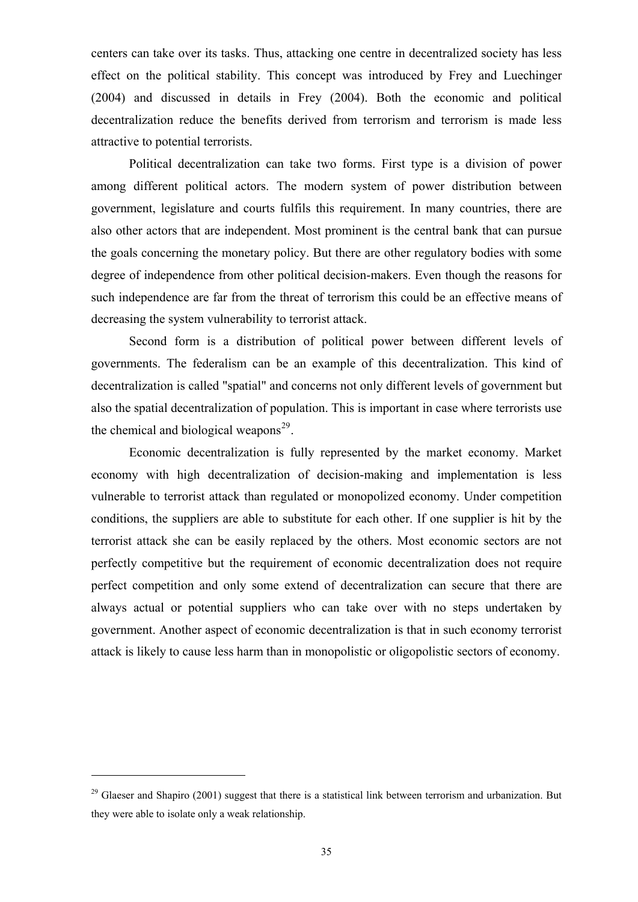centers can take over its tasks. Thus, attacking one centre in decentralized society has less effect on the political stability. This concept was introduced by Frey and Luechinger (2004) and discussed in details in Frey (2004). Both the economic and political decentralization reduce the benefits derived from terrorism and terrorism is made less attractive to potential terrorists.

Political decentralization can take two forms. First type is a division of power among different political actors. The modern system of power distribution between government, legislature and courts fulfils this requirement. In many countries, there are also other actors that are independent. Most prominent is the central bank that can pursue the goals concerning the monetary policy. But there are other regulatory bodies with some degree of independence from other political decision-makers. Even though the reasons for such independence are far from the threat of terrorism this could be an effective means of decreasing the system vulnerability to terrorist attack.

Second form is a distribution of political power between different levels of governments. The federalism can be an example of this decentralization. This kind of decentralization is called "spatial" and concerns not only different levels of government but also the spatial decentralization of population. This is important in case where terrorists use the chemical and biological weapons[29].

Economic decentralization is fully represented by the market economy. Market economy with high decentralization of decision-making and implementation is less vulnerable to terrorist attack than regulated or monopolized economy. Under competition conditions, the suppliers are able to substitute for each other. If one supplier is hit by the terrorist attack she can be easily replaced by the others. Most economic sectors are not perfectly competitive but the requirement of economic decentralization does not require perfect competition and only some extend of decentralization can secure that there are always actual or potential suppliers who can take over with no steps undertaken by government. Another aspect of economic decentralization is that in such economy terrorist attack is likely to cause less harm than in monopolistic or oligopolistic sectors of economy.

---

[29] Glaeser and Shapiro (2001) suggest that there is a statistical link between terrorism and urbanization. But they were able to isolate only a weak relationship.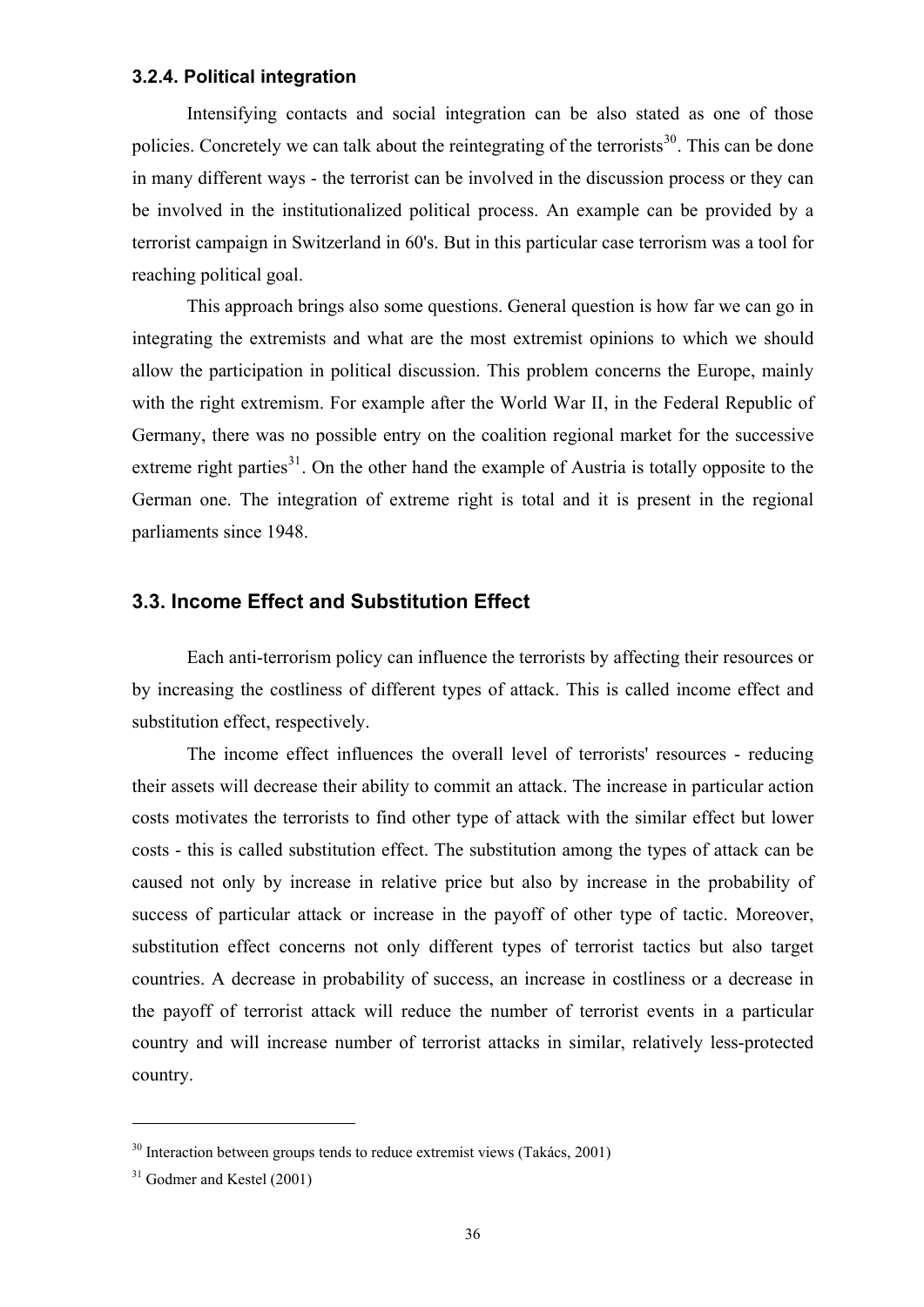### 3.2.4. Political integration

Intensifying contacts and social integration can be also stated as one of those policies. Concretely we can talk about the reintegrating of the terrorists[30]. This can be done in many different ways - the terrorist can be involved in the discussion process or they can be involved in the institutionalized political process. An example can be provided by a terrorist campaign in Switzerland in 60's. But in this particular case terrorism was a tool for reaching political goal.

This approach brings also some questions. General question is how far we can go in integrating the extremists and what are the most extremist opinions to which we should allow the participation in political discussion. This problem concerns the Europe, mainly with the right extremism. For example after the World War II, in the Federal Republic of Germany, there was no possible entry on the coalition regional market for the successive extreme right parties[31]. On the other hand the example of Austria is totally opposite to the German one. The integration of extreme right is total and it is present in the regional parliaments since 1948.

## 3.3. Income Effect and Substitution Effect

Each anti-terrorism policy can influence the terrorists by affecting their resources or by increasing the costliness of different types of attack. This is called income effect and substitution effect, respectively.

The income effect influences the overall level of terrorists' resources - reducing their assets will decrease their ability to commit an attack. The increase in particular action costs motivates the terrorists to find other type of attack with the similar effect but lower costs - this is called substitution effect. The substitution among the types of attack can be caused not only by increase in relative price but also by increase in the probability of success of particular attack or increase in the payoff of other type of tactic. Moreover, substitution effect concerns not only different types of terrorist tactics but also target countries. A decrease in probability of success, an increase in costliness or a decrease in the payoff of terrorist attack will reduce the number of terrorist events in a particular country and will increase number of terrorist attacks in similar, relatively less-protected country.

---

[30] Interaction between groups tends to reduce extremist views (Takács, 2001)

[31] Godmer and Kestel (2001)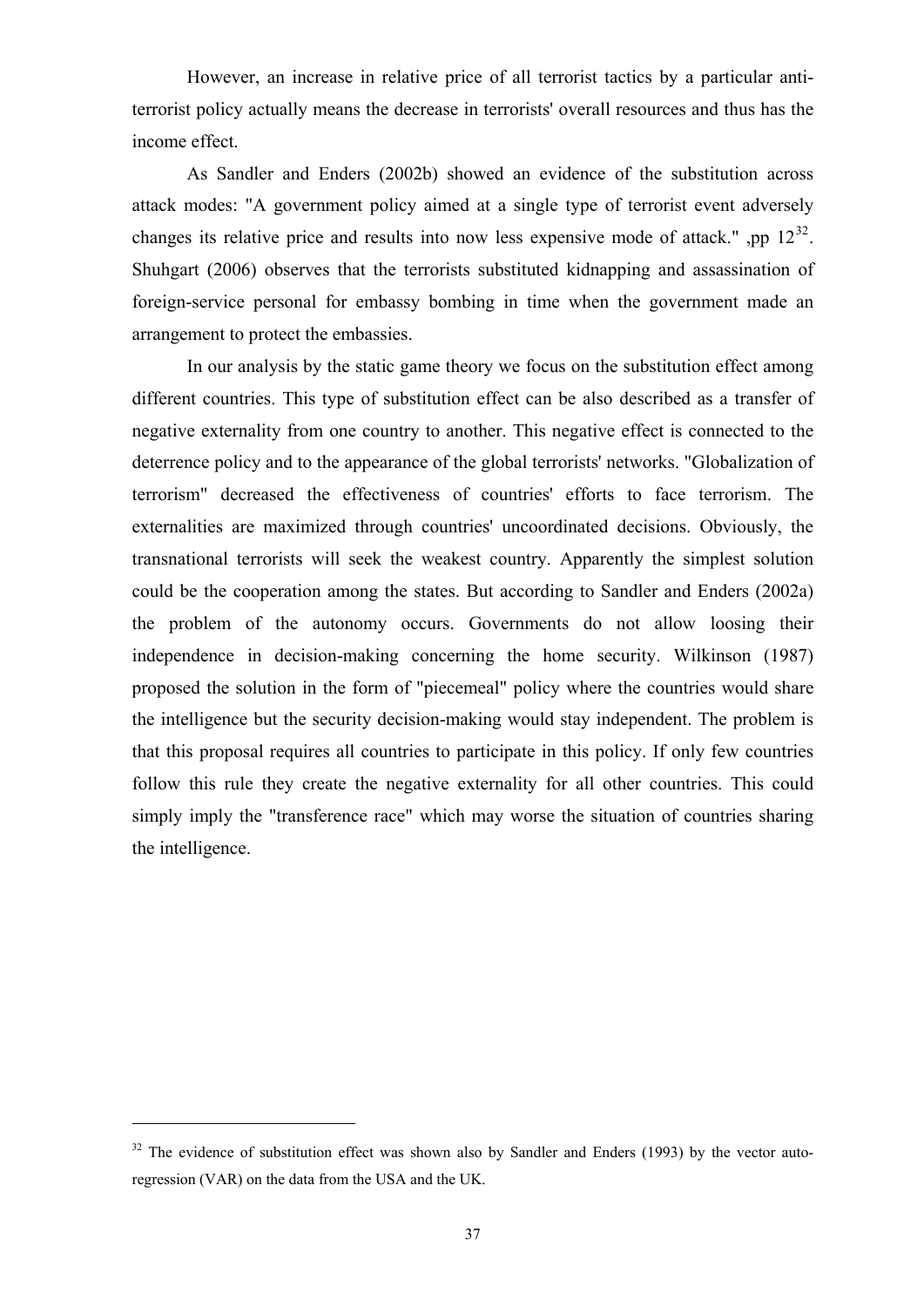However, an increase in relative price of all terrorist tactics by a particular anti-terrorist policy actually means the decrease in terrorists' overall resources and thus has the income effect.

As Sandler and Enders (2002b) showed an evidence of the substitution across attack modes: "A government policy aimed at a single type of terrorist event adversely changes its relative price and results into now less expensive mode of attack." ,pp 12[32]. Shuhgart (2006) observes that the terrorists substituted kidnapping and assassination of foreign-service personal for embassy bombing in time when the government made an arrangement to protect the embassies.

In our analysis by the static game theory we focus on the substitution effect among different countries. This type of substitution effect can be also described as a transfer of negative externality from one country to another. This negative effect is connected to the deterrence policy and to the appearance of the global terrorists' networks. "Globalization of terrorism" decreased the effectiveness of countries' efforts to face terrorism. The externalities are maximized through countries' uncoordinated decisions. Obviously, the transnational terrorists will seek the weakest country. Apparently the simplest solution could be the cooperation among the states. But according to Sandler and Enders (2002a) the problem of the autonomy occurs. Governments do not allow loosing their independence in decision-making concerning the home security. Wilkinson (1987) proposed the solution in the form of "piecemeal" policy where the countries would share the intelligence but the security decision-making would stay independent. The problem is that this proposal requires all countries to participate in this policy. If only few countries follow this rule they create the negative externality for all other countries. This could simply imply the "transference race" which may worse the situation of countries sharing the intelligence.

---

[32] The evidence of substitution effect was shown also by Sandler and Enders (1993) by the vector auto-regression (VAR) on the data from the USA and the UK.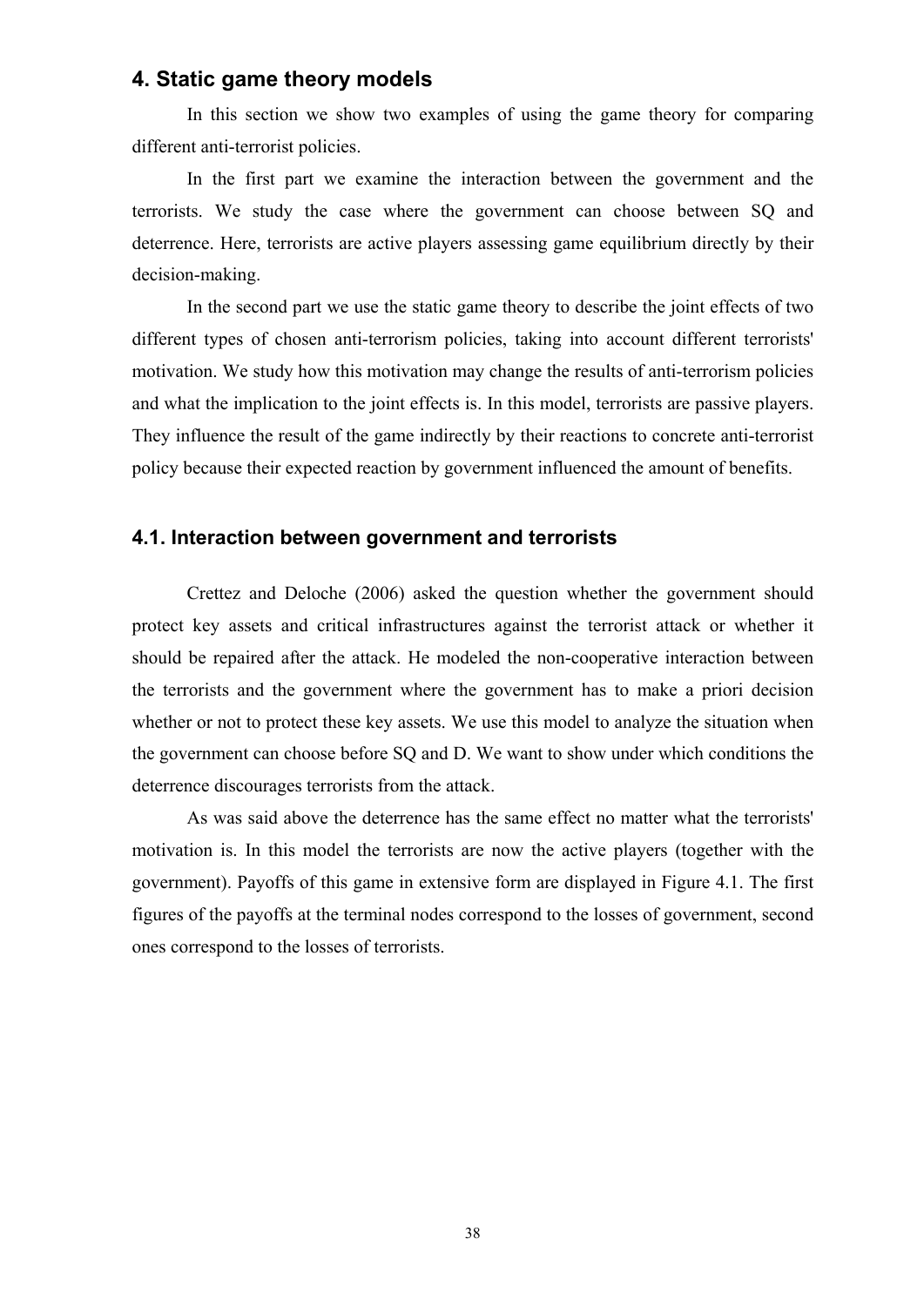## 4. Static game theory models

In this section we show two examples of using the game theory for comparing different anti-terrorist policies.

In the first part we examine the interaction between the government and the terrorists. We study the case where the government can choose between SQ and deterrence. Here, terrorists are active players assessing game equilibrium directly by their decision-making.

In the second part we use the static game theory to describe the joint effects of two different types of chosen anti-terrorism policies, taking into account different terrorists' motivation. We study how this motivation may change the results of anti-terrorism policies and what the implication to the joint effects is. In this model, terrorists are passive players. They influence the result of the game indirectly by their reactions to concrete anti-terrorist policy because their expected reaction by government influenced the amount of benefits.

### 4.1. Interaction between government and terrorists

Crettez and Deloche (2006) asked the question whether the government should protect key assets and critical infrastructures against the terrorist attack or whether it should be repaired after the attack. He modeled the non-cooperative interaction between the terrorists and the government where the government has to make a priori decision whether or not to protect these key assets. We use this model to analyze the situation when the government can choose before SQ and D. We want to show under which conditions the deterrence discourages terrorists from the attack.

As was said above the deterrence has the same effect no matter what the terrorists' motivation is. In this model the terrorists are now the active players (together with the government). Payoffs of this game in extensive form are displayed in Figure 4.1. The first figures of the payoffs at the terminal nodes correspond to the losses of government, second ones correspond to the losses of terrorists.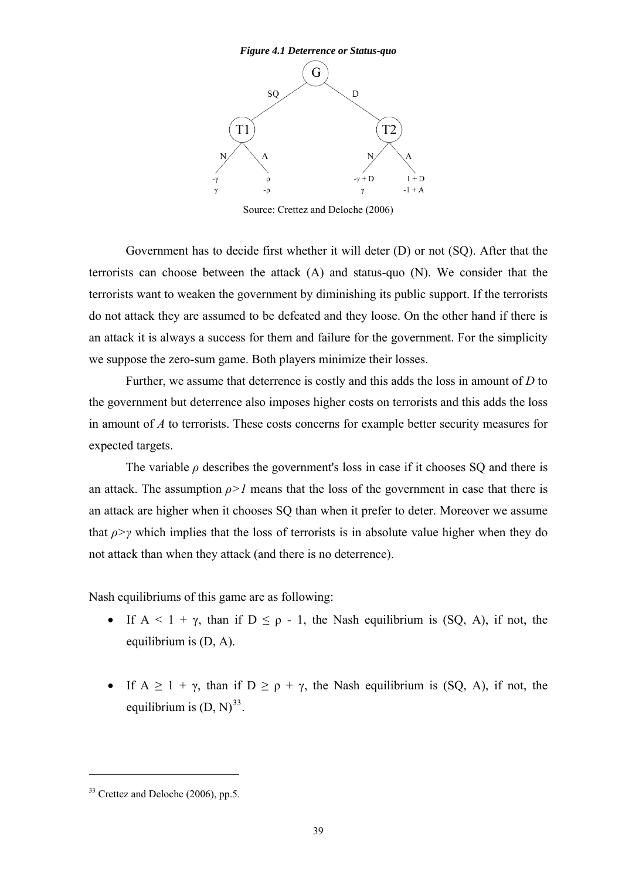*Figure 4.1 Deterrence or Status-quo*

Source: Crettez and Deloche (2006)

Government has to decide first whether it will deter (D) or not (SQ). After that the terrorists can choose between the attack (A) and status-quo (N). We consider that the terrorists want to weaken the government by diminishing its public support. If the terrorists do not attack they are assumed to be defeated and they loose. On the other hand if there is an attack it is always a success for them and failure for the government. For the simplicity we suppose the zero-sum game. Both players minimize their losses.

Further, we assume that deterrence is costly and this adds the loss in amount of *D* to the government but deterrence also imposes higher costs on terrorists and this adds the loss in amount of *A* to terrorists. These costs concerns for example better security measures for expected targets.

The variable $\rho$ describes the government's loss in case if it chooses SQ and there is an attack. The assumption $\rho>1$ means that the loss of the government in case that there is an attack are higher when it chooses SQ than when it prefer to deter. Moreover we assume that $\rho>\gamma$ which implies that the loss of terrorists is in absolute value higher when they do not attack than when they attack (and there is no deterrence).

Nash equilibriums of this game are as following:

- If $A < 1 + \gamma$, than if $D \leq \rho - 1$, the Nash equilibrium is (SQ, A), if not, the equilibrium is (D, A).
- If $A \geq 1 + \gamma$, than if $D \geq \rho + \gamma$, the Nash equilibrium is (SQ, A), if not, the equilibrium is (D, N)[33].

[33] Crettez and Deloche (2006), pp.5.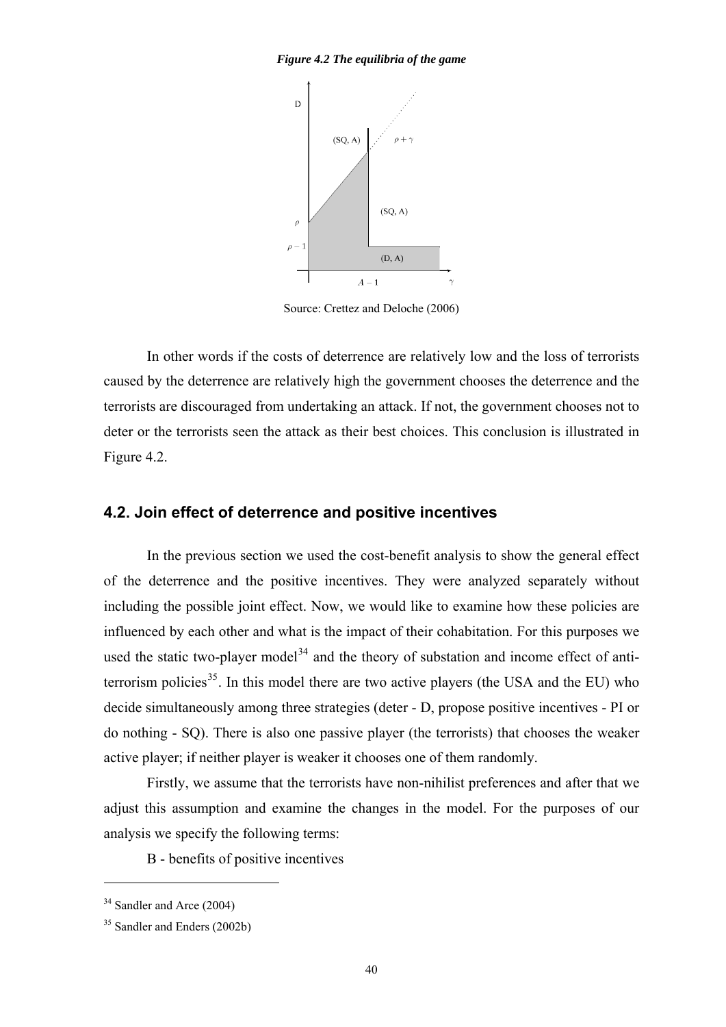*Figure 4.2 The equilibria of the game*

Source: Crettez and Deloche (2006)

In other words if the costs of deterrence are relatively low and the loss of terrorists caused by the deterrence are relatively high the government chooses the deterrence and the terrorists are discouraged from undertaking an attack. If not, the government chooses not to deter or the terrorists seen the attack as their best choices. This conclusion is illustrated in Figure 4.2.

## 4.2. Join effect of deterrence and positive incentives

In the previous section we used the cost-benefit analysis to show the general effect of the deterrence and the positive incentives. They were analyzed separately without including the possible joint effect. Now, we would like to examine how these policies are influenced by each other and what is the impact of their cohabitation. For this purposes we used the static two-player model[34] and the theory of substation and income effect of anti-terrorism policies[35]. In this model there are two active players (the USA and the EU) who decide simultaneously among three strategies (deter - D, propose positive incentives - PI or do nothing - SQ). There is also one passive player (the terrorists) that chooses the weaker active player; if neither player is weaker it chooses one of them randomly.

Firstly, we assume that the terrorists have non-nihilist preferences and after that we adjust this assumption and examine the changes in the model. For the purposes of our analysis we specify the following terms:

B - benefits of positive incentives

[34] Sandler and Arce (2004)

[35] Sandler and Enders (2002b)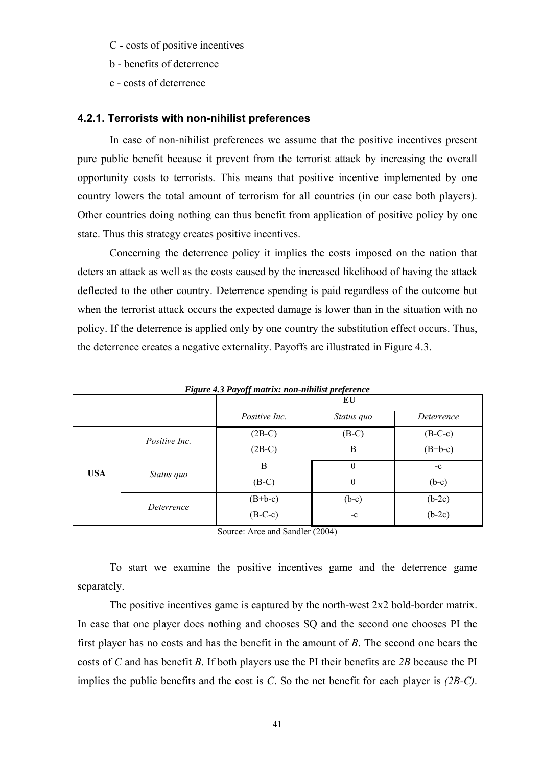C - costs of positive incentives

b - benefits of deterrence

c - costs of deterrence

### 4.2.1. Terrorists with non-nihilist preferences

In case of non-nihilist preferences we assume that the positive incentives present pure public benefit because it prevent from the terrorist attack by increasing the overall opportunity costs to terrorists. This means that positive incentive implemented by one country lowers the total amount of terrorism for all countries (in our case both players). Other countries doing nothing can thus benefit from application of positive policy by one state. Thus this strategy creates positive incentives.

Concerning the deterrence policy it implies the costs imposed on the nation that deters an attack as well as the costs caused by the increased likelihood of having the attack deflected to the other country. Deterrence spending is paid regardless of the outcome but when the terrorist attack occurs the expected damage is lower than in the situation with no policy. If the deterrence is applied only by one country the substitution effect occurs. Thus, the deterrence creates a negative externality. Payoffs are illustrated in Figure 4.3.

***Figure 4.3 Payoff matrix: non-nihilist preference***

| | | EU | | |
|---|---|---|---|---|
| | | *Positive Inc.* | *Status quo* | *Deterrence* |
| **USA** | *Positive Inc.* | (2B-C)<br>(2B-C) | (B-C)<br>B | (B-C-c)<br>(B+b-c) |
| | *Status quo* | B<br>(B-C) | 0<br>0 | -c<br>(b-c) |
| | *Deterrence* | (B+b-c)<br>(B-C-c) | (b-c)<br>-c | (b-2c)<br>(b-2c) |

Source: Arce and Sandler (2004)

To start we examine the positive incentives game and the deterrence game separately.

The positive incentives game is captured by the north-west 2x2 bold-border matrix. In case that one player does nothing and chooses SQ and the second one chooses PI the first player has no costs and has the benefit in the amount of *B*. The second one bears the costs of *C* and has benefit *B*. If both players use the PI their benefits are *2B* because the PI implies the public benefits and the cost is *C*. So the net benefit for each player is *(2B-C)*.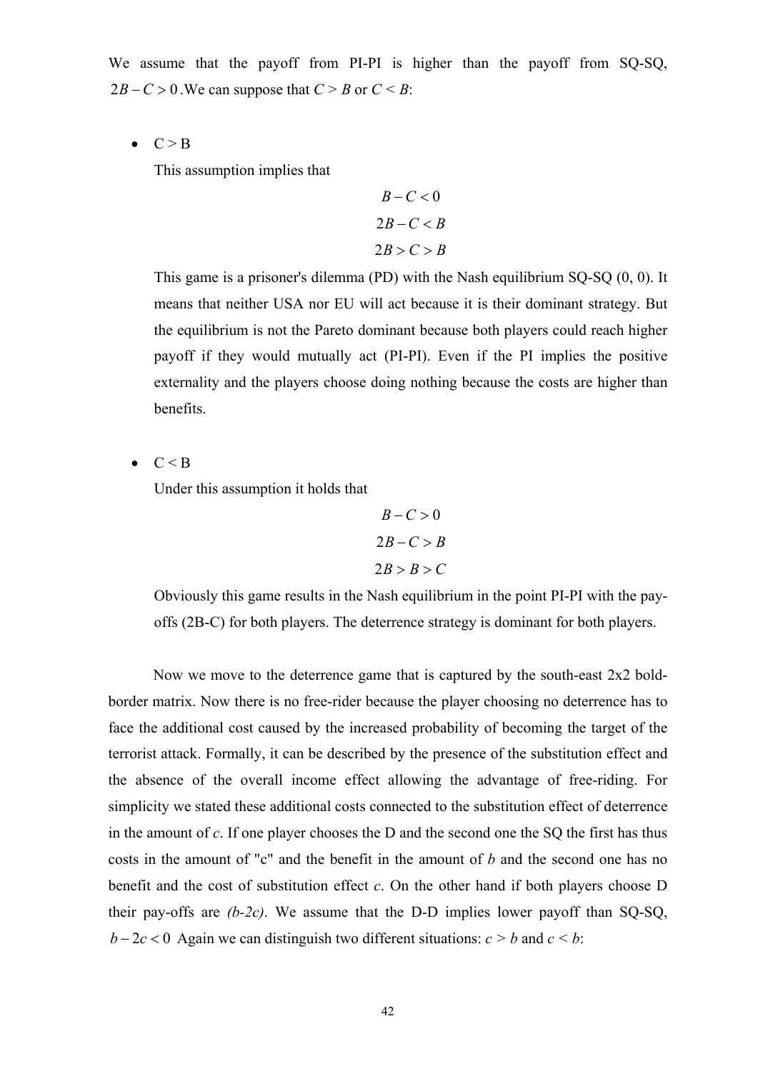We assume that the payoff from PI-PI is higher than the payoff from SQ-SQ, $2B - C > 0$. We can suppose that $C > B$ or $C < B$:

- $C > B$

  This assumption implies that

$$B - C < 0$$
$$2B - C < B$$
$$2B > C > B$$

  This game is a prisoner's dilemma (PD) with the Nash equilibrium SQ-SQ (0, 0). It means that neither USA nor EU will act because it is their dominant strategy. But the equilibrium is not the Pareto dominant because both players could reach higher payoff if they would mutually act (PI-PI). Even if the PI implies the positive externality and the players choose doing nothing because the costs are higher than benefits.

- $C < B$

  Under this assumption it holds that

$$B - C > 0$$
$$2B - C > B$$
$$2B > B > C$$

  Obviously this game results in the Nash equilibrium in the point PI-PI with the pay-offs (2B-C) for both players. The deterrence strategy is dominant for both players.

Now we move to the deterrence game that is captured by the south-east 2x2 bold-border matrix. Now there is no free-rider because the player choosing no deterrence has to face the additional cost caused by the increased probability of becoming the target of the terrorist attack. Formally, it can be described by the presence of the substitution effect and the absence of the overall income effect allowing the advantage of free-riding. For simplicity we stated these additional costs connected to the substitution effect of deterrence in the amount of $c$. If one player chooses the D and the second one the SQ the first has thus costs in the amount of "c" and the benefit in the amount of $b$ and the second one has no benefit and the cost of substitution effect $c$. On the other hand if both players choose D their pay-offs are $(b-2c)$. We assume that the D-D implies lower payoff than SQ-SQ, $b - 2c < 0$ Again we can distinguish two different situations: $c > b$ and $c < b$: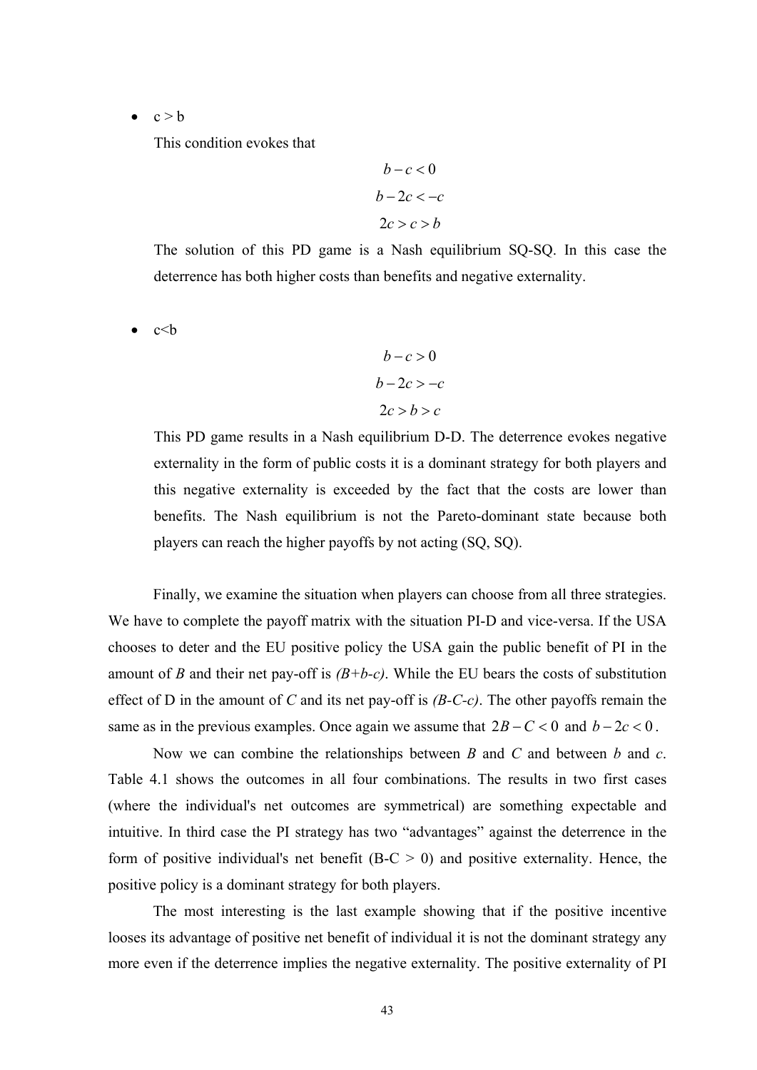- $c > b$

  This condition evokes that

$$b - c < 0$$

$$b - 2c < -c$$

$$2c > c > b$$

  The solution of this PD game is a Nash equilibrium SQ-SQ. In this case the deterrence has both higher costs than benefits and negative externality.

- $c<b$

$$b - c > 0$$

$$b - 2c > -c$$

$$2c > b > c$$

  This PD game results in a Nash equilibrium D-D. The deterrence evokes negative externality in the form of public costs it is a dominant strategy for both players and this negative externality is exceeded by the fact that the costs are lower than benefits. The Nash equilibrium is not the Pareto-dominant state because both players can reach the higher payoffs by not acting (SQ, SQ).

Finally, we examine the situation when players can choose from all three strategies. We have to complete the payoff matrix with the situation PI-D and vice-versa. If the USA chooses to deter and the EU positive policy the USA gain the public benefit of PI in the amount of *B* and their net pay-off is *(B+b-c)*. While the EU bears the costs of substitution effect of D in the amount of *C* and its net pay-off is *(B-C-c)*. The other payoffs remain the same as in the previous examples. Once again we assume that $2B - C < 0$ and $b - 2c < 0$.

Now we can combine the relationships between *B* and *C* and between *b* and *c*. Table 4.1 shows the outcomes in all four combinations. The results in two first cases (where the individual's net outcomes are symmetrical) are something expectable and intuitive. In third case the PI strategy has two "advantages" against the deterrence in the form of positive individual's net benefit (B-C > 0) and positive externality. Hence, the positive policy is a dominant strategy for both players.

The most interesting is the last example showing that if the positive incentive looses its advantage of positive net benefit of individual it is not the dominant strategy any more even if the deterrence implies the negative externality. The positive externality of PI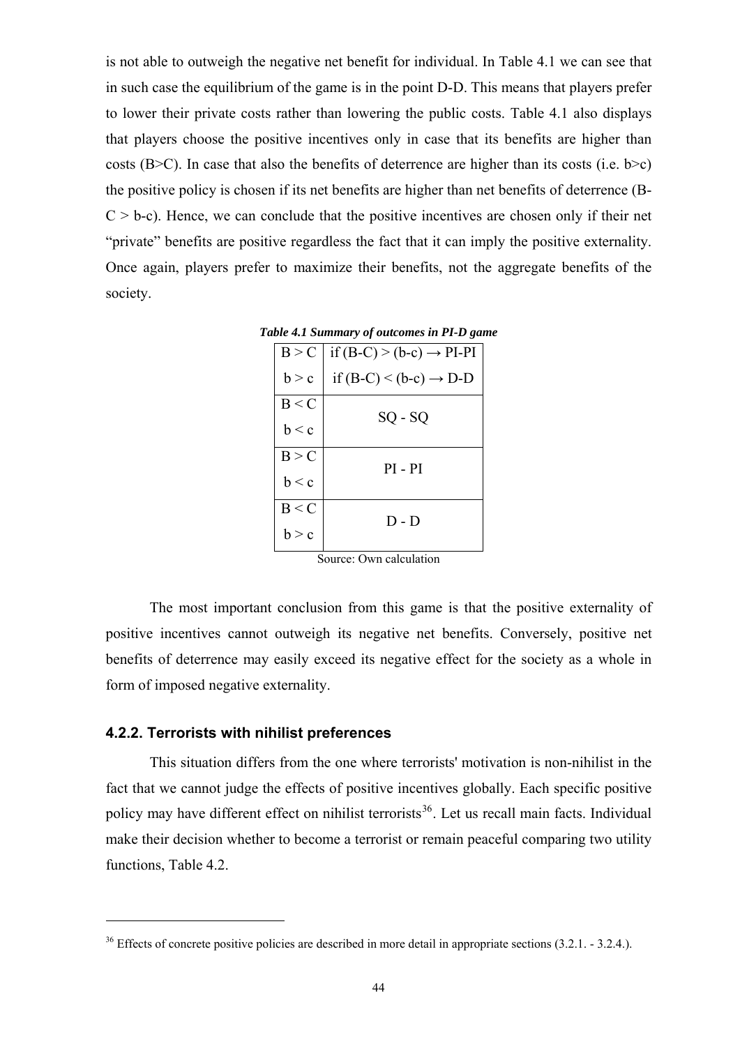is not able to outweigh the negative net benefit for individual. In Table 4.1 we can see that in such case the equilibrium of the game is in the point D-D. This means that players prefer to lower their private costs rather than lowering the public costs. Table 4.1 also displays that players choose the positive incentives only in case that its benefits are higher than costs (B>C). In case that also the benefits of deterrence are higher than its costs (i.e. b>c) the positive policy is chosen if its net benefits are higher than net benefits of deterrence (B-C > b-c). Hence, we can conclude that the positive incentives are chosen only if their net "private" benefits are positive regardless the fact that it can imply the positive externality. Once again, players prefer to maximize their benefits, not the aggregate benefits of the society.

***Table 4.1 Summary of outcomes in PI-D game***

| Condition | Outcome |
|---|---|
| $B > C$ <br> $b > c$ | if $(B-C) > (b-c)$ → PI-PI <br> if $(B-C) < (b-c)$ → D-D |
| $B < C$ <br> $b < c$ | SQ - SQ |
| $B > C$ <br> $b < c$ | PI - PI |
| $B < C$ <br> $b > c$ | D - D |

Source: Own calculation

The most important conclusion from this game is that the positive externality of positive incentives cannot outweigh its negative net benefits. Conversely, positive net benefits of deterrence may easily exceed its negative effect for the society as a whole in form of imposed negative externality.

### 4.2.2. Terrorists with nihilist preferences

This situation differs from the one where terrorists' motivation is non-nihilist in the fact that we cannot judge the effects of positive incentives globally. Each specific positive policy may have different effect on nihilist terrorists[36]. Let us recall main facts. Individual make their decision whether to become a terrorist or remain peaceful comparing two utility functions, Table 4.2.

[36] Effects of concrete positive policies are described in more detail in appropriate sections (3.2.1. - 3.2.4.).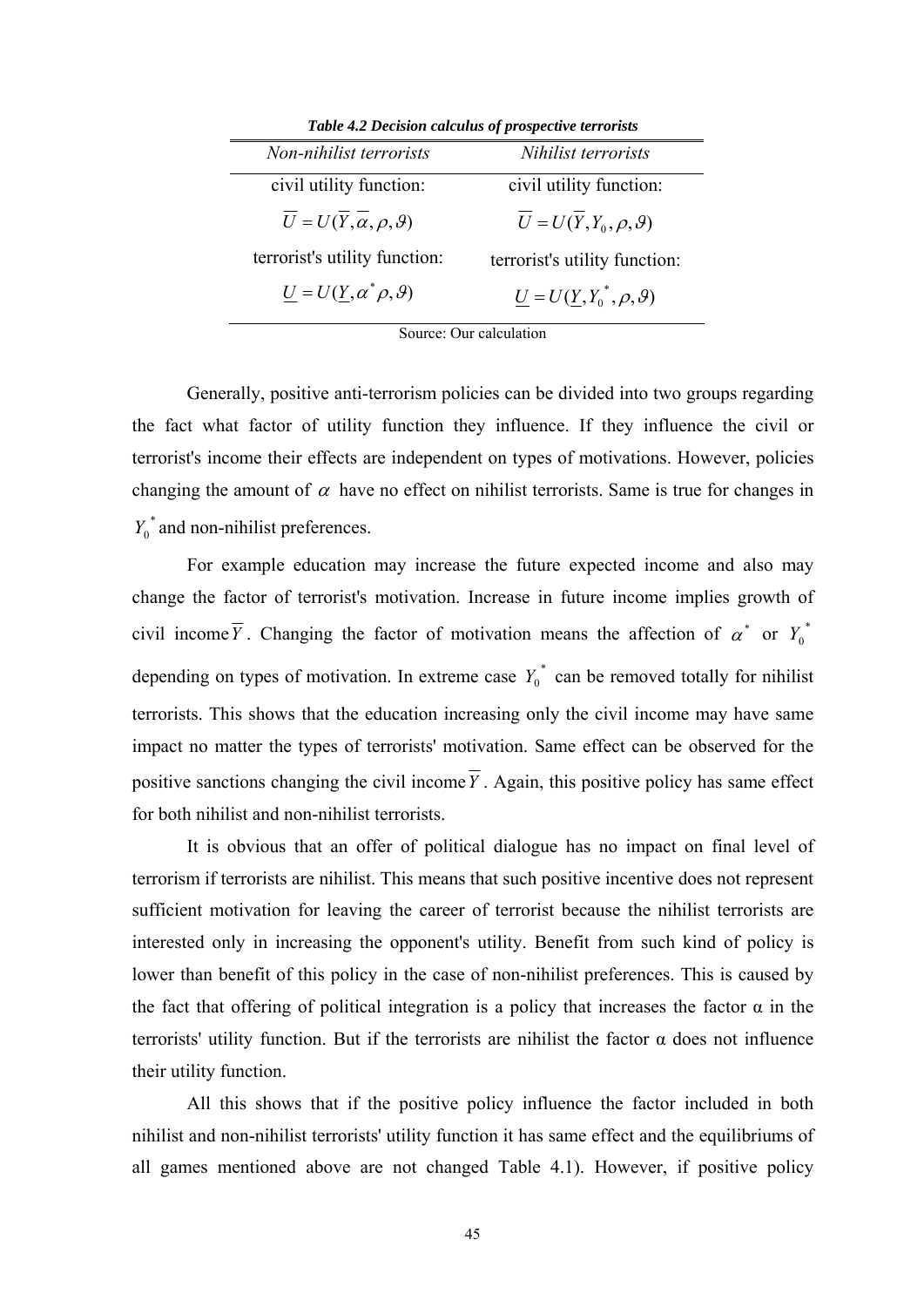*Table 4.2 Decision calculus of prospective terrorists*

| *Non-nihilist terrorists* | *Nihilist terrorists* |
|---|---|
| civil utility function: | civil utility function: |
| $\overline{U} = U(\overline{Y}, \overline{\alpha}, \rho, \vartheta)$ | $\overline{U} = U(\overline{Y}, Y_0, \rho, \vartheta)$ |
| terrorist's utility function: | terrorist's utility function: |
| $\underline{U} = U(\underline{Y}, \alpha^* \rho, \vartheta)$ | $\underline{U} = U(\underline{Y}, Y_0^*, \rho, \vartheta)$ |

Source: Our calculation

Generally, positive anti-terrorism policies can be divided into two groups regarding the fact what factor of utility function they influence. If they influence the civil or terrorist's income their effects are independent on types of motivations. However, policies changing the amount of $\alpha$ have no effect on nihilist terrorists. Same is true for changes in $Y_0^*$ and non-nihilist preferences.

For example education may increase the future expected income and also may change the factor of terrorist's motivation. Increase in future income implies growth of civil income $\overline{Y}$. Changing the factor of motivation means the affection of $\alpha^*$ or $Y_0^*$ depending on types of motivation. In extreme case $Y_0^*$ can be removed totally for nihilist terrorists. This shows that the education increasing only the civil income may have same impact no matter the types of terrorists' motivation. Same effect can be observed for the positive sanctions changing the civil income $\overline{Y}$. Again, this positive policy has same effect for both nihilist and non-nihilist terrorists.

It is obvious that an offer of political dialogue has no impact on final level of terrorism if terrorists are nihilist. This means that such positive incentive does not represent sufficient motivation for leaving the career of terrorist because the nihilist terrorists are interested only in increasing the opponent's utility. Benefit from such kind of policy is lower than benefit of this policy in the case of non-nihilist preferences. This is caused by the fact that offering of political integration is a policy that increases the factor α in the terrorists' utility function. But if the terrorists are nihilist the factor α does not influence their utility function.

All this shows that if the positive policy influence the factor included in both nihilist and non-nihilist terrorists' utility function it has same effect and the equilibriums of all games mentioned above are not changed Table 4.1). However, if positive policy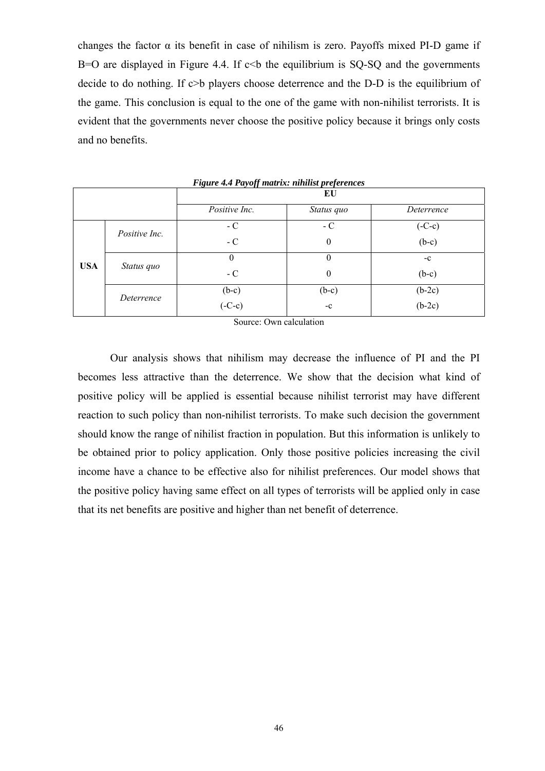changes the factor α its benefit in case of nihilism is zero. Payoffs mixed PI-D game if B=O are displayed in Figure 4.4. If c<b the equilibrium is SQ-SQ and the governments decide to do nothing. If c>b players choose deterrence and the D-D is the equilibrium of the game. This conclusion is equal to the one of the game with non-nihilist terrorists. It is evident that the governments never choose the positive policy because it brings only costs and no benefits.

***Figure 4.4 Payoff matrix: nihilist preferences***

| | | **EU** | | |
|---|---|---|---|---|
| | | *Positive Inc.* | *Status quo* | *Deterrence* |
| **USA** | *Positive Inc.* | - C<br>- C | - C<br>0 | (-C-c)<br>(b-c) |
| | *Status quo* | 0<br>- C | 0<br>0 | -c<br>(b-c) |
| | *Deterrence* | (b-c)<br>(-C-c) | (b-c)<br>-c | (b-2c)<br>(b-2c) |

Source: Own calculation

Our analysis shows that nihilism may decrease the influence of PI and the PI becomes less attractive than the deterrence. We show that the decision what kind of positive policy will be applied is essential because nihilist terrorist may have different reaction to such policy than non-nihilist terrorists. To make such decision the government should know the range of nihilist fraction in population. But this information is unlikely to be obtained prior to policy application. Only those positive policies increasing the civil income have a chance to be effective also for nihilist preferences. Our model shows that the positive policy having same effect on all types of terrorists will be applied only in case that its net benefits are positive and higher than net benefit of deterrence.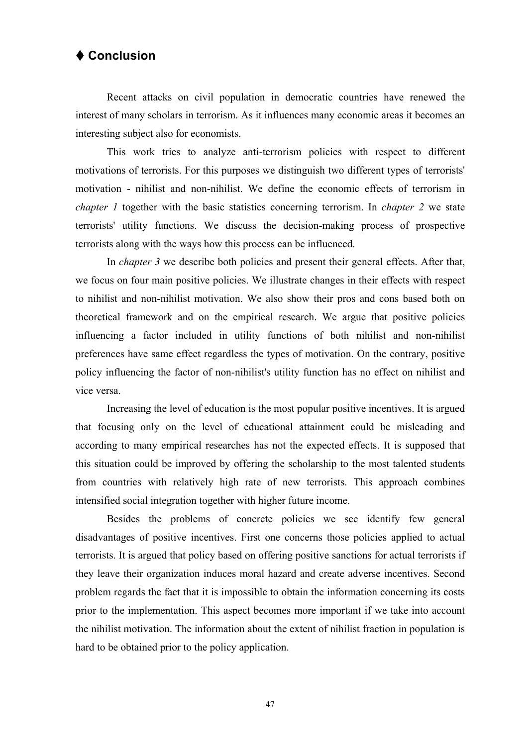## ♦ Conclusion

Recent attacks on civil population in democratic countries have renewed the interest of many scholars in terrorism. As it influences many economic areas it becomes an interesting subject also for economists.

This work tries to analyze anti-terrorism policies with respect to different motivations of terrorists. For this purposes we distinguish two different types of terrorists' motivation - nihilist and non-nihilist. We define the economic effects of terrorism in *chapter 1* together with the basic statistics concerning terrorism. In *chapter 2* we state terrorists' utility functions. We discuss the decision-making process of prospective terrorists along with the ways how this process can be influenced.

In *chapter 3* we describe both policies and present their general effects. After that, we focus on four main positive policies. We illustrate changes in their effects with respect to nihilist and non-nihilist motivation. We also show their pros and cons based both on theoretical framework and on the empirical research. We argue that positive policies influencing a factor included in utility functions of both nihilist and non-nihilist preferences have same effect regardless the types of motivation. On the contrary, positive policy influencing the factor of non-nihilist's utility function has no effect on nihilist and vice versa.

Increasing the level of education is the most popular positive incentives. It is argued that focusing only on the level of educational attainment could be misleading and according to many empirical researches has not the expected effects. It is supposed that this situation could be improved by offering the scholarship to the most talented students from countries with relatively high rate of new terrorists. This approach combines intensified social integration together with higher future income.

Besides the problems of concrete policies we see identify few general disadvantages of positive incentives. First one concerns those policies applied to actual terrorists. It is argued that policy based on offering positive sanctions for actual terrorists if they leave their organization induces moral hazard and create adverse incentives. Second problem regards the fact that it is impossible to obtain the information concerning its costs prior to the implementation. This aspect becomes more important if we take into account the nihilist motivation. The information about the extent of nihilist fraction in population is hard to be obtained prior to the policy application.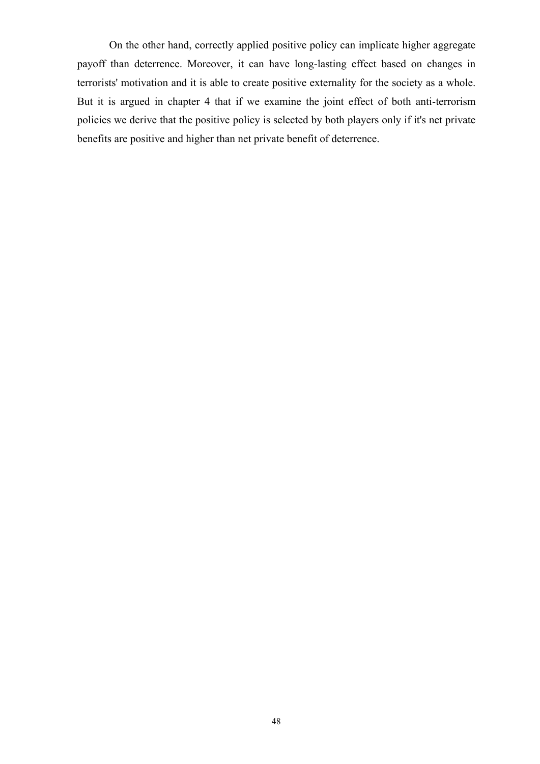On the other hand, correctly applied positive policy can implicate higher aggregate payoff than deterrence. Moreover, it can have long-lasting effect based on changes in terrorists' motivation and it is able to create positive externality for the society as a whole. But it is argued in chapter 4 that if we examine the joint effect of both anti-terrorism policies we derive that the positive policy is selected by both players only if it's net private benefits are positive and higher than net private benefit of deterrence.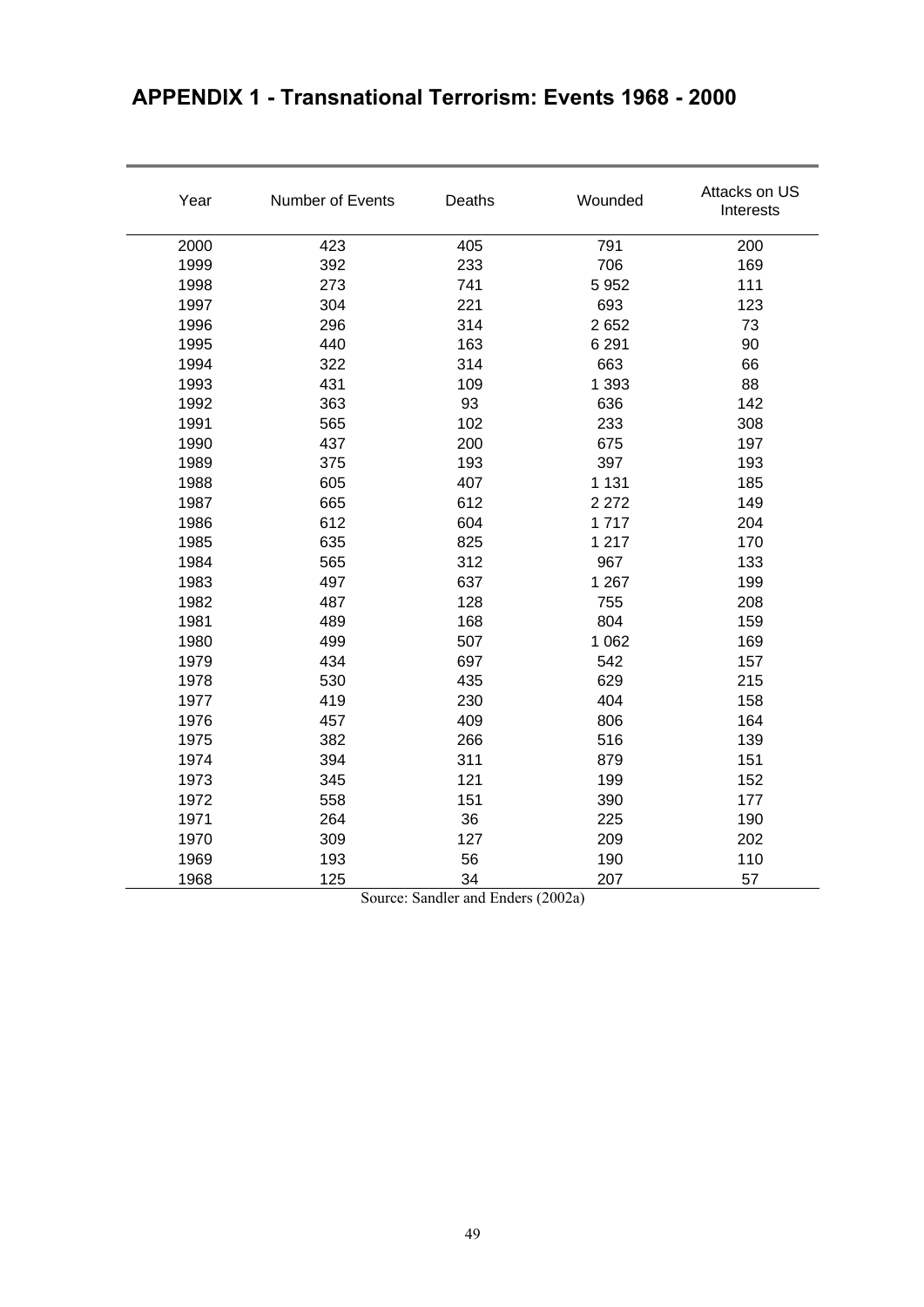# APPENDIX 1 - Transnational Terrorism: Events 1968 - 2000

| Year | Number of Events | Deaths | Wounded | Attacks on US Interests |
|---|---|---|---|---|
| 2000 | 423 | 405 | 791 | 200 |
| 1999 | 392 | 233 | 706 | 169 |
| 1998 | 273 | 741 | 5 952 | 111 |
| 1997 | 304 | 221 | 693 | 123 |
| 1996 | 296 | 314 | 2 652 | 73 |
| 1995 | 440 | 163 | 6 291 | 90 |
| 1994 | 322 | 314 | 663 | 66 |
| 1993 | 431 | 109 | 1 393 | 88 |
| 1992 | 363 | 93 | 636 | 142 |
| 1991 | 565 | 102 | 233 | 308 |
| 1990 | 437 | 200 | 675 | 197 |
| 1989 | 375 | 193 | 397 | 193 |
| 1988 | 605 | 407 | 1 131 | 185 |
| 1987 | 665 | 612 | 2 272 | 149 |
| 1986 | 612 | 604 | 1 717 | 204 |
| 1985 | 635 | 825 | 1 217 | 170 |
| 1984 | 565 | 312 | 967 | 133 |
| 1983 | 497 | 637 | 1 267 | 199 |
| 1982 | 487 | 128 | 755 | 208 |
| 1981 | 489 | 168 | 804 | 159 |
| 1980 | 499 | 507 | 1 062 | 169 |
| 1979 | 434 | 697 | 542 | 157 |
| 1978 | 530 | 435 | 629 | 215 |
| 1977 | 419 | 230 | 404 | 158 |
| 1976 | 457 | 409 | 806 | 164 |
| 1975 | 382 | 266 | 516 | 139 |
| 1974 | 394 | 311 | 879 | 151 |
| 1973 | 345 | 121 | 199 | 152 |
| 1972 | 558 | 151 | 390 | 177 |
| 1971 | 264 | 36 | 225 | 190 |
| 1970 | 309 | 127 | 209 | 202 |
| 1969 | 193 | 56 | 190 | 110 |
| 1968 | 125 | 34 | 207 | 57 |

Source: Sandler and Enders (2002a)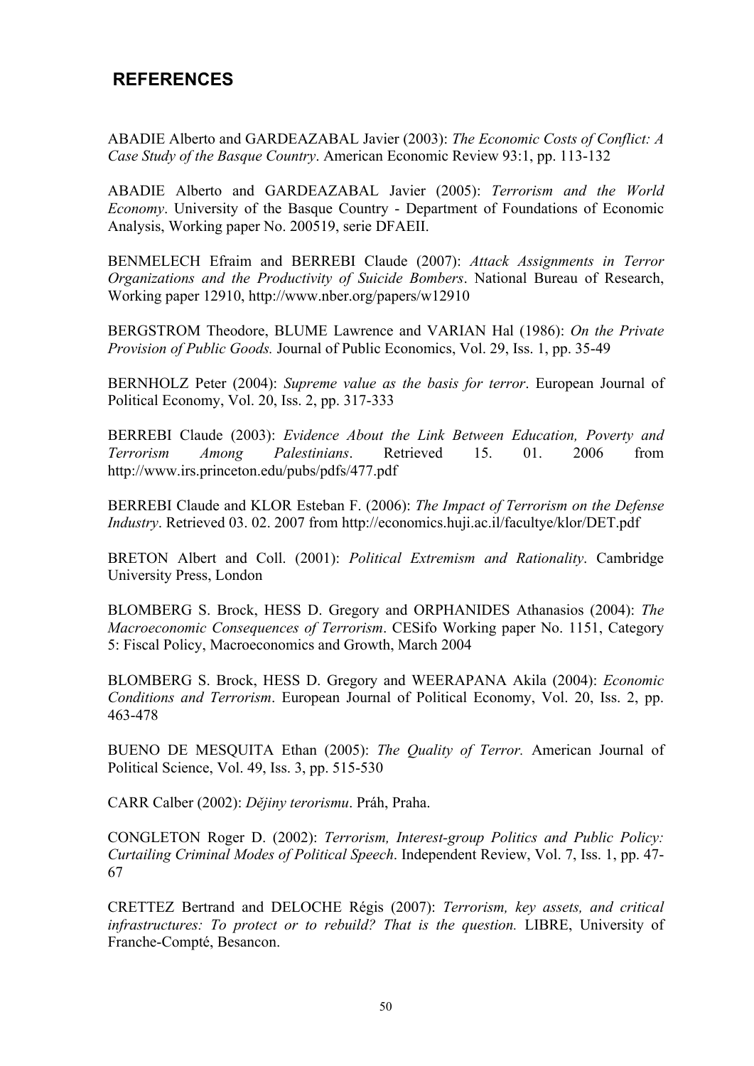## REFERENCES

ABADIE Alberto and GARDEAZABAL Javier (2003): *The Economic Costs of Conflict: A Case Study of the Basque Country*. American Economic Review 93:1, pp. 113-132

ABADIE Alberto and GARDEAZABAL Javier (2005): *Terrorism and the World Economy*. University of the Basque Country - Department of Foundations of Economic Analysis, Working paper No. 200519, serie DFAEII.

BENMELECH Efraim and BERREBI Claude (2007): *Attack Assignments in Terror Organizations and the Productivity of Suicide Bombers*. National Bureau of Research, Working paper 12910, http://www.nber.org/papers/w12910

BERGSTROM Theodore, BLUME Lawrence and VARIAN Hal (1986): *On the Private Provision of Public Goods.* Journal of Public Economics, Vol. 29, Iss. 1, pp. 35-49

BERNHOLZ Peter (2004): *Supreme value as the basis for terror*. European Journal of Political Economy, Vol. 20, Iss. 2, pp. 317-333

BERREBI Claude (2003): *Evidence About the Link Between Education, Poverty and Terrorism Among Palestinians*. Retrieved 15. 01. 2006 from http://www.irs.princeton.edu/pubs/pdfs/477.pdf

BERREBI Claude and KLOR Esteban F. (2006): *The Impact of Terrorism on the Defense Industry*. Retrieved 03. 02. 2007 from http://economics.huji.ac.il/facultye/klor/DET.pdf

BRETON Albert and Coll. (2001): *Political Extremism and Rationality*. Cambridge University Press, London

BLOMBERG S. Brock, HESS D. Gregory and ORPHANIDES Athanasios (2004): *The Macroeconomic Consequences of Terrorism*. CESifo Working paper No. 1151, Category 5: Fiscal Policy, Macroeconomics and Growth, March 2004

BLOMBERG S. Brock, HESS D. Gregory and WEERAPANA Akila (2004): *Economic Conditions and Terrorism*. European Journal of Political Economy, Vol. 20, Iss. 2, pp. 463-478

BUENO DE MESQUITA Ethan (2005): *The Quality of Terror.* American Journal of Political Science, Vol. 49, Iss. 3, pp. 515-530

CARR Calber (2002): *Dějiny terorismu*. Práh, Praha.

CONGLETON Roger D. (2002): *Terrorism, Interest-group Politics and Public Policy: Curtailing Criminal Modes of Political Speech*. Independent Review, Vol. 7, Iss. 1, pp. 47-67

CRETTEZ Bertrand and DELOCHE Régis (2007): *Terrorism, key assets, and critical infrastructures: To protect or to rebuild? That is the question.* LIBRE, University of Franche-Compté, Besancon.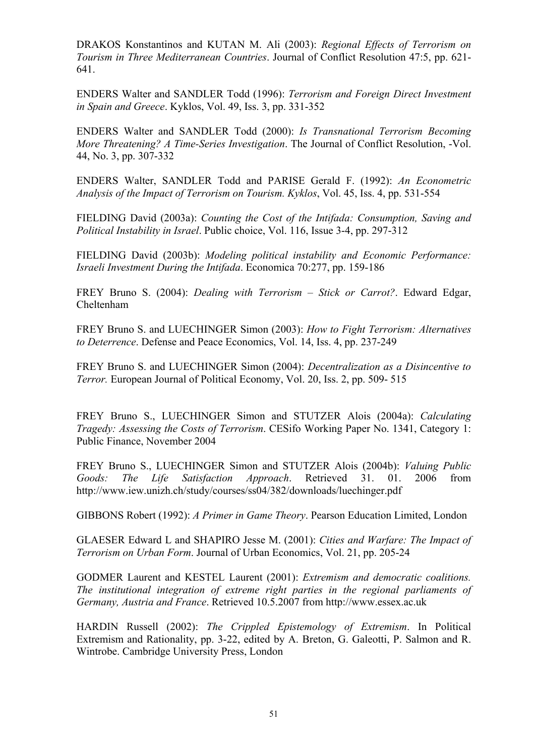DRAKOS Konstantinos and KUTAN M. Ali (2003): *Regional Effects of Terrorism on Tourism in Three Mediterranean Countries*. Journal of Conflict Resolution 47:5, pp. 621-641.

ENDERS Walter and SANDLER Todd (1996): *Terrorism and Foreign Direct Investment in Spain and Greece*. Kyklos, Vol. 49, Iss. 3, pp. 331-352

ENDERS Walter and SANDLER Todd (2000): *Is Transnational Terrorism Becoming More Threatening? A Time-Series Investigation*. The Journal of Conflict Resolution, -Vol. 44, No. 3, pp. 307-332

ENDERS Walter, SANDLER Todd and PARISE Gerald F. (1992): *An Econometric Analysis of the Impact of Terrorism on Tourism. Kyklos*, Vol. 45, Iss. 4, pp. 531-554

FIELDING David (2003a): *Counting the Cost of the Intifada: Consumption, Saving and Political Instability in Israel*. Public choice, Vol. 116, Issue 3-4, pp. 297-312

FIELDING David (2003b): *Modeling political instability and Economic Performance: Israeli Investment During the Intifada*. Economica 70:277, pp. 159-186

FREY Bruno S. (2004): *Dealing with Terrorism – Stick or Carrot?*. Edward Edgar, Cheltenham

FREY Bruno S. and LUECHINGER Simon (2003): *How to Fight Terrorism: Alternatives to Deterrence*. Defense and Peace Economics, Vol. 14, Iss. 4, pp. 237-249

FREY Bruno S. and LUECHINGER Simon (2004): *Decentralization as a Disincentive to Terror.* European Journal of Political Economy, Vol. 20, Iss. 2, pp. 509- 515

FREY Bruno S., LUECHINGER Simon and STUTZER Alois (2004a): *Calculating Tragedy: Assessing the Costs of Terrorism*. CESifo Working Paper No. 1341, Category 1: Public Finance, November 2004

FREY Bruno S., LUECHINGER Simon and STUTZER Alois (2004b): *Valuing Public Goods: The Life Satisfaction Approach*. Retrieved 31. 01. 2006 from http://www.iew.unizh.ch/study/courses/ss04/382/downloads/luechinger.pdf

GIBBONS Robert (1992): *A Primer in Game Theory*. Pearson Education Limited, London

GLAESER Edward L and SHAPIRO Jesse M. (2001): *Cities and Warfare: The Impact of Terrorism on Urban Form*. Journal of Urban Economics, Vol. 21, pp. 205-24

GODMER Laurent and KESTEL Laurent (2001): *Extremism and democratic coalitions. The institutional integration of extreme right parties in the regional parliaments of Germany, Austria and France*. Retrieved 10.5.2007 from http://www.essex.ac.uk

HARDIN Russell (2002): *The Crippled Epistemology of Extremism*. In Political Extremism and Rationality, pp. 3-22, edited by A. Breton, G. Galeotti, P. Salmon and R. Wintrobe. Cambridge University Press, London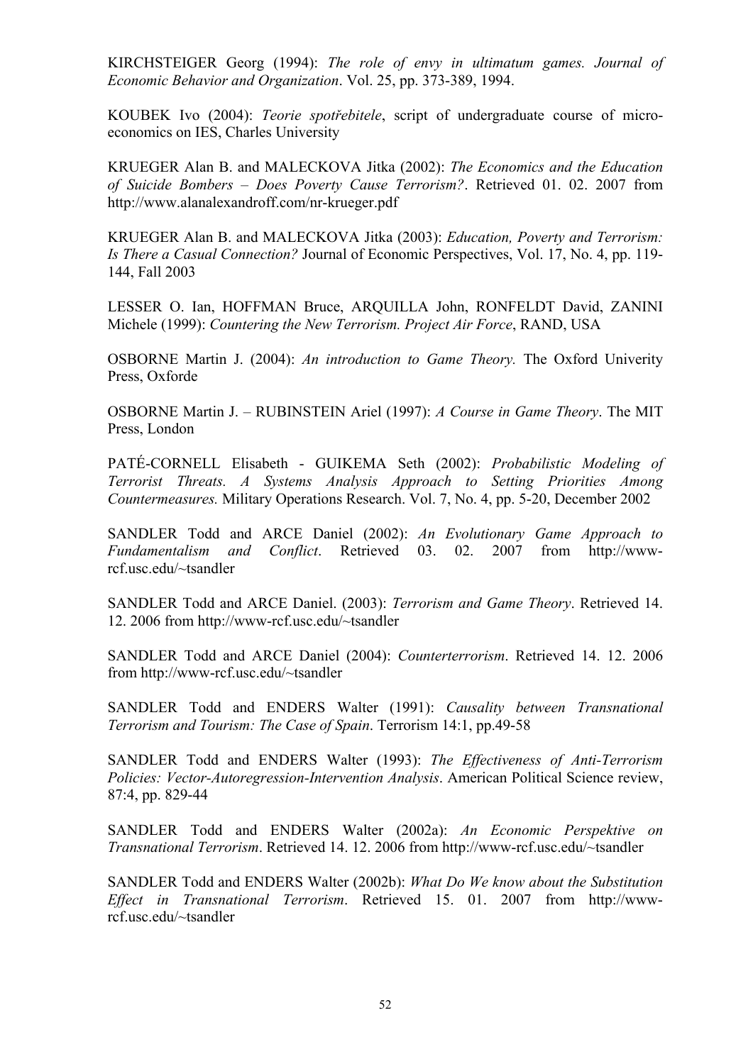KIRCHSTEIGER Georg (1994): *The role of envy in ultimatum games. Journal of Economic Behavior and Organization*. Vol. 25, pp. 373-389, 1994.

KOUBEK Ivo (2004): *Teorie spotřebitele*, script of undergraduate course of micro-economics on IES, Charles University

KRUEGER Alan B. and MALECKOVA Jitka (2002): *The Economics and the Education of Suicide Bombers – Does Poverty Cause Terrorism?*. Retrieved 01. 02. 2007 from http://www.alanalexandroff.com/nr-krueger.pdf

KRUEGER Alan B. and MALECKOVA Jitka (2003): *Education, Poverty and Terrorism: Is There a Casual Connection?* Journal of Economic Perspectives, Vol. 17, No. 4, pp. 119-144, Fall 2003

LESSER O. Ian, HOFFMAN Bruce, ARQUILLA John, RONFELDT David, ZANINI Michele (1999): *Countering the New Terrorism. Project Air Force*, RAND, USA

OSBORNE Martin J. (2004): *An introduction to Game Theory.* The Oxford Univerity Press, Oxforde

OSBORNE Martin J. – RUBINSTEIN Ariel (1997): *A Course in Game Theory*. The MIT Press, London

PATÉ-CORNELL Elisabeth - GUIKEMA Seth (2002): *Probabilistic Modeling of Terrorist Threats. A Systems Analysis Approach to Setting Priorities Among Countermeasures.* Military Operations Research. Vol. 7, No. 4, pp. 5-20, December 2002

SANDLER Todd and ARCE Daniel (2002): *An Evolutionary Game Approach to Fundamentalism and Conflict*. Retrieved 03. 02. 2007 from http://www-rcf.usc.edu/~tsandler

SANDLER Todd and ARCE Daniel. (2003): *Terrorism and Game Theory*. Retrieved 14. 12. 2006 from http://www-rcf.usc.edu/~tsandler

SANDLER Todd and ARCE Daniel (2004): *Counterterrorism*. Retrieved 14. 12. 2006 from http://www-rcf.usc.edu/~tsandler

SANDLER Todd and ENDERS Walter (1991): *Causality between Transnational Terrorism and Tourism: The Case of Spain*. Terrorism 14:1, pp.49-58

SANDLER Todd and ENDERS Walter (1993): *The Effectiveness of Anti-Terrorism Policies: Vector-Autoregression-Intervention Analysis*. American Political Science review, 87:4, pp. 829-44

SANDLER Todd and ENDERS Walter (2002a): *An Economic Perspektive on Transnational Terrorism*. Retrieved 14. 12. 2006 from http://www-rcf.usc.edu/~tsandler

SANDLER Todd and ENDERS Walter (2002b): *What Do We know about the Substitution Effect in Transnational Terrorism*. Retrieved 15. 01. 2007 from http://www-rcf.usc.edu/~tsandler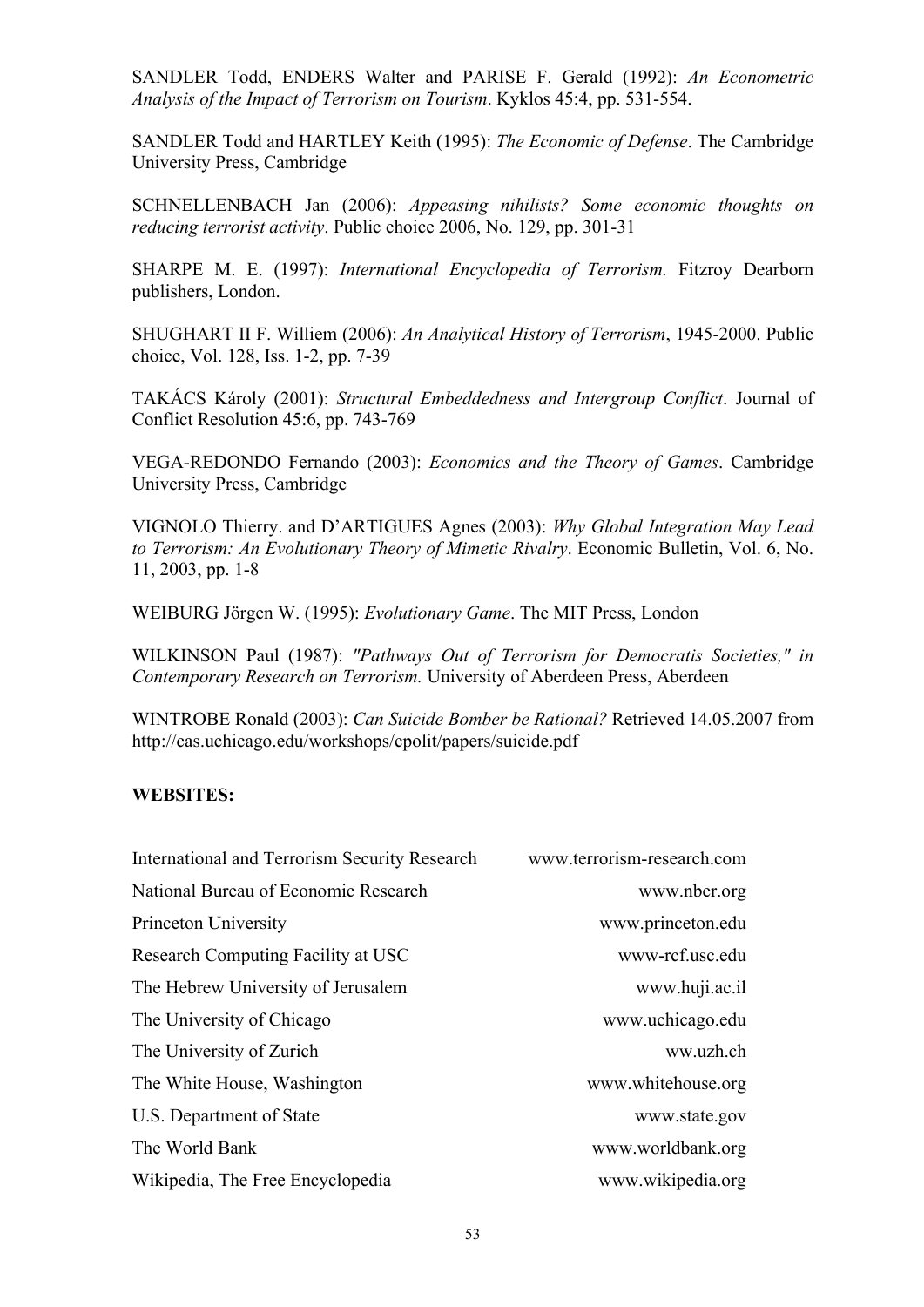SANDLER Todd, ENDERS Walter and PARISE F. Gerald (1992): *An Econometric Analysis of the Impact of Terrorism on Tourism*. Kyklos 45:4, pp. 531-554.

SANDLER Todd and HARTLEY Keith (1995): *The Economic of Defense*. The Cambridge University Press, Cambridge

SCHNELLENBACH Jan (2006): *Appeasing nihilists? Some economic thoughts on reducing terrorist activity*. Public choice 2006, No. 129, pp. 301-31

SHARPE M. E. (1997): *International Encyclopedia of Terrorism.* Fitzroy Dearborn publishers, London.

SHUGHART II F. Williem (2006): *An Analytical History of Terrorism*, 1945-2000. Public choice, Vol. 128, Iss. 1-2, pp. 7-39

TAKÁCS Károly (2001): *Structural Embeddedness and Intergroup Conflict*. Journal of Conflict Resolution 45:6, pp. 743-769

VEGA-REDONDO Fernando (2003): *Economics and the Theory of Games*. Cambridge University Press, Cambridge

VIGNOLO Thierry. and D'ARTIGUES Agnes (2003): *Why Global Integration May Lead to Terrorism: An Evolutionary Theory of Mimetic Rivalry*. Economic Bulletin, Vol. 6, No. 11, 2003, pp. 1-8

WEIBURG Jörgen W. (1995): *Evolutionary Game*. The MIT Press, London

WILKINSON Paul (1987): *"Pathways Out of Terrorism for Democratis Societies," in Contemporary Research on Terrorism.* University of Aberdeen Press, Aberdeen

WINTROBE Ronald (2003): *Can Suicide Bomber be Rational?* Retrieved 14.05.2007 from http://cas.uchicago.edu/workshops/cpolit/papers/suicide.pdf

**WEBSITES:**

| | |
|---|---|
| International and Terrorism Security Research | www.terrorism-research.com |
| National Bureau of Economic Research | www.nber.org |
| Princeton University | www.princeton.edu |
| Research Computing Facility at USC | www-rcf.usc.edu |
| The Hebrew University of Jerusalem | www.huji.ac.il |
| The University of Chicago | www.uchicago.edu |
| The University of Zurich | ww.uzh.ch |
| The White House, Washington | www.whitehouse.org |
| U.S. Department of State | www.state.gov |
| The World Bank | www.worldbank.org |
| Wikipedia, The Free Encyclopedia | www.wikipedia.org |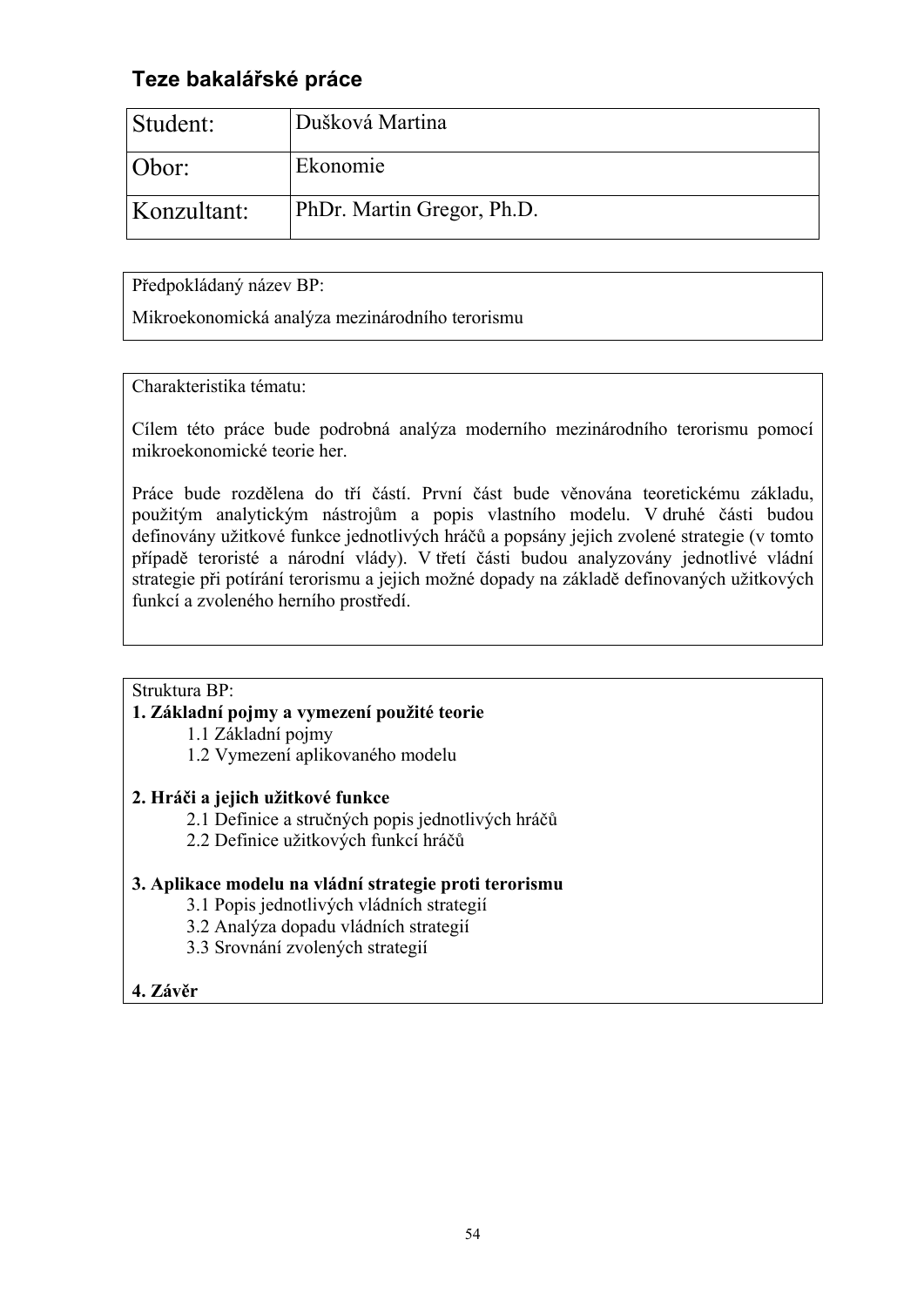## Teze bakalářské práce

| Student: | Dušková Martina |
|---|---|
| Obor: | Ekonomie |
| Konzultant: | PhDr. Martin Gregor, Ph.D. |

Předpokládaný název BP:

Mikroekonomická analýza mezinárodního terorismu

Charakteristika tématu:

Cílem této práce bude podrobná analýza moderního mezinárodního terorismu pomocí mikroekonomické teorie her.

Práce bude rozdělena do tří částí. První část bude věnována teoretickému základu, použitým analytickým nástrojům a popis vlastního modelu. V druhé části budou definovány užitkové funkce jednotlivých hráčů a popsány jejich zvolené strategie (v tomto případě teroristé a národní vlády). V třetí části budou analyzovány jednotlivé vládní strategie při potírání terorismu a jejich možné dopady na základě definovaných užitkových funkcí a zvoleného herního prostředí.

Struktura BP:

**1. Základní pojmy a vymezení použité teorie**
- 1.1 Základní pojmy
- 1.2 Vymezení aplikovaného modelu

**2. Hráči a jejich užitkové funkce**
- 2.1 Definice a stručných popis jednotlivých hráčů
- 2.2 Definice užitkových funkcí hráčů

**3. Aplikace modelu na vládní strategie proti terorismu**
- 3.1 Popis jednotlivých vládních strategií
- 3.2 Analýza dopadu vládních strategií
- 3.3 Srovnání zvolených strategií

**4. Závěr**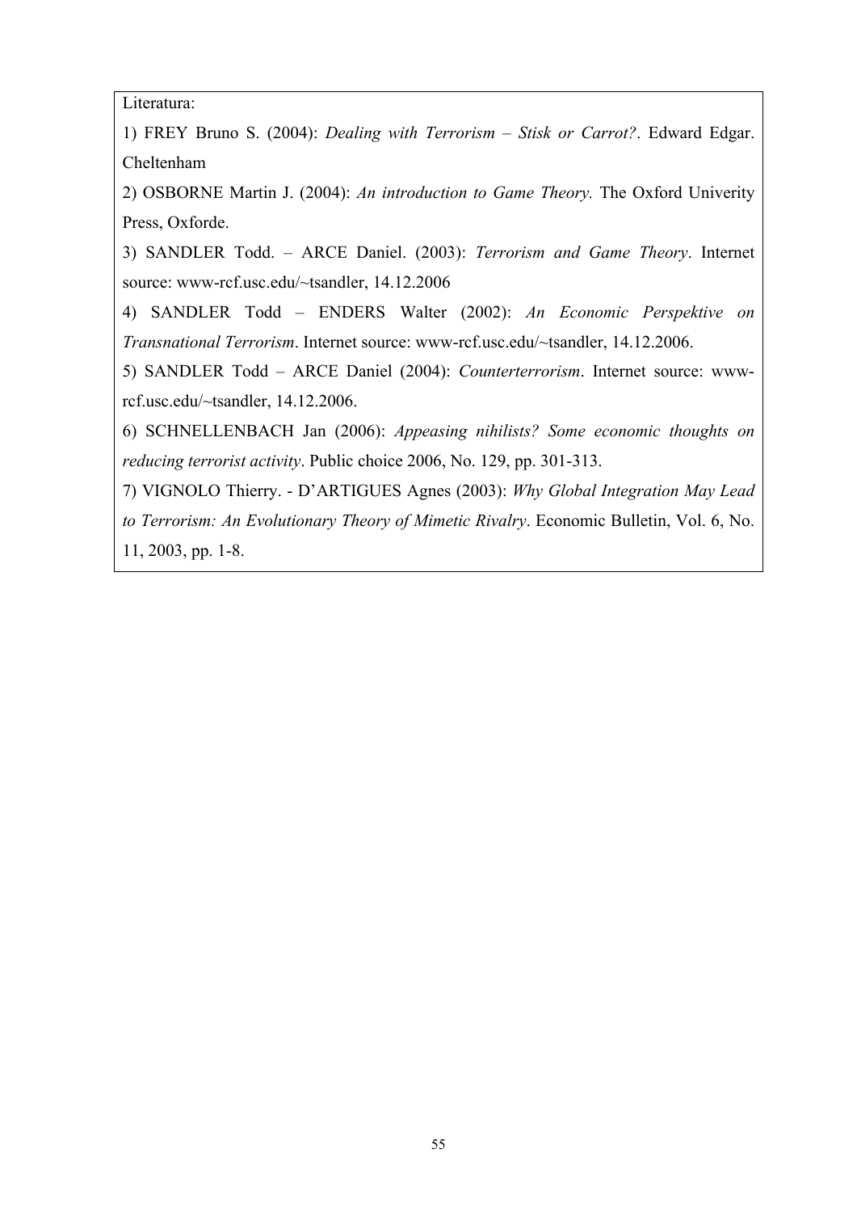Literatura:

1) FREY Bruno S. (2004): *Dealing with Terrorism – Stisk or Carrot?*. Edward Edgar. Cheltenham

2) OSBORNE Martin J. (2004): *An introduction to Game Theory.* The Oxford Univerity Press, Oxforde.

3) SANDLER Todd. – ARCE Daniel. (2003): *Terrorism and Game Theory*. Internet source: www-rcf.usc.edu/~tsandler, 14.12.2006

4) SANDLER Todd – ENDERS Walter (2002): *An Economic Perspektive on Transnational Terrorism*. Internet source: www-rcf.usc.edu/~tsandler, 14.12.2006.

5) SANDLER Todd – ARCE Daniel (2004): *Counterterrorism*. Internet source: www-rcf.usc.edu/~tsandler, 14.12.2006.

6) SCHNELLENBACH Jan (2006): *Appeasing nihilists? Some economic thoughts on reducing terrorist activity*. Public choice 2006, No. 129, pp. 301-313.

7) VIGNOLO Thierry. - D'ARTIGUES Agnes (2003): *Why Global Integration May Lead to Terrorism: An Evolutionary Theory of Mimetic Rivalry*. Economic Bulletin, Vol. 6, No. 11, 2003, pp. 1-8.